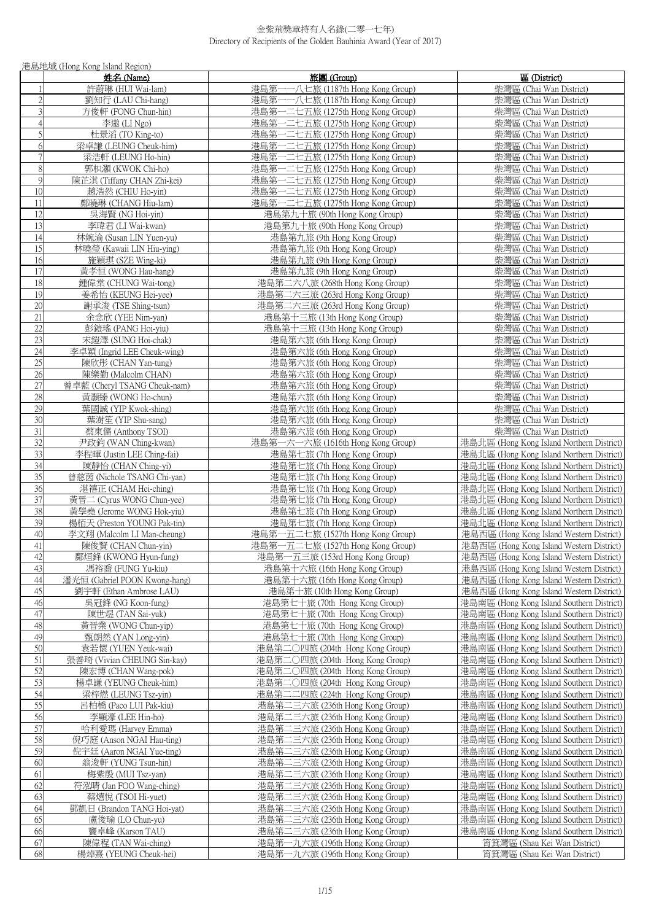# 金紫荊獎章持有人名錄(二零一七年)
Directory of Recipients of the Golden Bauhinia Award (Year of 2017)

港島地域 (Hong Kong Island Region)

| | 姓名 (Name) | 旅團 (Group) | 區 (District) |
|---|---|---|---|
| 1 | 許蔚琳 (HUI Wai-lam) | 港島第一一八七旅 (1187th Hong Kong Group) | 柴灣區 (Chai Wan District) |
| 2 | 劉知行 (LAU Chi-hang) | 港島第一一八七旅 (1187th Hong Kong Group) | 柴灣區 (Chai Wan District) |
| 3 | 方俊軒 (FONG Chun-hin) | 港島第一二七五旅 (1275th Hong Kong Group) | 柴灣區 (Chai Wan District) |
| 4 | 李遨 (LI Ngo) | 港島第一二七五旅 (1275th Hong Kong Group) | 柴灣區 (Chai Wan District) |
| 5 | 杜景滔 (TO King-to) | 港島第一二七五旅 (1275th Hong Kong Group) | 柴灣區 (Chai Wan District) |
| 6 | 梁卓謙 (LEUNG Cheuk-him) | 港島第一二七五旅 (1275th Hong Kong Group) | 柴灣區 (Chai Wan District) |
| 7 | 梁浩軒 (LEUNG Ho-hin) | 港島第一二七五旅 (1275th Hong Kong Group) | 柴灣區 (Chai Wan District) |
| 8 | 郭枳灝 (KWOK Chi-ho) | 港島第一二七五旅 (1275th Hong Kong Group) | 柴灣區 (Chai Wan District) |
| 9 | 陳芷淇 (Tiffany CHAN Zhi-kei) | 港島第一二七五旅 (1275th Hong Kong Group) | 柴灣區 (Chai Wan District) |
| 10 | 趙浩然 (CHIU Ho-yin) | 港島第一二七五旅 (1275th Hong Kong Group) | 柴灣區 (Chai Wan District) |
| 11 | 鄭曉琳 (CHANG Hiu-lam) | 港島第一二七五旅 (1275th Hong Kong Group) | 柴灣區 (Chai Wan District) |
| 12 | 吳海賢 (NG Hoi-yin) | 港島第九十旅 (90th Hong Kong Group) | 柴灣區 (Chai Wan District) |
| 13 | 李瑋君 (LI Wai-kwan) | 港島第九十旅 (90th Hong Kong Group) | 柴灣區 (Chai Wan District) |
| 14 | 林婉渝 (Susan LIN Yuen-yu) | 港島第九旅 (9th Hong Kong Group) | 柴灣區 (Chai Wan District) |
| 15 | 林曉瑩 (Kawaii LIN Hiu-ying) | 港島第九旅 (9th Hong Kong Group) | 柴灣區 (Chai Wan District) |
| 16 | 施穎琪 (SZE Wing-ki) | 港島第九旅 (9th Hong Kong Group) | 柴灣區 (Chai Wan District) |
| 17 | 黃孝恒 (WONG Hau-hang) | 港島第九旅 (9th Hong Kong Group) | 柴灣區 (Chai Wan District) |
| 18 | 鍾偉棠 (CHUNG Wai-tong) | 港島第二六八旅 (268th Hong Kong Group) | 柴灣區 (Chai Wan District) |
| 19 | 姜希怡 (KEUNG Hei-yee) | 港島第二六三旅 (263rd Hong Kong Group) | 柴灣區 (Chai Wan District) |
| 20 | 謝承浚 (TSE Shing-tsun) | 港島第二六三旅 (263rd Hong Kong Group) | 柴灣區 (Chai Wan District) |
| 21 | 余念欣 (YEE Nim-yan) | 港島第十三旅 (13th Hong Kong Group) | 柴灣區 (Chai Wan District) |
| 22 | 彭鎧瑤 (PANG Hoi-yiu) | 港島第十三旅 (13th Hong Kong Group) | 柴灣區 (Chai Wan District) |
| 23 | 宋鎧澤 (SUNG Hoi-chak) | 港島第六旅 (6th Hong Kong Group) | 柴灣區 (Chai Wan District) |
| 24 | 李卓穎 (Ingrid LEE Cheuk-wing) | 港島第六旅 (6th Hong Kong Group) | 柴灣區 (Chai Wan District) |
| 25 | 陳欣彤 (CHAN Yan-tung) | 港島第六旅 (6th Hong Kong Group) | 柴灣區 (Chai Wan District) |
| 26 | 陳樂勤 (Malcolm CHAN) | 港島第六旅 (6th Hong Kong Group) | 柴灣區 (Chai Wan District) |
| 27 | 曾卓藍 (Cheryl TSANG Cheuk-nam) | 港島第六旅 (6th Hong Kong Group) | 柴灣區 (Chai Wan District) |
| 28 | 黃灝臻 (WONG Ho-chun) | 港島第六旅 (6th Hong Kong Group) | 柴灣區 (Chai Wan District) |
| 29 | 葉國誠 (YIP Kwok-shing) | 港島第六旅 (6th Hong Kong Group) | 柴灣區 (Chai Wan District) |
| 30 | 葉澍笙 (YIP Shu-sang) | 港島第六旅 (6th Hong Kong Group) | 柴灣區 (Chai Wan District) |
| 31 | 蔡東儒 (Anthony TSOI) | 港島第六旅 (6th Hong Kong Group) | 柴灣區 (Chai Wan District) |
| 32 | 尹政鈞 (WAN Ching-kwan) | 港島第一六一六旅 (1616th Hong Kong Group) | 港島北區 (Hong Kong Island Northern District) |
| 33 | 李程暉 (Justin LEE Ching-fai) | 港島第七旅 (7th Hong Kong Group) | 港島北區 (Hong Kong Island Northern District) |
| 34 | 陳靜怡 (CHAN Ching-yi) | 港島第七旅 (7th Hong Kong Group) | 港島北區 (Hong Kong Island Northern District) |
| 35 | 曾慈茵 (Nichole TSANG Chi-yan) | 港島第七旅 (7th Hong Kong Group) | 港島北區 (Hong Kong Island Northern District) |
| 36 | 湛禧正 (CHAM Hei-ching) | 港島第七旅 (7th Hong Kong Group) | 港島北區 (Hong Kong Island Northern District) |
| 37 | 黃晉二 (Cyrus WONG Chun-yee) | 港島第七旅 (7th Hong Kong Group) | 港島北區 (Hong Kong Island Northern District) |
| 38 | 黃學堯 (Jerome WONG Hok-yiu) | 港島第七旅 (7th Hong Kong Group) | 港島北區 (Hong Kong Island Northern District) |
| 39 | 楊柏天 (Preston YOUNG Pak-tin) | 港島第七旅 (7th Hong Kong Group) | 港島北區 (Hong Kong Island Northern District) |
| 40 | 李文翔 (Malcolm LI Man-cheung) | 港島第一五二七旅 (1527th Hong Kong Group) | 港島西區 (Hong Kong Island Western District) |
| 41 | 陳俊賢 (CHAN Chun-yin) | 港島第一五二七旅 (1527th Hong Kong Group) | 港島西區 (Hong Kong Island Western District) |
| 42 | 鄺烜鋒 (KWONG Hyun-fung) | 港島第一五三旅 (153rd Hong Kong Group) | 港島西區 (Hong Kong Island Western District) |
| 43 | 馮裕喬 (FUNG Yu-kiu) | 港島第十六旅 (16th Hong Kong Group) | 港島西區 (Hong Kong Island Western District) |
| 44 | 潘光恒 (Gabriel POON Kwong-hang) | 港島第十六旅 (16th Hong Kong Group) | 港島西區 (Hong Kong Island Western District) |
| 45 | 劉宇軒 (Ethan Ambrose LAU) | 港島第十旅 (10th Hong Kong Group) | 港島西區 (Hong Kong Island Western District) |
| 46 | 吳冠鋒 (NG Koon-fung) | 港島第七十旅 (70th Hong Kong Group) | 港島南區 (Hong Kong Island Southern District) |
| 47 | 陳世煜 (TAN Sai-yuk) | 港島第七十旅 (70th Hong Kong Group) | 港島南區 (Hong Kong Island Southern District) |
| 48 | 黃晉業 (WONG Chun-yip) | 港島第七十旅 (70th Hong Kong Group) | 港島南區 (Hong Kong Island Southern District) |
| 49 | 甄朗然 (YAN Long-yin) | 港島第七十旅 (70th Hong Kong Group) | 港島南區 (Hong Kong Island Southern District) |
| 50 | 袁若懷 (YUEN Yeuk-wai) | 港島第二〇四旅 (204th Hong Kong Group) | 港島南區 (Hong Kong Island Southern District) |
| 51 | 張善琦 (Vivian CHEUNG Sin-kay) | 港島第二〇四旅 (204th Hong Kong Group) | 港島南區 (Hong Kong Island Southern District) |
| 52 | 陳宏博 (CHAN Wang-pok) | 港島第二〇四旅 (204th Hong Kong Group) | 港島南區 (Hong Kong Island Southern District) |
| 53 | 楊卓謙 (YEUNG Cheuk-him) | 港島第二〇四旅 (204th Hong Kong Group) | 港島南區 (Hong Kong Island Southern District) |
| 54 | 梁梓燃 (LEUNG Tsz-yin) | 港島第二二四旅 (224th Hong Kong Group) | 港島南區 (Hong Kong Island Southern District) |
| 55 | 呂柏橋 (Paco LUI Pak-kiu) | 港島第二三六旅 (236th Hong Kong Group) | 港島南區 (Hong Kong Island Southern District) |
| 56 | 李顯濠 (LEE Hin-ho) | 港島第二三六旅 (236th Hong Kong Group) | 港島南區 (Hong Kong Island Southern District) |
| 57 | 哈利愛瑪 (Harvey Emma) | 港島第二三六旅 (236th Hong Kong Group) | 港島南區 (Hong Kong Island Southern District) |
| 58 | 倪巧庭 (Anson NGAI Hau-ting) | 港島第二三六旅 (236th Hong Kong Group) | 港島南區 (Hong Kong Island Southern District) |
| 59 | 倪宇廷 (Aaron NGAI Yue-ting) | 港島第二三六旅 (236th Hong Kong Group) | 港島南區 (Hong Kong Island Southern District) |
| 60 | 翁浚軒 (YUNG Tsun-hin) | 港島第二三六旅 (236th Hong Kong Group) | 港島南區 (Hong Kong Island Southern District) |
| 61 | 梅紫殷 (MUI Tsz-yan) | 港島第二三六旅 (236th Hong Kong Group) | 港島南區 (Hong Kong Island Southern District) |
| 62 | 符泓晴 (Jan FOO Wang-ching) | 港島第二三六旅 (236th Hong Kong Group) | 港島南區 (Hong Kong Island Southern District) |
| 63 | 蔡熺悅 (TSOI Hi-yuet) | 港島第二三六旅 (236th Hong Kong Group) | 港島南區 (Hong Kong Island Southern District) |
| 64 | 鄧凱日 (Brandon TANG Hoi-yat) | 港島第二三六旅 (236th Hong Kong Group) | 港島南區 (Hong Kong Island Southern District) |
| 65 | 盧俊瑜 (LO Chun-yu) | 港島第二三六旅 (236th Hong Kong Group) | 港島南區 (Hong Kong Island Southern District) |
| 66 | 竇卓峰 (Karson TAU) | 港島第二三六旅 (236th Hong Kong Group) | 港島南區 (Hong Kong Island Southern District) |
| 67 | 陳偉程 (TAN Wai-ching) | 港島第一九六旅 (196th Hong Kong Group) | 筲箕灣區 (Shau Kei Wan District) |
| 68 | 楊焯熹 (YEUNG Cheuk-hei) | 港島第一九六旅 (196th Hong Kong Group) | 筲箕灣區 (Shau Kei Wan District) |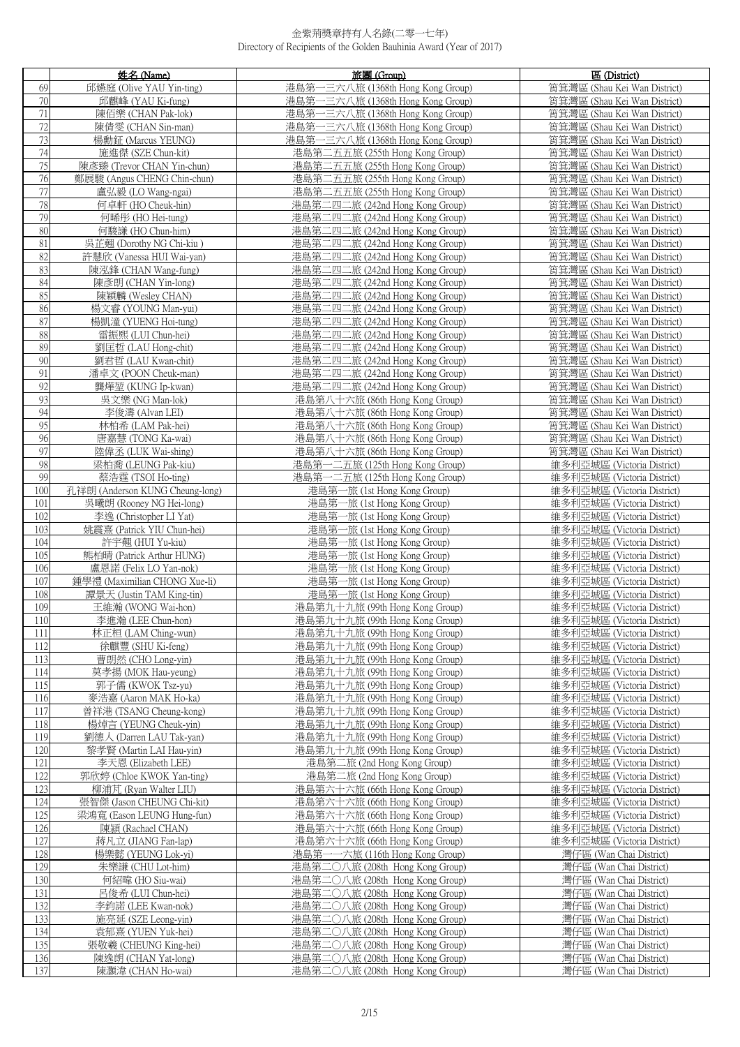金紫荊獎章持有人名錄(二零一七年)
Directory of Recipients of the Golden Bauhinia Award (Year of 2017)

| | 姓名 (Name) | 旅團 (Group) | 區 (District) |
|---|---|---|---|
| 69 | 邱嬿庭 (Olive YAU Yin-ting) | 港島第一三六八旅 (1368th Hong Kong Group) | 筲箕灣區 (Shau Kei Wan District) |
| 70 | 邱麒峰 (YAU Ki-fung) | 港島第一三六八旅 (1368th Hong Kong Group) | 筲箕灣區 (Shau Kei Wan District) |
| 71 | 陳佰樂 (CHAN Pak-lok) | 港島第一三六八旅 (1368th Hong Kong Group) | 筲箕灣區 (Shau Kei Wan District) |
| 72 | 陳倩雯 (CHAN Sin-man) | 港島第一三六八旅 (1368th Hong Kong Group) | 筲箕灣區 (Shau Kei Wan District) |
| 73 | 楊�췌鉦 (Marcus YEUNG) | 港島第一三六八旅 (1368th Hong Kong Group) | 筲箕灣區 (Shau Kei Wan District) |
| 74 | 施進傑 (SZE Chun-kit) | 港島第二五五旅 (255th Hong Kong Group) | 筲箕灣區 (Shau Kei Wan District) |
| 75 | 陳彥臻 (Trevor CHAN Yin-chun) | 港島第二五五旅 (255th Hong Kong Group) | 筲箕灣區 (Shau Kei Wan District) |
| 76 | 鄭展駿 (Angus CHENG Chin-chun) | 港島第二五五旅 (255th Hong Kong Group) | 筲箕灣區 (Shau Kei Wan District) |
| 77 | 盧弘毅 (LO Wang-ngai) | 港島第二五五旅 (255th Hong Kong Group) | 筲箕灣區 (Shau Kei Wan District) |
| 78 | 何卓軒 (HO Cheuk-hin) | 港島第二四二旅 (242nd Hong Kong Group) | 筲箕灣區 (Shau Kei Wan District) |
| 79 | 何晞彤 (HO Hei-tung) | 港島第二四二旅 (242nd Hong Kong Group) | 筲箕灣區 (Shau Kei Wan District) |
| 80 | 何駿謙 (HO Chun-him) | 港島第二四二旅 (242nd Hong Kong Group) | 筲箕灣區 (Shau Kei Wan District) |
| 81 | 吳芷翹 (Dorothy NG Chi-kiu ) | 港島第二四二旅 (242nd Hong Kong Group) | 筲箕灣區 (Shau Kei Wan District) |
| 82 | 許慧欣 (Vanessa HUI Wai-yan) | 港島第二四二旅 (242nd Hong Kong Group) | 筲箕灣區 (Shau Kei Wan District) |
| 83 | 陳泓鋒 (CHAN Wang-fung) | 港島第二四二旅 (242nd Hong Kong Group) | 筲箕灣區 (Shau Kei Wan District) |
| 84 | 陳彥朗 (CHAN Yin-long) | 港島第二四二旅 (242nd Hong Kong Group) | 筲箕灣區 (Shau Kei Wan District) |
| 85 | 陳穎麟 (Wesley CHAN) | 港島第二四二旅 (242nd Hong Kong Group) | 筲箕灣區 (Shau Kei Wan District) |
| 86 | 楊文睿 (YOUNG Man-yui) | 港島第二四二旅 (242nd Hong Kong Group) | 筲箕灣區 (Shau Kei Wan District) |
| 87 | 楊凱潼 (YUENG Hoi-tung) | 港島第二四二旅 (242nd Hong Kong Group) | 筲箕灣區 (Shau Kei Wan District) |
| 88 | 雷振熙 (LUI Chun-hei) | 港島第二四二旅 (242nd Hong Kong Group) | 筲箕灣區 (Shau Kei Wan District) |
| 89 | 劉匡哲 (LAU Hong-chit) | 港島第二四二旅 (242nd Hong Kong Group) | 筲箕灣區 (Shau Kei Wan District) |
| 90 | 劉君哲 (LAU Kwan-chit) | 港島第二四二旅 (242nd Hong Kong Group) | 筲箕灣區 (Shau Kei Wan District) |
| 91 | 潘卓文 (POON Cheuk-man) | 港島第二四二旅 (242nd Hong Kong Group) | 筲箕灣區 (Shau Kei Wan District) |
| 92 | 龔燁堃 (KUNG Ip-kwan) | 港島第二四二旅 (242nd Hong Kong Group) | 筲箕灣區 (Shau Kei Wan District) |
| 93 | 吳文樂 (NG Man-lok) | 港島第八十六旅 (86th Hong Kong Group) | 筲箕灣區 (Shau Kei Wan District) |
| 94 | 李俊濤 (Alvan LEI) | 港島第八十六旅 (86th Hong Kong Group) | 筲箕灣區 (Shau Kei Wan District) |
| 95 | 林柏希 (LAM Pak-hei) | 港島第八十六旅 (86th Hong Kong Group) | 筲箕灣區 (Shau Kei Wan District) |
| 96 | 唐嘉慧 (TONG Ka-wai) | 港島第八十六旅 (86th Hong Kong Group) | 筲箕灣區 (Shau Kei Wan District) |
| 97 | 陸偉丞 (LUK Wai-shing) | 港島第八十六旅 (86th Hong Kong Group) | 筲箕灣區 (Shau Kei Wan District) |
| 98 | 梁柏喬 (LEUNG Pak-kiu) | 港島第一二五旅 (125th Hong Kong Group) | 維多利亞城區 (Victoria District) |
| 99 | 蔡浩霆 (TSOI Ho-ting) | 港島第一二五旅 (125th Hong Kong Group) | 維多利亞城區 (Victoria District) |
| 100 | 孔祥朗 (Anderson KUNG Cheung-long) | 港島第一旅 (1st Hong Kong Group) | 維多利亞城區 (Victoria District) |
| 101 | 吳曦朗 (Rooney NG Hei-long) | 港島第一旅 (1st Hong Kong Group) | 維多利亞城區 (Victoria District) |
| 102 | 李逸 (Christopher LI Yat) | 港島第一旅 (1st Hong Kong Group) | 維多利亞城區 (Victoria District) |
| 103 | 姚震熹 (Patrick YIU Chun-hei) | 港島第一旅 (1st Hong Kong Group) | 維多利亞城區 (Victoria District) |
| 104 | 許宇翹 (HUI Yu-kiu) | 港島第一旅 (1st Hong Kong Group) | 維多利亞城區 (Victoria District) |
| 105 | 熊柏晴 (Patrick Arthur HUNG) | 港島第一旅 (1st Hong Kong Group) | 維多利亞城區 (Victoria District) |
| 106 | 盧恩諾 (Felix LO Yan-nok) | 港島第一旅 (1st Hong Kong Group) | 維多利亞城區 (Victoria District) |
| 107 | 鍾學禮 (Maximilian CHONG Xue-li) | 港島第一旅 (1st Hong Kong Group) | 維多利亞城區 (Victoria District) |
| 108 | 譚景天 (Justin TAM King-tin) | 港島第一旅 (1st Hong Kong Group) | 維多利亞城區 (Victoria District) |
| 109 | 王維瀚 (WONG Wai-hon) | 港島第九十九旅 (99th Hong Kong Group) | 維多利亞城區 (Victoria District) |
| 110 | 李進瀚 (LEE Chun-hon) | 港島第九十九旅 (99th Hong Kong Group) | 維多利亞城區 (Victoria District) |
| 111 | 林正桓 (LAM Ching-wun) | 港島第九十九旅 (99th Hong Kong Group) | 維多利亞城區 (Victoria District) |
| 112 | 徐麒豐 (SHU Ki-feng) | 港島第九十九旅 (99th Hong Kong Group) | 維多利亞城區 (Victoria District) |
| 113 | 曹朗然 (CHO Long-yin) | 港島第九十九旅 (99th Hong Kong Group) | 維多利亞城區 (Victoria District) |
| 114 | 莫孝揚 (MOK Hau-yeung) | 港島第九十九旅 (99th Hong Kong Group) | 維多利亞城區 (Victoria District) |
| 115 | 郭子儒 (KWOK Tsz-yu) | 港島第九十九旅 (99th Hong Kong Group) | 維多利亞城區 (Victoria District) |
| 116 | 麥浩嘉 (Aaron MAK Ho-ka) | 港島第九十九旅 (99th Hong Kong Group) | 維多利亞城區 (Victoria District) |
| 117 | 曾祥港 (TSANG Cheung-kong) | 港島第九十九旅 (99th Hong Kong Group) | 維多利亞城區 (Victoria District) |
| 118 | 楊焯言 (YEUNG Cheuk-yin) | 港島第九十九旅 (99th Hong Kong Group) | 維多利亞城區 (Victoria District) |
| 119 | 劉德人 (Darren LAU Tak-yan) | 港島第九十九旅 (99th Hong Kong Group) | 維多利亞城區 (Victoria District) |
| 120 | 黎孝賢 (Martin LAI Hau-yin) | 港島第九十九旅 (99th Hong Kong Group) | 維多利亞城區 (Victoria District) |
| 121 | 李天恩 (Elizabeth LEE) | 港島第二旅 (2nd Hong Kong Group) | 維多利亞城區 (Victoria District) |
| 122 | 郭欣婷 (Chloe KWOK Yan-ting) | 港島第二旅 (2nd Hong Kong Group) | 維多利亞城區 (Victoria District) |
| 123 | 柳浦芃 (Ryan Walter LIU) | 港島第六十六旅 (66th Hong Kong Group) | 維多利亞城區 (Victoria District) |
| 124 | 張智傑 (Jason CHEUNG Chi-kit) | 港島第六十六旅 (66th Hong Kong Group) | 維多利亞城區 (Victoria District) |
| 125 | 梁鴻寬 (Eason LEUNG Hung-fun) | 港島第六十六旅 (66th Hong Kong Group) | 維多利亞城區 (Victoria District) |
| 126 | 陳穎 (Rachael CHAN) | 港島第六十六旅 (66th Hong Kong Group) | 維多利亞城區 (Victoria District) |
| 127 | 蔣凡立 (JIANG Fan-lap) | 港島第六十六旅 (66th Hong Kong Group) | 維多利亞城區 (Victoria District) |
| 128 | 楊樂懿 (YEUNG Lok-yi) | 港島第一一六旅 (116th Hong Kong Group) | 灣仔區 (Wan Chai District) |
| 129 | 朱樂謙 (CHU Lot-him) | 港島第二〇八旅 (208th Hong Kong Group) | 灣仔區 (Wan Chai District) |
| 130 | 何紹暐 (HO Siu-wai) | 港島第二〇八旅 (208th Hong Kong Group) | 灣仔區 (Wan Chai District) |
| 131 | 呂俊希 (LUI Chun-hei) | 港島第二〇八旅 (208th Hong Kong Group) | 灣仔區 (Wan Chai District) |
| 132 | 李鈞諾 (LEE Kwan-nok) | 港島第二〇八旅 (208th Hong Kong Group) | 灣仔區 (Wan Chai District) |
| 133 | 施亮延 (SZE Leong-yin) | 港島第二〇八旅 (208th Hong Kong Group) | 灣仔區 (Wan Chai District) |
| 134 | 袁郁熹 (YUEN Yuk-hei) | 港島第二〇八旅 (208th Hong Kong Group) | 灣仔區 (Wan Chai District) |
| 135 | 張敬羲 (CHEUNG King-hei) | 港島第二〇八旅 (208th Hong Kong Group) | 灣仔區 (Wan Chai District) |
| 136 | 陳逸朗 (CHAN Yat-long) | 港島第二〇八旅 (208th Hong Kong Group) | 灣仔區 (Wan Chai District) |
| 137 | 陳灝瑋 (CHAN Ho-wai) | 港島第二〇八旅 (208th Hong Kong Group) | 灣仔區 (Wan Chai District) |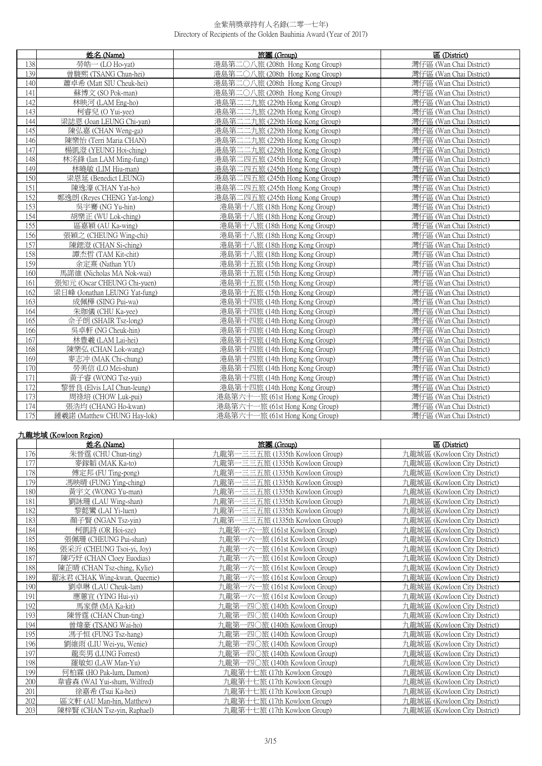|  | 姓名 (Name) | 旅團 (Group) | 區 (District) |
|---|---|---|---|
| 138 | 勞皓一 (LO Ho-yat) | 港島第二〇八旅 (208th Hong Kong Group) | 灣仔區 (Wan Chai District) |
| 139 | 曾駿熙 (TSANG Chun-hei) | 港島第二〇八旅 (208th Hong Kong Group) | 灣仔區 (Wan Chai District) |
| 140 | 蕭卓希 (Matt SIU Cheuk-hei) | 港島第二〇八旅 (208th Hong Kong Group) | 灣仔區 (Wan Chai District) |
| 141 | 蘇博文 (SO Pok-man) | 港島第二〇八旅 (208th Hong Kong Group) | 灣仔區 (Wan Chai District) |
| 142 | 林映河 (LAM Eng-ho) | 港島第二二九旅 (229th Hong Kong Group) | 灣仔區 (Wan Chai District) |
| 143 | 柯睿兒 (O Yui-yee) | 港島第二二九旅 (229th Hong Kong Group) | 灣仔區 (Wan Chai District) |
| 144 | 梁誌恩 (Joan LEUNG Chi-yan) | 港島第二二九旅 (229th Hong Kong Group) | 灣仔區 (Wan Chai District) |
| 145 | 陳弘嘉 (CHAN Weng-ga) | 港島第二二九旅 (229th Hong Kong Group) | 灣仔區 (Wan Chai District) |
| 146 | 陳樂怡 (Terri Maria CHAN) | 港島第二二九旅 (229th Hong Kong Group) | 灣仔區 (Wan Chai District) |
| 147 | 楊凱澄 (YEUNG Hoi-ching) | 港島第二二九旅 (229th Hong Kong Group) | 灣仔區 (Wan Chai District) |
| 148 | 林洺鋒 (Ian LAM Ming-fung) | 港島第二四五旅 (245th Hong Kong Group) | 灣仔區 (Wan Chai District) |
| 149 | 林曉敏 (LIM Hiu-man) | 港島第二四五旅 (245th Hong Kong Group) | 灣仔區 (Wan Chai District) |
| 150 | 梁恩延 (Benedict LEUNG) | 港島第二四五旅 (245th Hong Kong Group) | 灣仔區 (Wan Chai District) |
| 151 | 陳逸濠 (CHAN Yat-ho) | 港島第二四五旅 (245th Hong Kong Group) | 灣仔區 (Wan Chai District) |
| 152 | 鄭逸朗 (Reyes CHENG Yat-long) | 港島第二四五旅 (245th Hong Kong Group) | 灣仔區 (Wan Chai District) |
| 153 | 吳宇騫 (NG Yu-hin) | 港島第十八旅 (18th Hong Kong Group) | 灣仔區 (Wan Chai District) |
| 154 | 胡樂正 (WU Lok-ching) | 港島第十八旅 (18th Hong Kong Group) | 灣仔區 (Wan Chai District) |
| 155 | 區嘉穎 (AU Ka-wing) | 港島第十八旅 (18th Hong Kong Group) | 灣仔區 (Wan Chai District) |
| 156 | 張穎之 (CHEUNG Wing-chi) | 港島第十八旅 (18th Hong Kong Group) | 灣仔區 (Wan Chai District) |
| 157 | 陳偲澄 (CHAN Si-ching) | 港島第十八旅 (18th Hong Kong Group) | 灣仔區 (Wan Chai District) |
| 158 | 譚杰哲 (TAM Kit-chit) | 港島第十八旅 (18th Hong Kong Group) | 灣仔區 (Wan Chai District) |
| 159 | 余定熹 (Nathan YU) | 港島第十五旅 (15th Hong Kong Group) | 灣仔區 (Wan Chai District) |
| 160 | 馬諾維 (Nicholas MA Nok-wai) | 港島第十五旅 (15th Hong Kong Group) | 灣仔區 (Wan Chai District) |
| 161 | 張知元 (Oscar CHEUNG Chi-yuen) | 港島第十五旅 (15th Hong Kong Group) | 灣仔區 (Wan Chai District) |
| 162 | 梁日峰 (Jonathan LEUNG Yat-fung) | 港島第十五旅 (15th Hong Kong Group) | 灣仔區 (Wan Chai District) |
| 163 | 成佩樺 (SING Pui-wa) | 港島第十四旅 (14th Hong Kong Group) | 灣仔區 (Wan Chai District) |
| 164 | 朱珈儀 (CHU Ka-yee) | 港島第十四旅 (14th Hong Kong Group) | 灣仔區 (Wan Chai District) |
| 165 | 佘子朗 (SHAIR Tsz-long) | 港島第十四旅 (14th Hong Kong Group) | 灣仔區 (Wan Chai District) |
| 166 | 吳卓軒 (NG Cheuk-hin) | 港島第十四旅 (14th Hong Kong Group) | 灣仔區 (Wan Chai District) |
| 167 | 林豐羲 (LAM Lai-hei) | 港島第十四旅 (14th Hong Kong Group) | 灣仔區 (Wan Chai District) |
| 168 | 陳樂弘 (CHAN Lok-wang) | 港島第十四旅 (14th Hong Kong Group) | 灣仔區 (Wan Chai District) |
| 169 | 麥志冲 (MAK Chi-chung) | 港島第十四旅 (14th Hong Kong Group) | 灣仔區 (Wan Chai District) |
| 170 | 勞美信 (LO Mei-shun) | 港島第十四旅 (14th Hong Kong Group) | 灣仔區 (Wan Chai District) |
| 171 | 黃子睿 (WONG Tsz-yui) | 港島第十四旅 (14th Hong Kong Group) | 灣仔區 (Wan Chai District) |
| 172 | 黎晉良 (Elvis LAI Chun-leung) | 港島第十四旅 (14th Hong Kong Group) | 灣仔區 (Wan Chai District) |
| 173 | 周祿培 (CHOW Luk-pui) | 港島第六十一旅 (61st Hong Kong Group) | 灣仔區 (Wan Chai District) |
| 174 | 張浩均 (CHANG Ho-kwan) | 港島第六十一旅 (61st Hong Kong Group) | 灣仔區 (Wan Chai District) |
| 175 | 鍾羲諾 (Matthew CHUNG Hay-lok) | 港島第六十一旅 (61st Hong Kong Group) | 灣仔區 (Wan Chai District) |

## 九龍地域 (Kowloon Region)

|  | 姓名 (Name) | 旅團 (Group) | 區 (District) |
|---|---|---|---|
| 176 | 朱晉霆 (CHU Chun-ting) | 九龍第一三三五旅 (1335th Kowloon Group) | 九龍城區 (Kowloon City District) |
| 177 | 麥鎵韜 (MAK Ka-to) | 九龍第一三三五旅 (1335th Kowloon Group) | 九龍城區 (Kowloon City District) |
| 178 | 傅定邦 (FU Ting-pong) | 九龍第一三三五旅 (1335th Kowloon Group) | 九龍城區 (Kowloon City District) |
| 179 | 馮映晴 (FUNG Ying-ching) | 九龍第一三三五旅 (1335th Kowloon Group) | 九龍城區 (Kowloon City District) |
| 180 | 黃宇文 (WONG Yu-man) | 九龍第一三三五旅 (1335th Kowloon Group) | 九龍城區 (Kowloon City District) |
| 181 | 劉詠珊 (LAU Wing-shan) | 九龍第一三三五旅 (1335th Kowloon Group) | 九龍城區 (Kowloon City District) |
| 182 | 黎懿鸞 (LAI Yi-luen) | 九龍第一三三五旅 (1335th Kowloon Group) | 九龍城區 (Kowloon City District) |
| 183 | 顏子賢 (NGAN Tsz-yin) | 九龍第一三三五旅 (1335th Kowloon Group) | 九龍城區 (Kowloon City District) |
| 184 | 柯凱詩 (OR Hoi-sze) | 九龍第一六一旅 (161st Kowloon Group) | 九龍城區 (Kowloon City District) |
| 185 | 張佩珊 (CHEUNG Pui-shan) | 九龍第一六一旅 (161st Kowloon Group) | 九龍城區 (Kowloon City District) |
| 186 | 張采沂 (CHEUNG Tsoi-yi, Joy) | 九龍第一六一旅 (161st Kowloon Group) | 九龍城區 (Kowloon City District) |
| 187 | 陳巧妤 (CHAN Cloey Euodias) | 九龍第一六一旅 (161st Kowloon Group) | 九龍城區 (Kowloon City District) |
| 188 | 陳芷晴 (CHAN Tsz-ching, Kylie) | 九龍第一六一旅 (161st Kowloon Group) | 九龍城區 (Kowloon City District) |
| 189 | 翟泳君 (CHAK Wing-kwan, Queenie) | 九龍第一六一旅 (161st Kowloon Group) | 九龍城區 (Kowloon City District) |
| 190 | 劉卓琳 (LAU Cheuk-lam) | 九龍第一六一旅 (161st Kowloon Group) | 九龍城區 (Kowloon City District) |
| 191 | 應蕙宜 (YING Hui-yi) | 九龍第一六一旅 (161st Kowloon Group) | 九龍城區 (Kowloon City District) |
| 192 | 馬家傑 (MA Ka-kit) | 九龍第一四〇旅 (140th Kowloon Group) | 九龍城區 (Kowloon City District) |
| 193 | 陳晉霆 (CHAN Chun-ting) | 九龍第一四〇旅 (140th Kowloon Group) | 九龍城區 (Kowloon City District) |
| 194 | 曾煒豪 (TSANG Wai-ho) | 九龍第一四〇旅 (140th Kowloon Group) | 九龍城區 (Kowloon City District) |
| 195 | 馮子恒 (FUNG Tsz-hang) | 九龍第一四〇旅 (140th Kowloon Group) | 九龍城區 (Kowloon City District) |
| 196 | 劉維雨 (LIU Wei-yu, Wenie) | 九龍第一四〇旅 (140th Kowloon Group) | 九龍城區 (Kowloon City District) |
| 197 | 龍奕男 (LUNG Forrest) | 九龍第一四〇旅 (140th Kowloon Group) | 九龍城區 (Kowloon City District) |
| 198 | 羅敏如 (LAW Man-Yu) | 九龍第一四〇旅 (140th Kowloon Group) | 九龍城區 (Kowloon City District) |
| 199 | 何柏霖 (HO Pak-lum, Damon) | 九龍第十七旅 (17th Kowloon Group) | 九龍城區 (Kowloon City District) |
| 200 | 韋睿森 (WAI Yui-shum, Wilfred) | 九龍第十七旅 (17th Kowloon Group) | 九龍城區 (Kowloon City District) |
| 201 | 徐嘉希 (Tsui Ka-hei) | 九龍第十七旅 (17th Kowloon Group) | 九龍城區 (Kowloon City District) |
| 202 | 區文軒 (AU Man-hin, Matthew) | 九龍第十七旅 (17th Kowloon Group) | 九龍城區 (Kowloon City District) |
| 203 | 陳梓賢 (CHAN Tsz-yin, Raphael) | 九龍第十七旅 (17th Kowloon Group) | 九龍城區 (Kowloon City District) |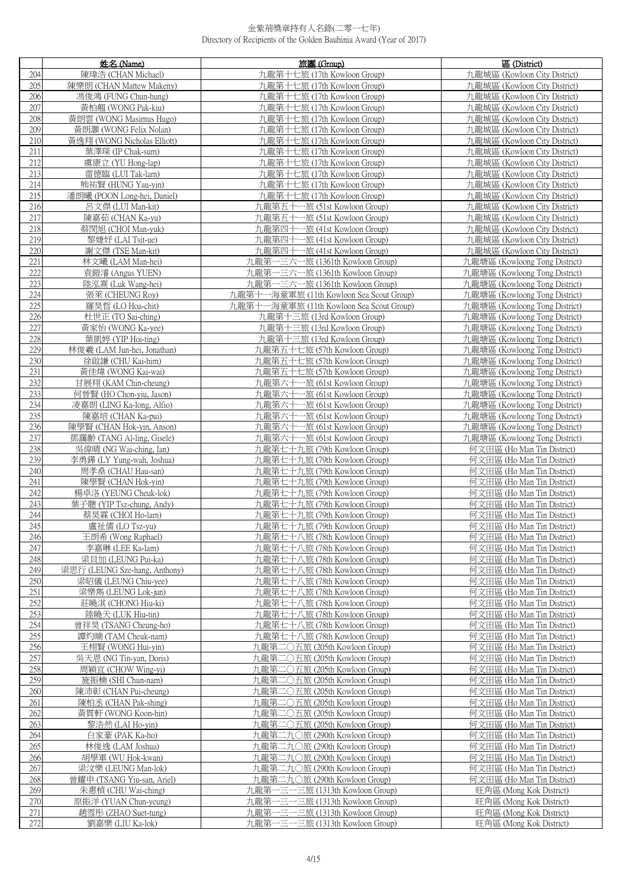| | 姓名 (Name) | 旅團 (Group) | 區 (District) |
|---|---|---|---|
| 204 | 陳瑋浩 (CHAN Michael) | 九龍第十七旅 (17th Kowloon Group) | 九龍城區 (Kowloon City District) |
| 205 | 陳樂朗 (CHAN Mattew Makeny) | 九龍第十七旅 (17th Kowloon Group) | 九龍城區 (Kowloon City District) |
| 206 | 馮俊鴻 (FUNG Chun-hung) | 九龍第十七旅 (17th Kowloon Group) | 九龍城區 (Kowloon City District) |
| 207 | 黃柏翹 (WONG Pak-kiu) | 九龍第十七旅 (17th Kowloon Group) | 九龍城區 (Kowloon City District) |
| 208 | 黃朗雲 (WONG Masimus Hugo) | 九龍第十七旅 (17th Kowloon Group) | 九龍城區 (Kowloon City District) |
| 209 | 黃朗灝 (WONG Felix Nolan) | 九龍第十七旅 (17th Kowloon Group) | 九龍城區 (Kowloon City District) |
| 210 | 黃逸翔 (WONG Nicholas Elliott) | 九龍第十七旅 (17th Kowloon Group) | 九龍城區 (Kowloon City District) |
| 211 | 葉澤琛 (IP Chak-sum) | 九龍第十七旅 (17th Kowloon Group) | 九龍城區 (Kowloon City District) |
| 212 | 虞康立 (YU Hong-lap) | 九龍第十七旅 (17th Kowloon Group) | 九龍城區 (Kowloon City District) |
| 213 | 雷德臨 (LUI Tak-lam) | 九龍第十七旅 (17th Kowloon Group) | 九龍城區 (Kowloon City District) |
| 214 | 熊祐賢 (HUNG Yau-yin) | 九龍第十七旅 (17th Kowloon Group) | 九龍城區 (Kowloon City District) |
| 215 | 潘朗曦 (POON Long-hei, Daniel) | 九龍第十七旅 (17th Kowloon Group) | 九龍城區 (Kowloon City District) |
| 216 | 呂文傑 (LUI Man-kit) | 九龍第五十一旅 (51st Kowloon Group) | 九龍城區 (Kowloon City District) |
| 217 | 陳嘉茹 (CHAN Ka-yu) | 九龍第五十一旅 (51st Kowloon Group) | 九龍城區 (Kowloon City District) |
| 218 | 蔡閔旭 (CHOI Man-yuk) | 九龍第四十一旅 (41st Kowloon Group) | 九龍城區 (Kowloon City District) |
| 219 | 黎婕妤 (LAI Tsit-ue) | 九龍第四十一旅 (41st Kowloon Group) | 九龍城區 (Kowloon City District) |
| 220 | 謝文傑 (TSE Man-kit) | 九龍第四十一旅 (41st Kowloon Group) | 九龍城區 (Kowloon City District) |
| 221 | 林文曦 (LAM Man-hei) | 九龍第一三六一旅 (1361th Kowloon Group) | 九龍塘區 (Kowloong Tong District) |
| 222 | 袁鎧濬 (Angus YUEN) | 九龍第一三六一旅 (1361th Kowloon Group) | 九龍塘區 (Kowloong Tong District) |
| 223 | 陸泓熹 (Luk Wang-hei) | 九龍第一三六一旅 (1361th Kowloon Group) | 九龍塘區 (Kowloong Tong District) |
| 224 | 張萊 (CHEUNG Roy) | 九龍第十一海童軍旅 (11th Kowloon Sea Scout Group) | 九龍塘區 (Kowloong Tong District) |
| 225 | 羅昊哲 (LO Hoa-chit) | 九龍第十一海童軍旅 (11th Kowloon Sea Scout Group) | 九龍塘區 (Kowloong Tong District) |
| 226 | 杜世正 (TO Sai-ching) | 九龍第十三旅 (13rd Kowloon Group) | 九龍塘區 (Kowloong Tong District) |
| 227 | 黃家怡 (WONG Ka-yee) | 九龍第十三旅 (13rd Kowloon Group) | 九龍塘區 (Kowloong Tong District) |
| 228 | 葉凱婷 (YIP Hoi-ting) | 九龍第十三旅 (13rd Kowloon Group) | 九龍塘區 (Kowloong Tong District) |
| 229 | 林俊羲 (LAM Jun-hei, Jonathan) | 九龍第五十七旅 (57th Kowloon Group) | 九龍塘區 (Kowloong Tong District) |
| 230 | 徐啟謙 (CHU Kai-him) | 九龍第五十七旅 (57th Kowloon Group) | 九龍塘區 (Kowloong Tong District) |
| 231 | 黃佳煒 (WONG Kai-wai) | 九龍第五十七旅 (57th Kowloon Group) | 九龍塘區 (Kowloong Tong District) |
| 232 | 甘展翔 (KAM Chin-cheung) | 九龍第六十一旅 (61st Kowloon Group) | 九龍塘區 (Kowloong Tong District) |
| 233 | 何晉賢 (HO Chon-yiu, Jason) | 九龍第六十一旅 (61st Kowloon Group) | 九龍塘區 (Kowloong Tong District) |
| 234 | 凌嘉朗 (LING Ka-long, Alfio) | 九龍第六十一旅 (61st Kowloon Group) | 九龍塘區 (Kowloong Tong District) |
| 235 | 陳嘉培 (CHAN Ka-pui) | 九龍第六十一旅 (61st Kowloon Group) | 九龍塘區 (Kowloong Tong District) |
| 236 | 陳學賢 (CHAN Hok-yin, Anson) | 九龍第六十一旅 (61st Kowloon Group) | 九龍塘區 (Kowloong Tong District) |
| 237 | 鄧靄齡 (TANG Al-ling, Gisele) | 九龍第六十一旅 (61st Kowloon Group) | 九龍塘區 (Kowloong Tong District) |
| 238 | 吳偉晴 (NG Wai-ching, Ian) | 九龍第七十九旅 (79th Kowloon Group) | 何文田區 (Ho Man Tin District) |
| 239 | 李勇鏵 (LY Yung-wah, Joshua) | 九龍第七十九旅 (79th Kowloon Group) | 何文田區 (Ho Man Tin District) |
| 240 | 周孝燊 (CHAU Hau-san) | 九龍第七十九旅 (79th Kowloon Group) | 何文田區 (Ho Man Tin District) |
| 241 | 陳學賢 (CHAN Hok-yin) | 九龍第七十九旅 (79th Kowloon Group) | 何文田區 (Ho Man Tin District) |
| 242 | 楊卓洛 (YEUNG Cheuk-lok) | 九龍第七十九旅 (79th Kowloon Group) | 何文田區 (Ho Man Tin District) |
| 243 | 葉子聰 (YIP Tsz-chung, Andy) | 九龍第七十九旅 (79th Kowloon Group) | 何文田區 (Ho Man Tin District) |
| 244 | 蔡昊霖 (CHOI Ho-lam) | 九龍第七十九旅 (79th Kowloon Group) | 何文田區 (Ho Man Tin District) |
| 245 | 盧祉儒 (LO Tsz-yu) | 九龍第七十九旅 (79th Kowloon Group) | 何文田區 (Ho Man Tin District) |
| 246 | 王朗希 (Wong Raphael) | 九龍第七十八旅 (78th Kowloon Group) | 何文田區 (Ho Man Tin District) |
| 247 | 李嘉琳 (LEE Ka-lam) | 九龍第七十八旅 (78th Kowloon Group) | 何文田區 (Ho Man Tin District) |
| 248 | 梁貝加 (LEUNG Pui-ka) | 九龍第七十八旅 (78th Kowloon Group) | 何文田區 (Ho Man Tin District) |
| 249 | 梁思行 (LEUNG Sze-hang, Anthony) | 九龍第七十八旅 (78th Kowloon Group) | 何文田區 (Ho Man Tin District) |
| 250 | 梁昭儀 (LEUNG Chiu-yee) | 九龍第七十八旅 (78th Kowloon Group) | 何文田區 (Ho Man Tin District) |
| 251 | 梁樂雋 (LEUNG Lok-jun) | 九龍第七十八旅 (78th Kowloon Group) | 何文田區 (Ho Man Tin District) |
| 252 | 莊曉淇 (CHONG Hiu-ki) | 九龍第七十八旅 (78th Kowloon Group) | 何文田區 (Ho Man Tin District) |
| 253 | 陸曉天 (LUK Hiu-tin) | 九龍第七十八旅 (78th Kowloon Group) | 何文田區 (Ho Man Tin District) |
| 254 | 曾祥昊 (TSANG Cheung-ho) | 九龍第七十八旅 (78th Kowloon Group) | 何文田區 (Ho Man Tin District) |
| 255 | 譚灼喃 (TAM Cheuk-nam) | 九龍第七十八旅 (78th Kowloon Group) | 何文田區 (Ho Man Tin District) |
| 256 | 王栩賢 (WONG Hui-yin) | 九龍第二〇五旅 (205th Kowloon Group) | 何文田區 (Ho Man Tin District) |
| 257 | 吳天恩 (NG Tin-yan, Doris) | 九龍第二〇五旅 (205th Kowloon Group) | 何文田區 (Ho Man Tin District) |
| 258 | 周穎宜 (CHOW Wing-yi) | 九龍第二〇五旅 (205th Kowloon Group) | 何文田區 (Ho Man Tin District) |
| 259 | 施振楠 (SHI Chun-nam) | 九龍第二〇五旅 (205th Kowloon Group) | 何文田區 (Ho Man Tin District) |
| 260 | 陳沛彰 (CHAN Pui-cheung) | 九龍第二〇五旅 (205th Kowloon Group) | 何文田區 (Ho Man Tin District) |
| 261 | 陳柏丞 (CHAN Pak-shing) | 九龍第二〇五旅 (205th Kowloon Group) | 何文田區 (Ho Man Tin District) |
| 262 | 黃貫軒 (WONG Koon-hin) | 九龍第二〇五旅 (205th Kowloon Group) | 何文田區 (Ho Man Tin District) |
| 263 | 黎浩然 (LAI Ho-yin) | 九龍第二〇五旅 (205th Kowloon Group) | 何文田區 (Ho Man Tin District) |
| 264 | 白家豪 (PAK Ka-ho) | 九龍第二九〇旅 (290th Kowloon Group) | 何文田區 (Ho Man Tin District) |
| 265 | 林俊逸 (LAM Joshua) | 九龍第二九〇旅 (290th Kowloon Group) | 何文田區 (Ho Man Tin District) |
| 266 | 胡學軍 (WU Hok-kwan) | 九龍第二九〇旅 (290th Kowloon Group) | 何文田區 (Ho Man Tin District) |
| 267 | 梁汶樂 (LEUNG Man-lok) | 九龍第二九〇旅 (290th Kowloon Group) | 何文田區 (Ho Man Tin District) |
| 268 | 曾耀申 (TSANG Yiu-san, Ariel) | 九龍第二九〇旅 (290th Kowloon Group) | 何文田區 (Ho Man Tin District) |
| 269 | 朱惠楨 (CHU Wai-ching) | 九龍第一三一三旅 (1313th Kowloon Group) | 旺角區 (Mong Kok District) |
| 270 | 原振洋 (YUAN Chun-yeung) | 九龍第一三一三旅 (1313th Kowloon Group) | 旺角區 (Mong Kok District) |
| 271 | 趙雪彤 (ZHAO Suet-tung) | 九龍第一三一三旅 (1313th Kowloon Group) | 旺角區 (Mong Kok District) |
| 272 | 劉嘉樂 (LIU Ka-lok) | 九龍第一三一三旅 (1313th Kowloon Group) | 旺角區 (Mong Kok District) |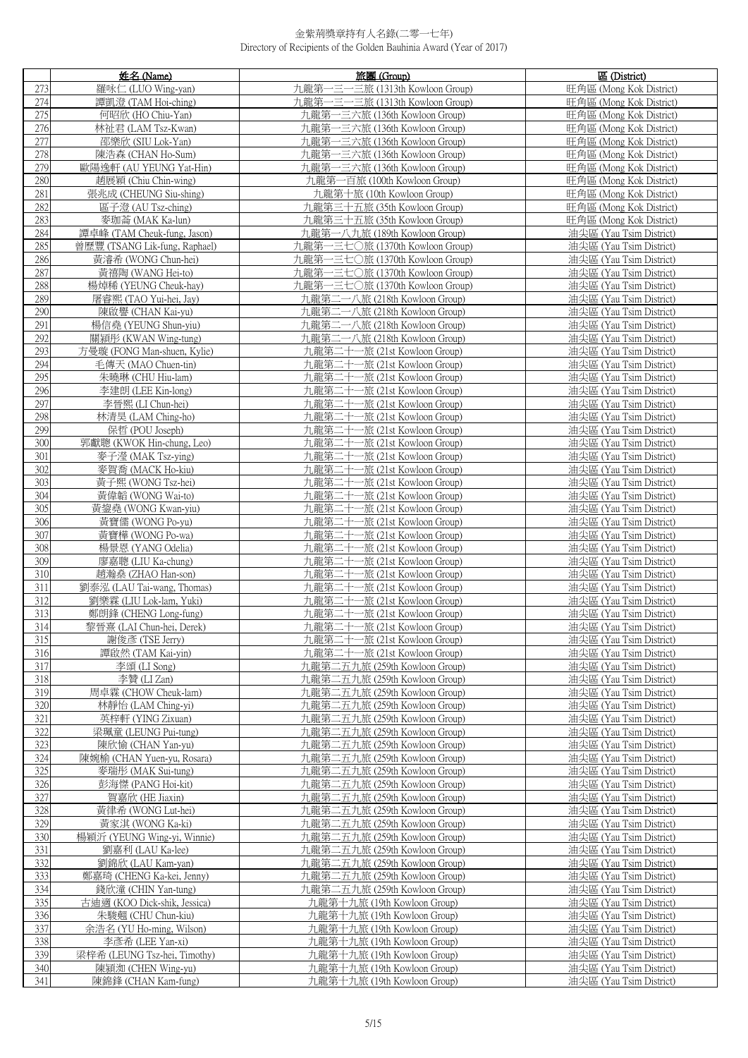# 金紫荊獎章持有人名錄(二零一七年)
Directory of Recipients of the Golden Bauhinia Award (Year of 2017)

| | 姓名 (Name) | 旅團 (Group) | 區 (District) |
|---|---|---|---|
| 273 | 羅咏仁 (LUO Wing-yan) | 九龍第一三一三旅 (1313th Kowloon Group) | 旺角區 (Mong Kok District) |
| 274 | 譚凱澄 (TAM Hoi-ching) | 九龍第一三一三旅 (1313th Kowloon Group) | 旺角區 (Mong Kok District) |
| 275 | 何昭欣 (HO Chiu-Yan) | 九龍第一三六旅 (136th Kowloon Group) | 旺角區 (Mong Kok District) |
| 276 | 林祉君 (LAM Tsz-Kwan) | 九龍第一三六旅 (136th Kowloon Group) | 旺角區 (Mong Kok District) |
| 277 | 邵樂欣 (SIU Lok-Yan) | 九龍第一三六旅 (136th Kowloon Group) | 旺角區 (Mong Kok District) |
| 278 | 陳浩森 (CHAN Ho-Sum) | 九龍第一三六旅 (136th Kowloon Group) | 旺角區 (Mong Kok District) |
| 279 | 歐陽逸軒 (AU YEUNG Yat-Hin) | 九龍第一三六旅 (136th Kowloon Group) | 旺角區 (Mong Kok District) |
| 280 | 趙展穎 (Chiu Chin-wing) | 九龍第一百旅 (100th Kowloon Group) | 旺角區 (Mong Kok District) |
| 281 | 張兆成 (CHEUNG Siu-shing) | 九龍第十旅 (10th Kowloon Group) | 旺角區 (Mong Kok District) |
| 282 | 區子澄 (AU Tsz-ching) | 九龍第三十五旅 (35th Kowloon Group) | 旺角區 (Mong Kok District) |
| 283 | 麥珈崙 (MAK Ka-lun) | 九龍第三十五旅 (35th Kowloon Group) | 旺角區 (Mong Kok District) |
| 284 | 譚卓峰 (TAM Cheuk-fung, Jason) | 九龍第一八九旅 (189th Kowloon Group) | 油尖區 (Yau Tsim District) |
| 285 | 曾歷豐 (TSANG Lik-fung, Raphael) | 九龍第一三七〇旅 (1370th Kowloon Group) | 油尖區 (Yau Tsim District) |
| 286 | 黃濬希 (WONG Chun-hei) | 九龍第一三七〇旅 (1370th Kowloon Group) | 油尖區 (Yau Tsim District) |
| 287 | 黃禧陶 (WANG Hei-to) | 九龍第一三七〇旅 (1370th Kowloon Group) | 油尖區 (Yau Tsim District) |
| 288 | 楊焯稀 (YEUNG Cheuk-hay) | 九龍第一三七〇旅 (1370th Kowloon Group) | 油尖區 (Yau Tsim District) |
| 289 | 屠睿熙 (TAO Yui-hei, Jay) | 九龍第二一八旅 (218th Kowloon Group) | 油尖區 (Yau Tsim District) |
| 290 | 陳啟譽 (CHAN Kai-yu) | 九龍第二一八旅 (218th Kowloon Group) | 油尖區 (Yau Tsim District) |
| 291 | 楊信堯 (YEUNG Shun-yiu) | 九龍第二一八旅 (218th Kowloon Group) | 油尖區 (Yau Tsim District) |
| 292 | 關穎彤 (KWAN Wing-tung) | 九龍第二一八旅 (218th Kowloon Group) | 油尖區 (Yau Tsim District) |
| 293 | 方曼璇 (FONG Man-shuen, Kylie) | 九龍第二十一旅 (21st Kowloon Group) | 油尖區 (Yau Tsim District) |
| 294 | 毛傳天 (MAO Chuen-tin) | 九龍第二十一旅 (21st Kowloon Group) | 油尖區 (Yau Tsim District) |
| 295 | 朱曉琳 (CHU Hiu-lam) | 九龍第二十一旅 (21st Kowloon Group) | 油尖區 (Yau Tsim District) |
| 296 | 李建朗 (LEE Kin-long) | 九龍第二十一旅 (21st Kowloon Group) | 油尖區 (Yau Tsim District) |
| 297 | 李晉熙 (LI Chun-hei) | 九龍第二十一旅 (21st Kowloon Group) | 油尖區 (Yau Tsim District) |
| 298 | 林清昊 (LAM Ching-ho) | 九龍第二十一旅 (21st Kowloon Group) | 油尖區 (Yau Tsim District) |
| 299 | 保哲 (POU Joseph) | 九龍第二十一旅 (21st Kowloon Group) | 油尖區 (Yau Tsim District) |
| 300 | 郭獻聰 (KWOK Hin-chung, Leo) | 九龍第二十一旅 (21st Kowloon Group) | 油尖區 (Yau Tsim District) |
| 301 | 麥子瀅 (MAK Tsz-ying) | 九龍第二十一旅 (21st Kowloon Group) | 油尖區 (Yau Tsim District) |
| 302 | 麥賀喬 (MACK Ho-kiu) | 九龍第二十一旅 (21st Kowloon Group) | 油尖區 (Yau Tsim District) |
| 303 | 黃子熙 (WONG Tsz-hei) | 九龍第二十一旅 (21st Kowloon Group) | 油尖區 (Yau Tsim District) |
| 304 | 黃偉韜 (WONG Wai-to) | 九龍第二十一旅 (21st Kowloon Group) | 油尖區 (Yau Tsim District) |
| 305 | 黃鋆堯 (WONG Kwan-yiu) | 九龍第二十一旅 (21st Kowloon Group) | 油尖區 (Yau Tsim District) |
| 306 | 黃寶儒 (WONG Po-yu) | 九龍第二十一旅 (21st Kowloon Group) | 油尖區 (Yau Tsim District) |
| 307 | 黃寶樺 (WONG Po-wa) | 九龍第二十一旅 (21st Kowloon Group) | 油尖區 (Yau Tsim District) |
| 308 | 楊景恩 (YANG Odelia) | 九龍第二十一旅 (21st Kowloon Group) | 油尖區 (Yau Tsim District) |
| 309 | 廖嘉聰 (LIU Ka-chung) | 九龍第二十一旅 (21st Kowloon Group) | 油尖區 (Yau Tsim District) |
| 310 | 趙瀚燊 (ZHAO Han-son) | 九龍第二十一旅 (21st Kowloon Group) | 油尖區 (Yau Tsim District) |
| 311 | 劉泰泓 (LAU Tai-wang, Thomas) | 九龍第二十一旅 (21st Kowloon Group) | 油尖區 (Yau Tsim District) |
| 312 | 劉樂霖 (LIU Lok-lam, Yuki) | 九龍第二十一旅 (21st Kowloon Group) | 油尖區 (Yau Tsim District) |
| 313 | 鄭朗鋒 (CHENG Long-fung) | 九龍第二十一旅 (21st Kowloon Group) | 油尖區 (Yau Tsim District) |
| 314 | 黎晉熹 (LAI Chun-hei, Derek) | 九龍第二十一旅 (21st Kowloon Group) | 油尖區 (Yau Tsim District) |
| 315 | 謝俊彥 (TSE Jerry) | 九龍第二十一旅 (21st Kowloon Group) | 油尖區 (Yau Tsim District) |
| 316 | 譚啟然 (TAM Kai-yin) | 九龍第二十一旅 (21st Kowloon Group) | 油尖區 (Yau Tsim District) |
| 317 | 李頌 (LI Song) | 九龍第二五九旅 (259th Kowloon Group) | 油尖區 (Yau Tsim District) |
| 318 | 李贊 (LI Zan) | 九龍第二五九旅 (259th Kowloon Group) | 油尖區 (Yau Tsim District) |
| 319 | 周卓霖 (CHOW Cheuk-lam) | 九龍第二五九旅 (259th Kowloon Group) | 油尖區 (Yau Tsim District) |
| 320 | 林靜怡 (LAM Ching-yi) | 九龍第二五九旅 (259th Kowloon Group) | 油尖區 (Yau Tsim District) |
| 321 | 英梓軒 (YING Zixuan) | 九龍第二五九旅 (259th Kowloon Group) | 油尖區 (Yau Tsim District) |
| 322 | 梁珮童 (LEUNG Pui-tung) | 九龍第二五九旅 (259th Kowloon Group) | 油尖區 (Yau Tsim District) |
| 323 | 陳欣愉 (CHAN Yan-yu) | 九龍第二五九旅 (259th Kowloon Group) | 油尖區 (Yau Tsim District) |
| 324 | 陳婉榆 (CHAN Yuen-yu, Rosara) | 九龍第二五九旅 (259th Kowloon Group) | 油尖區 (Yau Tsim District) |
| 325 | 麥瑞彤 (MAK Sui-tung) | 九龍第二五九旅 (259th Kowloon Group) | 油尖區 (Yau Tsim District) |
| 326 | 彭海傑 (PANG Hoi-kit) | 九龍第二五九旅 (259th Kowloon Group) | 油尖區 (Yau Tsim District) |
| 327 | 賀嘉欣 (HE Jiaxin) | 九龍第二五九旅 (259th Kowloon Group) | 油尖區 (Yau Tsim District) |
| 328 | 黃律希 (WONG Lut-hei) | 九龍第二五九旅 (259th Kowloon Group) | 油尖區 (Yau Tsim District) |
| 329 | 黃家淇 (WONG Ka-ki) | 九龍第二五九旅 (259th Kowloon Group) | 油尖區 (Yau Tsim District) |
| 330 | 楊穎沂 (YEUNG Wing-yi, Winnie) | 九龍第二五九旅 (259th Kowloon Group) | 油尖區 (Yau Tsim District) |
| 331 | 劉嘉利 (LAU Ka-lee) | 九龍第二五九旅 (259th Kowloon Group) | 油尖區 (Yau Tsim District) |
| 332 | 劉錦欣 (LAU Kam-yan) | 九龍第二五九旅 (259th Kowloon Group) | 油尖區 (Yau Tsim District) |
| 333 | 鄭嘉琦 (CHENG Ka-kei, Jenny) | 九龍第二五九旅 (259th Kowloon Group) | 油尖區 (Yau Tsim District) |
| 334 | 錢欣潼 (CHIN Yan-tung) | 九龍第二五九旅 (259th Kowloon Group) | 油尖區 (Yau Tsim District) |
| 335 | 古迪適 (KOO Dick-shik, Jessica) | 九龍第十九旅 (19th Kowloon Group) | 油尖區 (Yau Tsim District) |
| 336 | 朱駿翹 (CHU Chun-kiu) | 九龍第十九旅 (19th Kowloon Group) | 油尖區 (Yau Tsim District) |
| 337 | 余浩名 (YU Ho-ming, Wilson) | 九龍第十九旅 (19th Kowloon Group) | 油尖區 (Yau Tsim District) |
| 338 | 李彥希 (LEE Yan-xi) | 九龍第十九旅 (19th Kowloon Group) | 油尖區 (Yau Tsim District) |
| 339 | 梁梓希 (LEUNG Tsz-hei, Timothy) | 九龍第十九旅 (19th Kowloon Group) | 油尖區 (Yau Tsim District) |
| 340 | 陳穎洳 (CHEN Wing-yu) | 九龍第十九旅 (19th Kowloon Group) | 油尖區 (Yau Tsim District) |
| 341 | 陳錦鋒 (CHAN Kam-fung) | 九龍第十九旅 (19th Kowloon Group) | 油尖區 (Yau Tsim District) |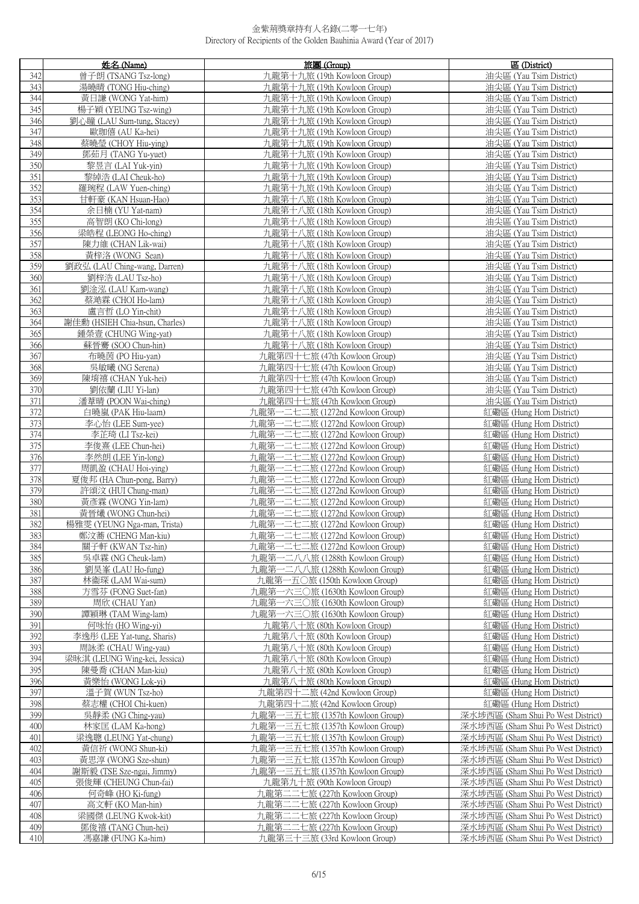# 金紫荊獎章持有人名錄(二零一七年)
Directory of Recipients of the Golden Bauhinia Award (Year of 2017)

| | 姓名 (Name) | 旅團 (Group) | 區 (District) |
|---|---|---|---|
| 342 | 曾子朗 (TSANG Tsz-long) | 九龍第十九旅 (19th Kowloon Group) | 油尖區 (Yau Tsim District) |
| 343 | 湯曉晴 (TONG Hiu-ching) | 九龍第十九旅 (19th Kowloon Group) | 油尖區 (Yau Tsim District) |
| 344 | 黃日謙 (WONG Yat-him) | 九龍第十九旅 (19th Kowloon Group) | 油尖區 (Yau Tsim District) |
| 345 | 楊子穎 (YEUNG Tsz-wing) | 九龍第十九旅 (19th Kowloon Group) | 油尖區 (Yau Tsim District) |
| 346 | 劉心瞳 (LAU Sum-tung, Stacey) | 九龍第十九旅 (19th Kowloon Group) | 油尖區 (Yau Tsim District) |
| 347 | 歐珈僖 (AU Ka-hei) | 九龍第十九旅 (19th Kowloon Group) | 油尖區 (Yau Tsim District) |
| 348 | 蔡曉瑩 (CHOY Hiu-ying) | 九龍第十九旅 (19th Kowloon Group) | 油尖區 (Yau Tsim District) |
| 349 | 鄧茹月 (TANG Yu-yuet) | 九龍第十九旅 (19th Kowloon Group) | 油尖區 (Yau Tsim District) |
| 350 | 黎昱言 (LAI Yuk-yin) | 九龍第十九旅 (19th Kowloon Group) | 油尖區 (Yau Tsim District) |
| 351 | 黎綽浩 (LAI Cheuk-ho) | 九龍第十九旅 (19th Kowloon Group) | 油尖區 (Yau Tsim District) |
| 352 | 羅琬程 (LAW Yuen-ching) | 九龍第十九旅 (19th Kowloon Group) | 油尖區 (Yau Tsim District) |
| 353 | 甘軒豪 (KAN Hsuan-Hao) | 九龍第十八旅 (18th Kowloon Group) | 油尖區 (Yau Tsim District) |
| 354 | 余日楠 (YU Yat-nam) | 九龍第十八旅 (18th Kowloon Group) | 油尖區 (Yau Tsim District) |
| 355 | 高智朗 (KO Chi-long) | 九龍第十八旅 (18th Kowloon Group) | 油尖區 (Yau Tsim District) |
| 356 | 梁皓程 (LEONG Ho-ching) | 九龍第十八旅 (18th Kowloon Group) | 油尖區 (Yau Tsim District) |
| 357 | 陳力維 (CHAN Lik-wai) | 九龍第十八旅 (18th Kowloon Group) | 油尖區 (Yau Tsim District) |
| 358 | 黃梓洛 (WONG Sean) | 九龍第十八旅 (18th Kowloon Group) | 油尖區 (Yau Tsim District) |
| 359 | 劉政弘 (LAU Ching-wang, Darren) | 九龍第十八旅 (18th Kowloon Group) | 油尖區 (Yau Tsim District) |
| 360 | 劉梓浩 (LAU Tsz-ho) | 九龍第十八旅 (18th Kowloon Group) | 油尖區 (Yau Tsim District) |
| 361 | 劉淦泓 (LAU Kam-wang) | 九龍第十八旅 (18th Kowloon Group) | 油尖區 (Yau Tsim District) |
| 362 | 蔡澔霖 (CHOI Ho-lam) | 九龍第十八旅 (18th Kowloon Group) | 油尖區 (Yau Tsim District) |
| 363 | 盧言哲 (LO Yin-chit) | 九龍第十八旅 (18th Kowloon Group) | 油尖區 (Yau Tsim District) |
| 364 | 謝佳勳 (HSIEH Chia-hsun, Charles) | 九龍第十八旅 (18th Kowloon Group) | 油尖區 (Yau Tsim District) |
| 365 | 鍾榮壹 (CHUNG Wing-yat) | 九龍第十八旅 (18th Kowloon Group) | 油尖區 (Yau Tsim District) |
| 366 | 蘇晉騫 (SOO Chun-hin) | 九龍第十八旅 (18th Kowloon Group) | 油尖區 (Yau Tsim District) |
| 367 | 布曉茵 (PO Hiu-yan) | 九龍第四十七旅 (47th Kowloon Group) | 油尖區 (Yau Tsim District) |
| 368 | 吳敏曦 (NG Serena) | 九龍第四十七旅 (47th Kowloon Group) | 油尖區 (Yau Tsim District) |
| 369 | 陳堉禧 (CHAN Yuk-hei) | 九龍第四十七旅 (47th Kowloon Group) | 油尖區 (Yau Tsim District) |
| 370 | 劉依蘭 (LIU Yi-lan) | 九龍第四十七旅 (47th Kowloon Group) | 油尖區 (Yau Tsim District) |
| 371 | 潘葦晴 (POON Wai-ching) | 九龍第四十七旅 (47th Kowloon Group) | 油尖區 (Yau Tsim District) |
| 372 | 白曉嵐 (PAK Hiu-laam) | 九龍第一二七二旅 (1272nd Kowloon Group) | 紅磡區 (Hung Hom District) |
| 373 | 李心怡 (LEE Sum-yee) | 九龍第一二七二旅 (1272nd Kowloon Group) | 紅磡區 (Hung Hom District) |
| 374 | 李芷琦 (LI Tsz-kei) | 九龍第一二七二旅 (1272nd Kowloon Group) | 紅磡區 (Hung Hom District) |
| 375 | 李俊熹 (LEE Chun-hei) | 九龍第一二七二旅 (1272nd Kowloon Group) | 紅磡區 (Hung Hom District) |
| 376 | 李然朗 (LEE Yin-long) | 九龍第一二七二旅 (1272nd Kowloon Group) | 紅磡區 (Hung Hom District) |
| 377 | 周凱盈 (CHAU Hoi-ying) | 九龍第一二七二旅 (1272nd Kowloon Group) | 紅磡區 (Hung Hom District) |
| 378 | 夏俊邦 (HA Chun-pong, Barry) | 九龍第一二七二旅 (1272nd Kowloon Group) | 紅磡區 (Hung Hom District) |
| 379 | 許頌汶 (HUI Chung-man) | 九龍第一二七二旅 (1272nd Kowloon Group) | 紅磡區 (Hung Hom District) |
| 380 | 黃彥霖 (WONG Yin-lam) | 九龍第一二七二旅 (1272nd Kowloon Group) | 紅磡區 (Hung Hom District) |
| 381 | 黃晉曦 (WONG Chun-hei) | 九龍第一二七二旅 (1272nd Kowloon Group) | 紅磡區 (Hung Hom District) |
| 382 | 楊雅雯 (YEUNG Nga-man, Trista) | 九龍第一二七二旅 (1272nd Kowloon Group) | 紅磡區 (Hung Hom District) |
| 383 | 鄭汶蕎 (CHENG Man-kiu) | 九龍第一二七二旅 (1272nd Kowloon Group) | 紅磡區 (Hung Hom District) |
| 384 | 關子軒 (KWAN Tsz-hin) | 九龍第一二七二旅 (1272nd Kowloon Group) | 紅磡區 (Hung Hom District) |
| 385 | 吳卓霖 (NG Cheuk-lam) | 九龍第一二八八旅 (1288th Kowloon Group) | 紅磡區 (Hung Hom District) |
| 386 | 劉昊峯 (LAU Ho-fung) | 九龍第一二八八旅 (1288th Kowloon Group) | 紅磡區 (Hung Hom District) |
| 387 | 林衞琛 (LAM Wai-sum) | 九龍第一五〇旅 (150th Kowloon Group) | 紅磡區 (Hung Hom District) |
| 388 | 方雪芬 (FONG Suet-fan) | 九龍第一六三〇旅 (1630th Kowloon Group) | 紅磡區 (Hung Hom District) |
| 389 | 周欣 (CHAU Yan) | 九龍第一六三〇旅 (1630th Kowloon Group) | 紅磡區 (Hung Hom District) |
| 390 | 譚穎琳 (TAM Wing-lam) | 九龍第一六三〇旅 (1630th Kowloon Group) | 紅磡區 (Hung Hom District) |
| 391 | 何咏怡 (HO Wing-yi) | 九龍第八十旅 (80th Kowloon Group) | 紅磡區 (Hung Hom District) |
| 392 | 李逸彤 (LEE Yat-tung, Sharis) | 九龍第八十旅 (80th Kowloon Group) | 紅磡區 (Hung Hom District) |
| 393 | 周詠柔 (CHAU Wing-yau) | 九龍第八十旅 (80th Kowloon Group) | 紅磡區 (Hung Hom District) |
| 394 | 梁咏淇 (LEUNG Wing-kei, Jessica) | 九龍第八十旅 (80th Kowloon Group) | 紅磡區 (Hung Hom District) |
| 395 | 陳曼喬 (CHAN Man-kiu) | 九龍第八十旅 (80th Kowloon Group) | 紅磡區 (Hung Hom District) |
| 396 | 黃樂怡 (WONG Lok-yi) | 九龍第八十旅 (80th Kowloon Group) | 紅磡區 (Hung Hom District) |
| 397 | 溫子賀 (WUN Tsz-ho) | 九龍第四十二旅 (42nd Kowloon Group) | 紅磡區 (Hung Hom District) |
| 398 | 蔡志權 (CHOI Chi-kuen) | 九龍第四十二旅 (42nd Kowloon Group) | 紅磡區 (Hung Hom District) |
| 399 | 吳靜柔 (NG Ching-yau) | 九龍第一三五七旅 (1357th Kowloon Group) | 深水埗西區 (Sham Shui Po West District) |
| 400 | 林家匡 (LAM Ka-hong) | 九龍第一三五七旅 (1357th Kowloon Group) | 深水埗西區 (Sham Shui Po West District) |
| 401 | 梁逸聰 (LEUNG Yat-chung) | 九龍第一三五七旅 (1357th Kowloon Group) | 深水埗西區 (Sham Shui Po West District) |
| 402 | 黃信祈 (WONG Shun-ki) | 九龍第一三五七旅 (1357th Kowloon Group) | 深水埗西區 (Sham Shui Po West District) |
| 403 | 黃思淳 (WONG Sze-shun) | 九龍第一三五七旅 (1357th Kowloon Group) | 深水埗西區 (Sham Shui Po West District) |
| 404 | 謝斯毅 (TSE Sze-ngai, Jimmy) | 九龍第一三五七旅 (1357th Kowloon Group) | 深水埗西區 (Sham Shui Po West District) |
| 405 | 張俊輝 (CHEUNG Chun-fai) | 九龍第九十旅 (90th Kowloon Group) | 深水埗西區 (Sham Shui Po West District) |
| 406 | 何奇峰 (HO Ki-fung) | 九龍第二二七旅 (227th Kowloon Group) | 深水埗西區 (Sham Shui Po West District) |
| 407 | 高文軒 (KO Man-hin) | 九龍第二二七旅 (227th Kowloon Group) | 深水埗西區 (Sham Shui Po West District) |
| 408 | 梁國傑 (LEUNG Kwok-kit) | 九龍第二二七旅 (227th Kowloon Group) | 深水埗西區 (Sham Shui Po West District) |
| 409 | 鄧俊禧 (TANG Chun-hei) | 九龍第二二七旅 (227th Kowloon Group) | 深水埗西區 (Sham Shui Po West District) |
| 410 | 馮嘉謙 (FUNG Ka-him) | 九龍第三十三旅 (33rd Kowloon Group) | 深水埗西區 (Sham Shui Po West District) |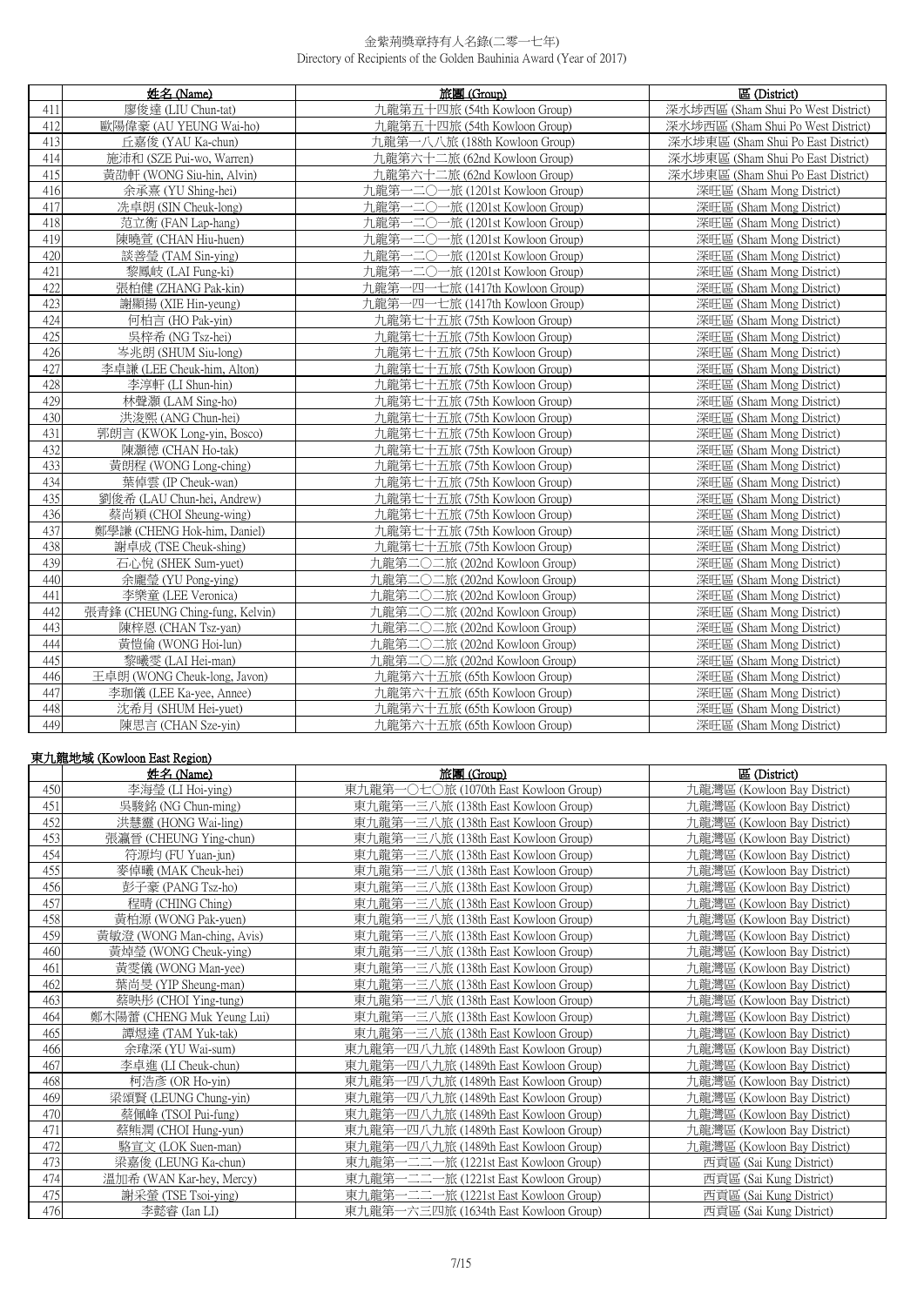| | 姓名 (Name) | 旅團 (Group) | 區 (District) |
|---|---|---|---|
| 411 | 廖俊達 (LIU Chun-tat) | 九龍第五十四旅 (54th Kowloon Group) | 深水埗西區 (Sham Shui Po West District) |
| 412 | 歐陽偉豪 (AU YEUNG Wai-ho) | 九龍第五十四旅 (54th Kowloon Group) | 深水埗西區 (Sham Shui Po West District) |
| 413 | 丘嘉俊 (YAU Ka-chun) | 九龍第一八八旅 (188th Kowloon Group) | 深水埗東區 (Sham Shui Po East District) |
| 414 | 施沛和 (SZE Pui-wo, Warren) | 九龍第六十二旅 (62nd Kowloon Group) | 深水埗東區 (Sham Shui Po East District) |
| 415 | 黃劭軒 (WONG Siu-hin, Alvin) | 九龍第六十二旅 (62nd Kowloon Group) | 深水埗東區 (Sham Shui Po East District) |
| 416 | 余承熹 (YU Shing-hei) | 九龍第一二〇一旅 (1201st Kowloon Group) | 深旺區 (Sham Mong District) |
| 417 | 冼卓朗 (SIN Cheuk-long) | 九龍第一二〇一旅 (1201st Kowloon Group) | 深旺區 (Sham Mong District) |
| 418 | 范立衡 (FAN Lap-hang) | 九龍第一二〇一旅 (1201st Kowloon Group) | 深旺區 (Sham Mong District) |
| 419 | 陳曉萱 (CHAN Hiu-huen) | 九龍第一二〇一旅 (1201st Kowloon Group) | 深旺區 (Sham Mong District) |
| 420 | 談善瑩 (TAM Sin-ying) | 九龍第一二〇一旅 (1201st Kowloon Group) | 深旺區 (Sham Mong District) |
| 421 | 黎鳳岐 (LAI Fung-ki) | 九龍第一二〇一旅 (1201st Kowloon Group) | 深旺區 (Sham Mong District) |
| 422 | 張柏健 (ZHANG Pak-kin) | 九龍第一四一七旅 (1417th Kowloon Group) | 深旺區 (Sham Mong District) |
| 423 | 謝顯揚 (XIE Hin-yeung) | 九龍第一四一七旅 (1417th Kowloon Group) | 深旺區 (Sham Mong District) |
| 424 | 何柏言 (HO Pak-yin) | 九龍第七十五旅 (75th Kowloon Group) | 深旺區 (Sham Mong District) |
| 425 | 吳梓希 (NG Tsz-hei) | 九龍第七十五旅 (75th Kowloon Group) | 深旺區 (Sham Mong District) |
| 426 | 岑兆朗 (SHUM Siu-long) | 九龍第七十五旅 (75th Kowloon Group) | 深旺區 (Sham Mong District) |
| 427 | 李卓謙 (LEE Cheuk-him, Alton) | 九龍第七十五旅 (75th Kowloon Group) | 深旺區 (Sham Mong District) |
| 428 | 李淳軒 (LI Shun-hin) | 九龍第七十五旅 (75th Kowloon Group) | 深旺區 (Sham Mong District) |
| 429 | 林聲灝 (LAM Sing-ho) | 九龍第七十五旅 (75th Kowloon Group) | 深旺區 (Sham Mong District) |
| 430 | 洪浚熙 (ANG Chun-hei) | 九龍第七十五旅 (75th Kowloon Group) | 深旺區 (Sham Mong District) |
| 431 | 郭朗言 (KWOK Long-yin, Bosco) | 九龍第七十五旅 (75th Kowloon Group) | 深旺區 (Sham Mong District) |
| 432 | 陳灝德 (CHAN Ho-tak) | 九龍第七十五旅 (75th Kowloon Group) | 深旺區 (Sham Mong District) |
| 433 | 黃朗程 (WONG Long-ching) | 九龍第七十五旅 (75th Kowloon Group) | 深旺區 (Sham Mong District) |
| 434 | 葉倬雲 (IP Cheuk-wan) | 九龍第七十五旅 (75th Kowloon Group) | 深旺區 (Sham Mong District) |
| 435 | 劉俊希 (LAU Chun-hei, Andrew) | 九龍第七十五旅 (75th Kowloon Group) | 深旺區 (Sham Mong District) |
| 436 | 蔡尚穎 (CHOI Sheung-wing) | 九龍第七十五旅 (75th Kowloon Group) | 深旺區 (Sham Mong District) |
| 437 | 鄭學謙 (CHENG Hok-him, Daniel) | 九龍第七十五旅 (75th Kowloon Group) | 深旺區 (Sham Mong District) |
| 438 | 謝卓成 (TSE Cheuk-shing) | 九龍第七十五旅 (75th Kowloon Group) | 深旺區 (Sham Mong District) |
| 439 | 石心悅 (SHEK Sum-yuet) | 九龍第二〇二旅 (202nd Kowloon Group) | 深旺區 (Sham Mong District) |
| 440 | 余龐瑩 (YU Pong-ying) | 九龍第二〇二旅 (202nd Kowloon Group) | 深旺區 (Sham Mong District) |
| 441 | 李樂童 (LEE Veronica) | 九龍第二〇二旅 (202nd Kowloon Group) | 深旺區 (Sham Mong District) |
| 442 | 張青鋒 (CHEUNG Ching-fung, Kelvin) | 九龍第二〇二旅 (202nd Kowloon Group) | 深旺區 (Sham Mong District) |
| 443 | 陳梓恩 (CHAN Tsz-yan) | 九龍第二〇二旅 (202nd Kowloon Group) | 深旺區 (Sham Mong District) |
| 444 | 黃愷倫 (WONG Hoi-lun) | 九龍第二〇二旅 (202nd Kowloon Group) | 深旺區 (Sham Mong District) |
| 445 | 黎曦雯 (LAI Hei-man) | 九龍第二〇二旅 (202nd Kowloon Group) | 深旺區 (Sham Mong District) |
| 446 | 王卓朗 (WONG Cheuk-long, Javon) | 九龍第六十五旅 (65th Kowloon Group) | 深旺區 (Sham Mong District) |
| 447 | 李珈儀 (LEE Ka-yee, Annee) | 九龍第六十五旅 (65th Kowloon Group) | 深旺區 (Sham Mong District) |
| 448 | 沈希月 (SHUM Hei-yuet) | 九龍第六十五旅 (65th Kowloon Group) | 深旺區 (Sham Mong District) |
| 449 | 陳思言 (CHAN Sze-yin) | 九龍第六十五旅 (65th Kowloon Group) | 深旺區 (Sham Mong District) |

## 東九龍地域 (Kowloon East Region)

| | 姓名 (Name) | 旅團 (Group) | 區 (District) |
|---|---|---|---|
| 450 | 李海瑩 (LI Hoi-ying) | 東九龍第一〇七〇旅 (1070th East Kowloon Group) | 九龍灣區 (Kowloon Bay District) |
| 451 | 吳駿銘 (NG Chun-ming) | 東九龍第一三八旅 (138th East Kowloon Group) | 九龍灣區 (Kowloon Bay District) |
| 452 | 洪慧靈 (HONG Wai-ling) | 東九龍第一三八旅 (138th East Kowloon Group) | 九龍灣區 (Kowloon Bay District) |
| 453 | 張瀛晉 (CHEUNG Ying-chun) | 東九龍第一三八旅 (138th East Kowloon Group) | 九龍灣區 (Kowloon Bay District) |
| 454 | 符源均 (FU Yuan-jun) | 東九龍第一三八旅 (138th East Kowloon Group) | 九龍灣區 (Kowloon Bay District) |
| 455 | 麥倬曦 (MAK Cheuk-hei) | 東九龍第一三八旅 (138th East Kowloon Group) | 九龍灣區 (Kowloon Bay District) |
| 456 | 彭子豪 (PANG Tsz-ho) | 東九龍第一三八旅 (138th East Kowloon Group) | 九龍灣區 (Kowloon Bay District) |
| 457 | 程晴 (CHING Ching) | 東九龍第一三八旅 (138th East Kowloon Group) | 九龍灣區 (Kowloon Bay District) |
| 458 | 黃柏源 (WONG Pak-yuen) | 東九龍第一三八旅 (138th East Kowloon Group) | 九龍灣區 (Kowloon Bay District) |
| 459 | 黃敏澄 (WONG Man-ching, Avis) | 東九龍第一三八旅 (138th East Kowloon Group) | 九龍灣區 (Kowloon Bay District) |
| 460 | 黃焯瑩 (WONG Cheuk-ying) | 東九龍第一三八旅 (138th East Kowloon Group) | 九龍灣區 (Kowloon Bay District) |
| 461 | 黃雯儀 (WONG Man-yee) | 東九龍第一三八旅 (138th East Kowloon Group) | 九龍灣區 (Kowloon Bay District) |
| 462 | 葉尚旻 (YIP Sheung-man) | 東九龍第一三八旅 (138th East Kowloon Group) | 九龍灣區 (Kowloon Bay District) |
| 463 | 蔡映彤 (CHOI Ying-tung) | 東九龍第一三八旅 (138th East Kowloon Group) | 九龍灣區 (Kowloon Bay District) |
| 464 | 鄭木陽蕾 (CHENG Muk Yeung Lui) | 東九龍第一三八旅 (138th East Kowloon Group) | 九龍灣區 (Kowloon Bay District) |
| 465 | 譚煜達 (TAM Yuk-tak) | 東九龍第一三八旅 (138th East Kowloon Group) | 九龍灣區 (Kowloon Bay District) |
| 466 | 余瑋深 (YU Wai-sum) | 東九龍第一四八九旅 (1489th East Kowloon Group) | 九龍灣區 (Kowloon Bay District) |
| 467 | 李卓進 (LI Cheuk-chun) | 東九龍第一四八九旅 (1489th East Kowloon Group) | 九龍灣區 (Kowloon Bay District) |
| 468 | 柯浩彥 (OR Ho-yin) | 東九龍第一四八九旅 (1489th East Kowloon Group) | 九龍灣區 (Kowloon Bay District) |
| 469 | 梁頌賢 (LEUNG Chung-yin) | 東九龍第一四八九旅 (1489th East Kowloon Group) | 九龍灣區 (Kowloon Bay District) |
| 470 | 蔡佩峰 (TSOI Pui-fung) | 東九龍第一四八九旅 (1489th East Kowloon Group) | 九龍灣區 (Kowloon Bay District) |
| 471 | 蔡熊潤 (CHOI Hung-yun) | 東九龍第一四八九旅 (1489th East Kowloon Group) | 九龍灣區 (Kowloon Bay District) |
| 472 | 駱宣文 (LOK Suen-man) | 東九龍第一四八九旅 (1489th East Kowloon Group) | 九龍灣區 (Kowloon Bay District) |
| 473 | 梁嘉俊 (LEUNG Ka-chun) | 東九龍第一二二一旅 (1221st East Kowloon Group) | 西貢區 (Sai Kung District) |
| 474 | 溫加希 (WAN Kar-hey, Mercy) | 東九龍第一二二一旅 (1221st East Kowloon Group) | 西貢區 (Sai Kung District) |
| 475 | 謝采瑩 (TSE Tsoi-ying) | 東九龍第一二二一旅 (1221st East Kowloon Group) | 西貢區 (Sai Kung District) |
| 476 | 李懿睿 (Ian LI) | 東九龍第一六三四旅 (1634th East Kowloon Group) | 西貢區 (Sai Kung District) |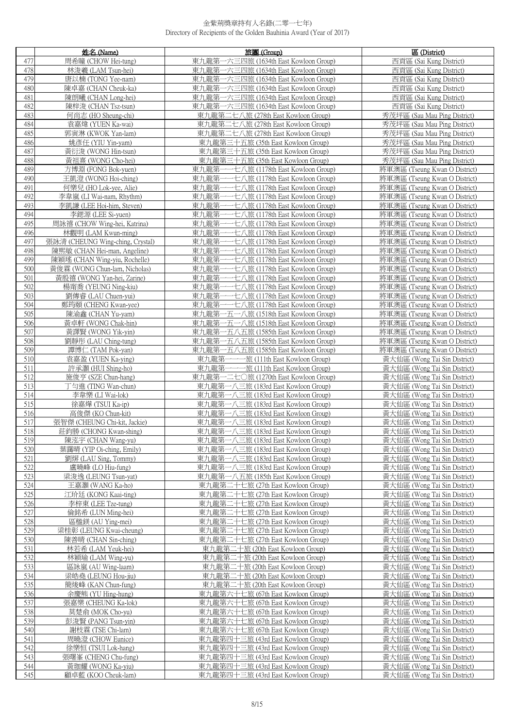# 金紫荊獎章持有人名錄(二零一七年)
Directory of Recipients of the Golden Bauhinia Award (Year of 2017)

| | 姓名 (Name) | 旅團 (Group) | 區 (District) |
|---|---|---|---|
| 477 | 周希瞳 (CHOW Hei-tung) | 東九龍第一六三四旅 (1634th East Kowloon Group) | 西貢區 (Sai Kung District) |
| 478 | 林浚羲 (LAM Tsun-hei) | 東九龍第一六三四旅 (1634th East Kowloon Group) | 西貢區 (Sai Kung District) |
| 479 | 唐以楠 (TONG Yee-nam) | 東九龍第一六三四旅 (1634th East Kowloon Group) | 西貢區 (Sai Kung District) |
| 480 | 陳卓嘉 (CHAN Cheuk-ka) | 東九龍第一六三四旅 (1634th East Kowloon Group) | 西貢區 (Sai Kung District) |
| 481 | 陳朗曦 (CHAN Long-hei) | 東九龍第一六三四旅 (1634th East Kowloon Group) | 西貢區 (Sai Kung District) |
| 482 | 陳梓浚 (CHAN Tsz-tsun) | 東九龍第一六三四旅 (1634th East Kowloon Group) | 西貢區 (Sai Kung District) |
| 483 | 何尚志 (HO Sheung-chi) | 東九龍第二七八旅 (278th East Kowloon Group) | 秀茂坪區 (Sau Mau Ping District) |
| 484 | 袁嘉煒 (YUEN Ka-wai) | 東九龍第二七八旅 (278th East Kowloon Group) | 秀茂坪區 (Sau Mau Ping District) |
| 485 | 郭寅淋 (KWOK Yan-lam) | 東九龍第二七八旅 (278th East Kowloon Group) | 秀茂坪區 (Sau Mau Ping District) |
| 486 | 姚彥任 (YIU Yin-yam) | 東九龍第三十五旅 (35th East Kowloon Group) | 秀茂坪區 (Sau Mau Ping District) |
| 487 | 黃衍浚 (WONG Hin-tsun) | 東九龍第三十五旅 (35th East Kowloon Group) | 秀茂坪區 (Sau Mau Ping District) |
| 488 | 黃祖熹 (WONG Cho-hei) | 東九龍第三十五旅 (35th East Kowloon Group) | 秀茂坪區 (Sau Mau Ping District) |
| 489 | 方博淵 (FONG Bok-yuen) | 東九龍第一一七八旅 (1178th East Kowloon Group) | 將軍澳區 (Tseung Kwan O District) |
| 490 | 王凱澄 (WONG Hoi-ching) | 東九龍第一一七八旅 (1178th East Kowloon Group) | 將軍澳區 (Tseung Kwan O District) |
| 491 | 何樂兒 (HO Lok-yee, Alie) | 東九龍第一一七八旅 (1178th East Kowloon Group) | 將軍澳區 (Tseung Kwan O District) |
| 492 | 李韋嵐 (LI Wai-nam, Rhythm) | 東九龍第一一七八旅 (1178th East Kowloon Group) | 將軍澳區 (Tseung Kwan O District) |
| 493 | 李凱謙 (LEE Hoi-him, Steven) | 東九龍第一一七八旅 (1178th East Kowloon Group) | 將軍澳區 (Tseung Kwan O District) |
| 494 | 李鍶源 (LEE Si-yuen) | 東九龍第一一七八旅 (1178th East Kowloon Group) | 將軍澳區 (Tseung Kwan O District) |
| 495 | 周詠禧 (CHOW Wing-hei, Katrina) | 東九龍第一一七八旅 (1178th East Kowloon Group) | 將軍澳區 (Tseung Kwan O District) |
| 496 | 林觀明 (LAM Kwun-ming) | 東九龍第一一七八旅 (1178th East Kowloon Group) | 將軍澳區 (Tseung Kwan O District) |
| 497 | 張詠清 (CHEUNG Wing-ching, Crystal) | 東九龍第一一七八旅 (1178th East Kowloon Group) | 將軍澳區 (Tseung Kwan O District) |
| 498 | 陳熙敏 (CHAN Hei-man, Angeline) | 東九龍第一一七八旅 (1178th East Kowloon Group) | 將軍澳區 (Tseung Kwan O District) |
| 499 | 陳穎瑤 (CHAN Wing-yiu, Rochelle) | 東九龍第一一七八旅 (1178th East Kowloon Group) | 將軍澳區 (Tseung Kwan O District) |
| 500 | 黃俊霖 (WONG Chun-lam, Nicholas) | 東九龍第一一七八旅 (1178th East Kowloon Group) | 將軍澳區 (Tseung Kwan O District) |
| 501 | 黃殷禧 (WONG Yan-hei, Zarine) | 東九龍第一一七八旅 (1178th East Kowloon Group) | 將軍澳區 (Tseung Kwan O District) |
| 502 | 楊甯喬 (YEUNG Ning-kiu) | 東九龍第一一七八旅 (1178th East Kowloon Group) | 將軍澳區 (Tseung Kwan O District) |
| 503 | 劉傳睿 (LAU Chuen-yui) | 東九龍第一一七八旅 (1178th East Kowloon Group) | 將軍澳區 (Tseung Kwan O District) |
| 504 | 鄭筠頤 (CHENG Kwan-yee) | 東九龍第一一七八旅 (1178th East Kowloon Group) | 將軍澳區 (Tseung Kwan O District) |
| 505 | 陳渝鑫 (CHAN Yu-yam) | 東九龍第一五一八旅 (1518th East Kowloon Group) | 將軍澳區 (Tseung Kwan O District) |
| 506 | 黃卓軒 (WONG Chak-hin) | 東九龍第一五一八旅 (1518th East Kowloon Group) | 將軍澳區 (Tseung Kwan O District) |
| 507 | 黃譯賢 (WONG Yik-yin) | 東九龍第一五八五旅 (1585th East Kowloon Group) | 將軍澳區 (Tseung Kwan O District) |
| 508 | 劉靜彤 (LAU Ching-tung) | 東九龍第一五八五旅 (1585th East Kowloon Group) | 將軍澳區 (Tseung Kwan O District) |
| 509 | 譚博仁 (TAM Pok-yan) | 東九龍第一五八五旅 (1585th East Kowloon Group) | 將軍澳區 (Tseung Kwan O District) |
| 510 | 袁嘉盈 (YUEN Ka-ying) | 東九龍第一一一旅 (111th East Kowloon Group) | 黃大仙區 (Wong Tai Sin District) |
| 511 | 許承灝 (HUI Shing-ho) | 東九龍第一一一旅 (111th East Kowloon Group) | 黃大仙區 (Wong Tai Sin District) |
| 512 | 施俊亨 (SZE Chun-hang) | 東九龍第一二七〇旅 (1270th East Kowloon Group) | 黃大仙區 (Wong Tai Sin District) |
| 513 | 丁勻進 (TING Wan-chun) | 東九龍第一八三旅 (183rd East Kowloon Group) | 黃大仙區 (Wong Tai Sin District) |
| 514 | 李韋樂 (LI Wai-lok) | 東九龍第一八三旅 (183rd East Kowloon Group) | 黃大仙區 (Wong Tai Sin District) |
| 515 | 徐嘉燁 (TSUI Ka-ip) | 東九龍第一八三旅 (183rd East Kowloon Group) | 黃大仙區 (Wong Tai Sin District) |
| 516 | 高俊傑 (KO Chun-kit) | 東九龍第一八三旅 (183rd East Kowloon Group) | 黃大仙區 (Wong Tai Sin District) |
| 517 | 張智傑 (CHEUNG Chi-kit, Jackie) | 東九龍第一八三旅 (183rd East Kowloon Group) | 黃大仙區 (Wong Tai Sin District) |
| 518 | 莊鈞勝 (CHONG Kwan-shing) | 東九龍第一八三旅 (183rd East Kowloon Group) | 黃大仙區 (Wong Tai Sin District) |
| 519 | 陳泓宇 (CHAN Wang-yu) | 東九龍第一八三旅 (183rd East Kowloon Group) | 黃大仙區 (Wong Tai Sin District) |
| 520 | 葉靄晴 (YIP Oi-ching, Emily) | 東九龍第一八三旅 (183rd East Kowloon Group) | 黃大仙區 (Wong Tai Sin District) |
| 521 | 劉塍 (LAU Sing, Tommy) | 東九龍第一八三旅 (183rd East Kowloon Group) | 黃大仙區 (Wong Tai Sin District) |
| 522 | 盧曉峰 (LO Hiu-fung) | 東九龍第一八三旅 (183rd East Kowloon Group) | 黃大仙區 (Wong Tai Sin District) |
| 523 | 梁浚逸 (LEUNG Tsun-yat) | 東九龍第一八五旅 (185th East Kowloon Group) | 黃大仙區 (Wong Tai Sin District) |
| 524 | 王嘉灝 (WANG Ka-ho) | 東九龍第二十七旅 (27th East Kowloon Group) | 黃大仙區 (Wong Tai Sin District) |
| 525 | 江玠廷 (KONG Kaai-ting) | 東九龍第二十七旅 (27th East Kowloon Group) | 黃大仙區 (Wong Tai Sin District) |
| 526 | 李梓東 (LEE Tze-tung) | 東九龍第二十七旅 (27th East Kowloon Group) | 黃大仙區 (Wong Tai Sin District) |
| 527 | 倫銘希 (LUN Ming-hei) | 東九龍第二十七旅 (27th East Kowloon Group) | 黃大仙區 (Wong Tai Sin District) |
| 528 | 區楹鎂 (AU Ying-mei) | 東九龍第二十七旅 (27th East Kowloon Group) | 黃大仙區 (Wong Tai Sin District) |
| 529 | 梁桂彰 (LEUNG Kwai-cheung) | 東九龍第二十七旅 (27th East Kowloon Group) | 黃大仙區 (Wong Tai Sin District) |
| 530 | 陳善晴 (CHAN Sin-ching) | 東九龍第二十七旅 (27th East Kowloon Group) | 黃大仙區 (Wong Tai Sin District) |
| 531 | 林若希 (LAM Yeuk-hei) | 東九龍第二十旅 (20th East Kowloon Group) | 黃大仙區 (Wong Tai Sin District) |
| 532 | 林穎瑜 (LAM Wing-yu) | 東九龍第二十旅 (20th East Kowloon Group) | 黃大仙區 (Wong Tai Sin District) |
| 533 | 區詠嵐 (AU Wing-laam) | 東九龍第二十旅 (20th East Kowloon Group) | 黃大仙區 (Wong Tai Sin District) |
| 534 | 梁皓堯 (LEUNG Hou-jiu) | 東九龍第二十旅 (20th East Kowloon Group) | 黃大仙區 (Wong Tai Sin District) |
| 535 | 簡焌峰 (KAN Chun-fung) | 東九龍第二十旅 (20th East Kowloon Group) | 黃大仙區 (Wong Tai Sin District) |
| 536 | 余慶熊 (YU Hing-hung) | 東九龍第六十七旅 (67th East Kowloon Group) | 黃大仙區 (Wong Tai Sin District) |
| 537 | 張嘉樂 (CHEUNG Ka-lok) | 東九龍第六十七旅 (67th East Kowloon Group) | 黃大仙區 (Wong Tai Sin District) |
| 538 | 莫楚俞 (MOK Cho-yu) | 東九龍第六十七旅 (67th East Kowloon Group) | 黃大仙區 (Wong Tai Sin District) |
| 539 | 彭浚賢 (PANG Tsun-yin) | 東九龍第六十七旅 (67th East Kowloon Group) | 黃大仙區 (Wong Tai Sin District) |
| 540 | 謝枝霖 (TSE Chi-lam) | 東九龍第六十七旅 (67th East Kowloon Group) | 黃大仙區 (Wong Tai Sin District) |
| 541 | 周曉澄 (CHOW Eunice) | 東九龍第四十三旅 (43rd East Kowloon Group) | 黃大仙區 (Wong Tai Sin District) |
| 542 | 徐樂恒 (TSUI Lok-hang) | 東九龍第四十三旅 (43rd East Kowloon Group) | 黃大仙區 (Wong Tai Sin District) |
| 543 | 張曙峯 (CHENG Chu-fung) | 東九龍第四十三旅 (43rd East Kowloon Group) | 黃大仙區 (Wong Tai Sin District) |
| 544 | 黃珈耀 (WONG Ka-yiu) | 東九龍第四十三旅 (43rd East Kowloon Group) | 黃大仙區 (Wong Tai Sin District) |
| 545 | 顧卓藍 (KOO Cheuk-lam) | 東九龍第四十三旅 (43rd East Kowloon Group) | 黃大仙區 (Wong Tai Sin District) |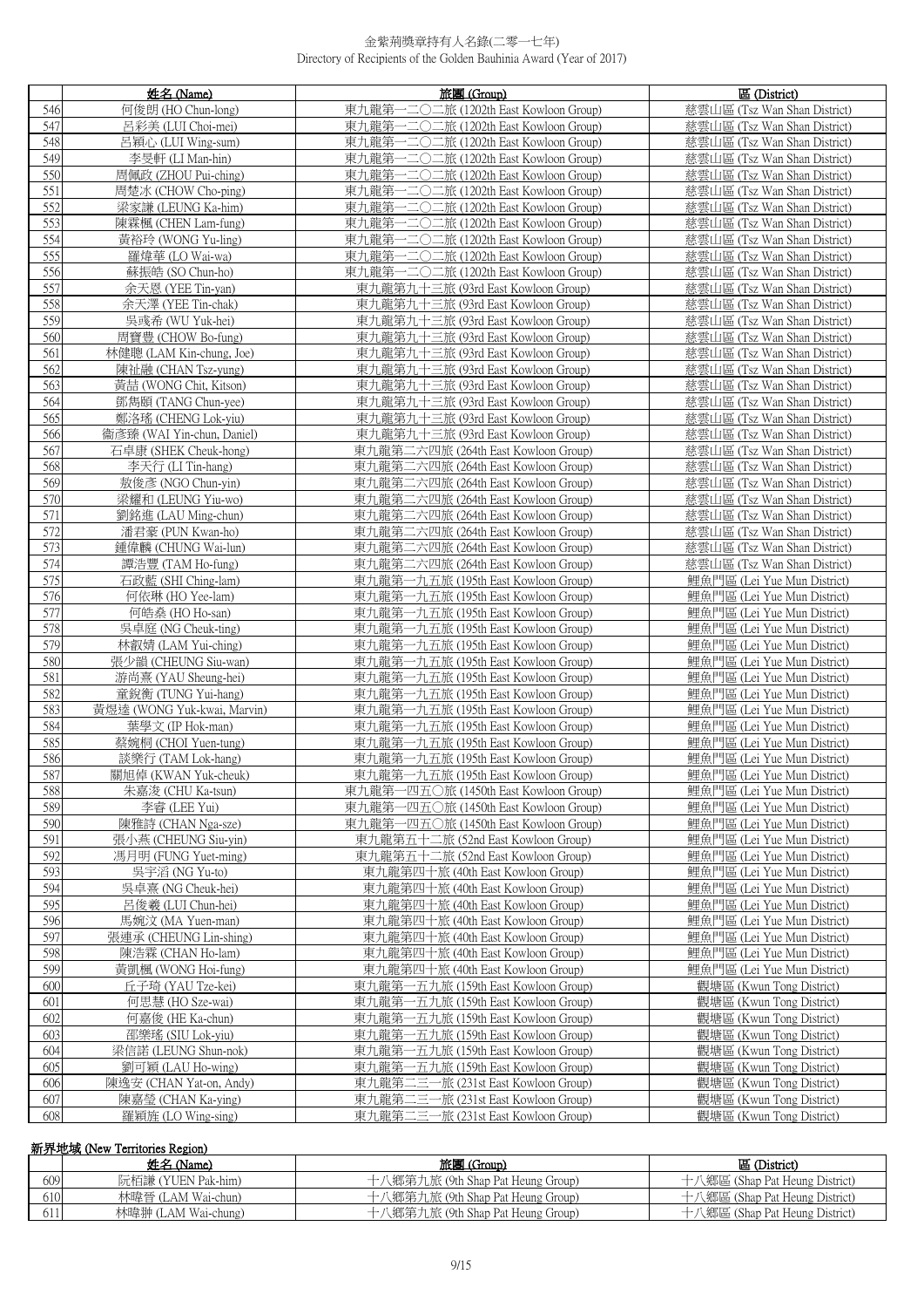金紫荊獎章持有人名錄(二零一七年)
Directory of Recipients of the Golden Bauhinia Award (Year of 2017)

| | 姓名 (Name) | 旅團 (Group) | 區 (District) |
|---|---|---|---|
| 546 | 何俊朗 (HO Chun-long) | 東九龍第一二〇二旅 (1202th East Kowloon Group) | 慈雲山區 (Tsz Wan Shan District) |
| 547 | 呂彩美 (LUI Choi-mei) | 東九龍第一二〇二旅 (1202th East Kowloon Group) | 慈雲山區 (Tsz Wan Shan District) |
| 548 | 呂穎心 (LUI Wing-sum) | 東九龍第一二〇二旅 (1202th East Kowloon Group) | 慈雲山區 (Tsz Wan Shan District) |
| 549 | 李旻軒 (LI Man-hin) | 東九龍第一二〇二旅 (1202th East Kowloon Group) | 慈雲山區 (Tsz Wan Shan District) |
| 550 | 周佩政 (ZHOU Pui-ching) | 東九龍第一二〇二旅 (1202th East Kowloon Group) | 慈雲山區 (Tsz Wan Shan District) |
| 551 | 周楚冰 (CHOW Cho-ping) | 東九龍第一二〇二旅 (1202th East Kowloon Group) | 慈雲山區 (Tsz Wan Shan District) |
| 552 | 梁家謙 (LEUNG Ka-him) | 東九龍第一二〇二旅 (1202th East Kowloon Group) | 慈雲山區 (Tsz Wan Shan District) |
| 553 | 陳霖楓 (CHEN Lam-fung) | 東九龍第一二〇二旅 (1202th East Kowloon Group) | 慈雲山區 (Tsz Wan Shan District) |
| 554 | 黃裕玲 (WONG Yu-ling) | 東九龍第一二〇二旅 (1202th East Kowloon Group) | 慈雲山區 (Tsz Wan Shan District) |
| 555 | 羅煒華 (LO Wai-wa) | 東九龍第一二〇二旅 (1202th East Kowloon Group) | 慈雲山區 (Tsz Wan Shan District) |
| 556 | 蘇振皓 (SO Chun-ho) | 東九龍第一二〇二旅 (1202th East Kowloon Group) | 慈雲山區 (Tsz Wan Shan District) |
| 557 | 余天恩 (YEE Tin-yan) | 東九龍第九十三旅 (93rd East Kowloon Group) | 慈雲山區 (Tsz Wan Shan District) |
| 558 | 余天澤 (YEE Tin-chak) | 東九龍第九十三旅 (93rd East Kowloon Group) | 慈雲山區 (Tsz Wan Shan District) |
| 559 | 吳彧希 (WU Yuk-hei) | 東九龍第九十三旅 (93rd East Kowloon Group) | 慈雲山區 (Tsz Wan Shan District) |
| 560 | 周寶豐 (CHOW Bo-fung) | 東九龍第九十三旅 (93rd East Kowloon Group) | 慈雲山區 (Tsz Wan Shan District) |
| 561 | 林健聰 (LAM Kin-chung, Joe) | 東九龍第九十三旅 (93rd East Kowloon Group) | 慈雲山區 (Tsz Wan Shan District) |
| 562 | 陳祉融 (CHAN Tsz-yung) | 東九龍第九十三旅 (93rd East Kowloon Group) | 慈雲山區 (Tsz Wan Shan District) |
| 563 | 黃喆 (WONG Chit, Kitson) | 東九龍第九十三旅 (93rd East Kowloon Group) | 慈雲山區 (Tsz Wan Shan District) |
| 564 | 鄧雋頤 (TANG Chun-yee) | 東九龍第九十三旅 (93rd East Kowloon Group) | 慈雲山區 (Tsz Wan Shan District) |
| 565 | 鄭洛瑤 (CHENG Lok-yiu) | 東九龍第九十三旅 (93rd East Kowloon Group) | 慈雲山區 (Tsz Wan Shan District) |
| 566 | 衞彥臻 (WAI Yin-chun, Daniel) | 東九龍第九十三旅 (93rd East Kowloon Group) | 慈雲山區 (Tsz Wan Shan District) |
| 567 | 石卓康 (SHEK Cheuk-hong) | 東九龍第二六四旅 (264th East Kowloon Group) | 慈雲山區 (Tsz Wan Shan District) |
| 568 | 李天行 (LI Tin-hang) | 東九龍第二六四旅 (264th East Kowloon Group) | 慈雲山區 (Tsz Wan Shan District) |
| 569 | 敖俊彥 (NGO Chun-yin) | 東九龍第二六四旅 (264th East Kowloon Group) | 慈雲山區 (Tsz Wan Shan District) |
| 570 | 梁耀和 (LEUNG Yiu-wo) | 東九龍第二六四旅 (264th East Kowloon Group) | 慈雲山區 (Tsz Wan Shan District) |
| 571 | 劉銘進 (LAU Ming-chun) | 東九龍第二六四旅 (264th East Kowloon Group) | 慈雲山區 (Tsz Wan Shan District) |
| 572 | 潘君豪 (PUN Kwan-ho) | 東九龍第二六四旅 (264th East Kowloon Group) | 慈雲山區 (Tsz Wan Shan District) |
| 573 | 鍾偉麟 (CHUNG Wai-lun) | 東九龍第二六四旅 (264th East Kowloon Group) | 慈雲山區 (Tsz Wan Shan District) |
| 574 | 譚浩豐 (TAM Ho-fung) | 東九龍第二六四旅 (264th East Kowloon Group) | 慈雲山區 (Tsz Wan Shan District) |
| 575 | 石政藍 (SHI Ching-lam) | 東九龍第一九五旅 (195th East Kowloon Group) | 鯉魚門區 (Lei Yue Mun District) |
| 576 | 何依琳 (HO Yee-lam) | 東九龍第一九五旅 (195th East Kowloon Group) | 鯉魚門區 (Lei Yue Mun District) |
| 577 | 何皓燊 (HO Ho-san) | 東九龍第一九五旅 (195th East Kowloon Group) | 鯉魚門區 (Lei Yue Mun District) |
| 578 | 吳卓庭 (NG Cheuk-ting) | 東九龍第一九五旅 (195th East Kowloon Group) | 鯉魚門區 (Lei Yue Mun District) |
| 579 | 林叡靖 (LAM Yui-ching) | 東九龍第一九五旅 (195th East Kowloon Group) | 鯉魚門區 (Lei Yue Mun District) |
| 580 | 張少韻 (CHEUNG Siu-wan) | 東九龍第一九五旅 (195th East Kowloon Group) | 鯉魚門區 (Lei Yue Mun District) |
| 581 | 游尚熹 (YAU Sheung-hei) | 東九龍第一九五旅 (195th East Kowloon Group) | 鯉魚門區 (Lei Yue Mun District) |
| 582 | 童銳衡 (TUNG Yui-hang) | 東九龍第一九五旅 (195th East Kowloon Group) | 鯉魚門區 (Lei Yue Mun District) |
| 583 | 黃煜�googlen (WONG Yuk-kwai, Marvin) | 東九龍第一九五旅 (195th East Kowloon Group) | 鯉魚門區 (Lei Yue Mun District) |
| 584 | 葉學文 (IP Hok-man) | 東九龍第一九五旅 (195th East Kowloon Group) | 鯉魚門區 (Lei Yue Mun District) |
| 585 | 蔡婉桐 (CHOI Yuen-tung) | 東九龍第一九五旅 (195th East Kowloon Group) | 鯉魚門區 (Lei Yue Mun District) |
| 586 | 談樂行 (TAM Lok-hang) | 東九龍第一九五旅 (195th East Kowloon Group) | 鯉魚門區 (Lei Yue Mun District) |
| 587 | 關旭倬 (KWAN Yuk-cheuk) | 東九龍第一九五旅 (195th East Kowloon Group) | 鯉魚門區 (Lei Yue Mun District) |
| 588 | 朱嘉浚 (CHU Ka-tsun) | 東九龍第一四五〇旅 (1450th East Kowloon Group) | 鯉魚門區 (Lei Yue Mun District) |
| 589 | 李睿 (LEE Yui) | 東九龍第一四五〇旅 (1450th East Kowloon Group) | 鯉魚門區 (Lei Yue Mun District) |
| 590 | 陳雅詩 (CHAN Nga-sze) | 東九龍第一四五〇旅 (1450th East Kowloon Group) | 鯉魚門區 (Lei Yue Mun District) |
| 591 | 張小燕 (CHEUNG Siu-yin) | 東九龍第五十二旅 (52nd East Kowloon Group) | 鯉魚門區 (Lei Yue Mun District) |
| 592 | 馮月明 (FUNG Yuet-ming) | 東九龍第五十二旅 (52nd East Kowloon Group) | 鯉魚門區 (Lei Yue Mun District) |
| 593 | 吳宇滔 (NG Yu-to) | 東九龍第四十旅 (40th East Kowloon Group) | 鯉魚門區 (Lei Yue Mun District) |
| 594 | 吳卓熹 (NG Cheuk-hei) | 東九龍第四十旅 (40th East Kowloon Group) | 鯉魚門區 (Lei Yue Mun District) |
| 595 | 呂俊羲 (LUI Chun-hei) | 東九龍第四十旅 (40th East Kowloon Group) | 鯉魚門區 (Lei Yue Mun District) |
| 596 | 馬婉汶 (MA Yuen-man) | 東九龍第四十旅 (40th East Kowloon Group) | 鯉魚門區 (Lei Yue Mun District) |
| 597 | 張連承 (CHEUNG Lin-shing) | 東九龍第四十旅 (40th East Kowloon Group) | 鯉魚門區 (Lei Yue Mun District) |
| 598 | 陳浩霖 (CHAN Ho-lam) | 東九龍第四十旅 (40th East Kowloon Group) | 鯉魚門區 (Lei Yue Mun District) |
| 599 | 黃凱楓 (WONG Hoi-fung) | 東九龍第四十旅 (40th East Kowloon Group) | 鯉魚門區 (Lei Yue Mun District) |
| 600 | 丘子琦 (YAU Tze-kei) | 東九龍第一五九旅 (159th East Kowloon Group) | 觀塘區 (Kwun Tong District) |
| 601 | 何思慧 (HO Sze-wai) | 東九龍第一五九旅 (159th East Kowloon Group) | 觀塘區 (Kwun Tong District) |
| 602 | 何嘉俊 (HE Ka-chun) | 東九龍第一五九旅 (159th East Kowloon Group) | 觀塘區 (Kwun Tong District) |
| 603 | 邵樂瑤 (SIU Lok-yiu) | 東九龍第一五九旅 (159th East Kowloon Group) | 觀塘區 (Kwun Tong District) |
| 604 | 梁信諾 (LEUNG Shun-nok) | 東九龍第一五九旅 (159th East Kowloon Group) | 觀塘區 (Kwun Tong District) |
| 605 | 劉可穎 (LAU Ho-wing) | 東九龍第一五九旅 (159th East Kowloon Group) | 觀塘區 (Kwun Tong District) |
| 606 | 陳逸安 (CHAN Yat-on, Andy) | 東九龍第二三一旅 (231st East Kowloon Group) | 觀塘區 (Kwun Tong District) |
| 607 | 陳嘉瑩 (CHAN Ka-ying) | 東九龍第二三一旅 (231st East Kowloon Group) | 觀塘區 (Kwun Tong District) |
| 608 | 羅穎旌 (LO Wing-sing) | 東九龍第二三一旅 (231st East Kowloon Group) | 觀塘區 (Kwun Tong District) |

**新界地域 (New Territories Region)**

| | 姓名 (Name) | 旅團 (Group) | 區 (District) |
|---|---|---|---|
| 609 | 阮栢謙 (YUEN Pak-him) | 十八鄉第九旅 (9th Shap Pat Heung Group) | 十八鄉區 (Shap Pat Heung District) |
| 610 | 林暐晉 (LAM Wai-chun) | 十八鄉第九旅 (9th Shap Pat Heung Group) | 十八鄉區 (Shap Pat Heung District) |
| 611 | 林暐翀 (LAM Wai-chung) | 十八鄉第九旅 (9th Shap Pat Heung Group) | 十八鄉區 (Shap Pat Heung District) |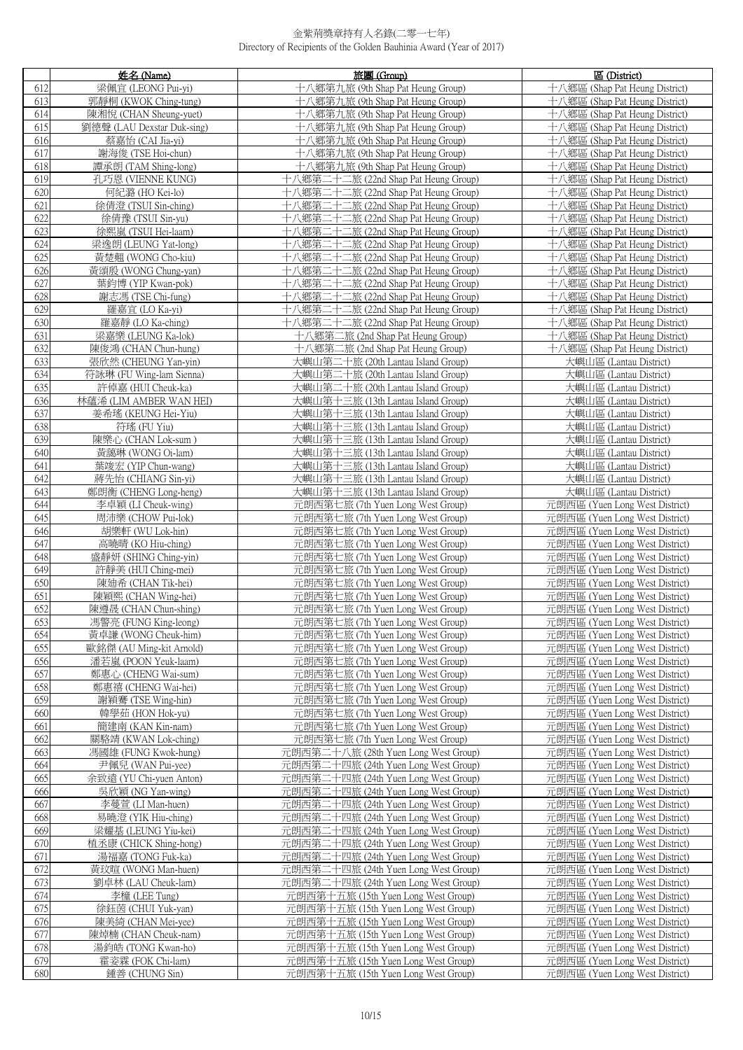# 金紫荊獎章持有人名錄(二零一七年)
Directory of Recipients of the Golden Bauhinia Award (Year of 2017)

| | 姓名 (Name) | 旅團 (Group) | 區 (District) |
|---|---|---|---|
| 612 | 梁佩宜 (LEONG Pui-yi) | 十八鄉第九旅 (9th Shap Pat Heung Group) | 十八鄉區 (Shap Pat Heung District) |
| 613 | 郭靜桐 (KWOK Ching-tung) | 十八鄉第九旅 (9th Shap Pat Heung Group) | 十八鄉區 (Shap Pat Heung District) |
| 614 | 陳湘悅 (CHAN Sheung-yuet) | 十八鄉第九旅 (9th Shap Pat Heung Group) | 十八鄉區 (Shap Pat Heung District) |
| 615 | 劉德聲 (LAU Dexstar Duk-sing) | 十八鄉第九旅 (9th Shap Pat Heung Group) | 十八鄉區 (Shap Pat Heung District) |
| 616 | 蔡嘉怡 (CAI Jia-yi) | 十八鄉第九旅 (9th Shap Pat Heung Group) | 十八鄉區 (Shap Pat Heung District) |
| 617 | 謝海俊 (TSE Hoi-chun) | 十八鄉第九旅 (9th Shap Pat Heung Group) | 十八鄉區 (Shap Pat Heung District) |
| 618 | 譚承朗 (TAM Shing-long) | 十八鄉第九旅 (9th Shap Pat Heung Group) | 十八鄉區 (Shap Pat Heung District) |
| 619 | 孔巧恩 (VIENNE KUNG) | 十八鄉第二十二旅 (22nd Shap Pat Heung Group) | 十八鄉區 (Shap Pat Heung District) |
| 620 | 何紀潞 (HO Kei-lo) | 十八鄉第二十二旅 (22nd Shap Pat Heung Group) | 十八鄉區 (Shap Pat Heung District) |
| 621 | 徐倩澄 (TSUI Sin-ching) | 十八鄉第二十二旅 (22nd Shap Pat Heung Group) | 十八鄉區 (Shap Pat Heung District) |
| 622 | 徐倩豫 (TSUI Sin-yu) | 十八鄉第二十二旅 (22nd Shap Pat Heung Group) | 十八鄉區 (Shap Pat Heung District) |
| 623 | 徐熙嵐 (TSUI Hei-laam) | 十八鄉第二十二旅 (22nd Shap Pat Heung Group) | 十八鄉區 (Shap Pat Heung District) |
| 624 | 梁逸朗 (LEUNG Yat-long) | 十八鄉第二十二旅 (22nd Shap Pat Heung Group) | 十八鄉區 (Shap Pat Heung District) |
| 625 | 黃楚翹 (WONG Cho-kiu) | 十八鄉第二十二旅 (22nd Shap Pat Heung Group) | 十八鄉區 (Shap Pat Heung District) |
| 626 | 黃頌殷 (WONG Chung-yan) | 十八鄉第二十二旅 (22nd Shap Pat Heung Group) | 十八鄉區 (Shap Pat Heung District) |
| 627 | 葉鈞博 (YIP Kwan-pok) | 十八鄉第二十二旅 (22nd Shap Pat Heung Group) | 十八鄉區 (Shap Pat Heung District) |
| 628 | 謝志馮 (TSE Chi-fung) | 十八鄉第二十二旅 (22nd Shap Pat Heung Group) | 十八鄉區 (Shap Pat Heung District) |
| 629 | 羅嘉宜 (LO Ka-yi) | 十八鄉第二十二旅 (22nd Shap Pat Heung Group) | 十八鄉區 (Shap Pat Heung District) |
| 630 | 羅嘉靜 (LO Ka-ching) | 十八鄉第二十二旅 (22nd Shap Pat Heung Group) | 十八鄉區 (Shap Pat Heung District) |
| 631 | 梁嘉樂 (LEUNG Ka-lok) | 十八鄉第二旅 (2nd Shap Pat Heung Group) | 十八鄉區 (Shap Pat Heung District) |
| 632 | 陳俊鴻 (CHAN Chun-hung) | 十八鄉第二旅 (2nd Shap Pat Heung Group) | 十八鄉區 (Shap Pat Heung District) |
| 633 | 張欣然 (CHEUNG Yan-yin) | 大嶼山第二十旅 (20th Lantau Island Group) | 大嶼山區 (Lantau District) |
| 634 | 符詠琳 (FU Wing-lam Sienna) | 大嶼山第二十旅 (20th Lantau Island Group) | 大嶼山區 (Lantau District) |
| 635 | 許倬嘉 (HUI Cheuk-ka) | 大嶼山第二十旅 (20th Lantau Island Group) | 大嶼山區 (Lantau District) |
| 636 | 林蘊浠 (LIM AMBER WAN HEI) | 大嶼山第十三旅 (13th Lantau Island Group) | 大嶼山區 (Lantau District) |
| 637 | 姜希瑤 (KEUNG Hei-Yiu) | 大嶼山第十三旅 (13th Lantau Island Group) | 大嶼山區 (Lantau District) |
| 638 | 符瑤 (FU Yiu) | 大嶼山第十三旅 (13th Lantau Island Group) | 大嶼山區 (Lantau District) |
| 639 | 陳樂心 (CHAN Lok-sum ) | 大嶼山第十三旅 (13th Lantau Island Group) | 大嶼山區 (Lantau District) |
| 640 | 黃藹琳 (WONG Oi-lam) | 大嶼山第十三旅 (13th Lantau Island Group) | 大嶼山區 (Lantau District) |
| 641 | 葉竣宏 (YIP Chun-wang) | 大嶼山第十三旅 (13th Lantau Island Group) | 大嶼山區 (Lantau District) |
| 642 | 蔣先怡 (CHIANG Sin-yi) | 大嶼山第十三旅 (13th Lantau Island Group) | 大嶼山區 (Lantau District) |
| 643 | 鄭朗衡 (CHENG Long-heng) | 大嶼山第十三旅 (13th Lantau Island Group) | 大嶼山區 (Lantau District) |
| 644 | 李卓穎 (LI Cheuk-wing) | 元朗西第七旅 (7th Yuen Long West Group) | 元朗西區 (Yuen Long West District) |
| 645 | 周沛樂 (CHOW Pui-lok) | 元朗西第七旅 (7th Yuen Long West Group) | 元朗西區 (Yuen Long West District) |
| 646 | 胡樂軒 (WU Lok-hin) | 元朗西第七旅 (7th Yuen Long West Group) | 元朗西區 (Yuen Long West District) |
| 647 | 高曉晴 (KO Hiu-ching) | 元朗西第七旅 (7th Yuen Long West Group) | 元朗西區 (Yuen Long West District) |
| 648 | 盛靜妍 (SHING Ching-yin) | 元朗西第七旅 (7th Yuen Long West Group) | 元朗西區 (Yuen Long West District) |
| 649 | 許靜美 (HUI Ching-mei) | 元朗西第七旅 (7th Yuen Long West Group) | 元朗西區 (Yuen Long West District) |
| 650 | 陳廸希 (CHAN Tik-hei) | 元朗西第七旅 (7th Yuen Long West Group) | 元朗西區 (Yuen Long West District) |
| 651 | 陳穎熙 (CHAN Wing-hei) | 元朗西第七旅 (7th Yuen Long West Group) | 元朗西區 (Yuen Long West District) |
| 652 | 陳遵晟 (CHAN Chun-shing) | 元朗西第七旅 (7th Yuen Long West Group) | 元朗西區 (Yuen Long West District) |
| 653 | 馮警亮 (FUNG King-leong) | 元朗西第七旅 (7th Yuen Long West Group) | 元朗西區 (Yuen Long West District) |
| 654 | 黃卓謙 (WONG Cheuk-him) | 元朗西第七旅 (7th Yuen Long West Group) | 元朗西區 (Yuen Long West District) |
| 655 | 歐銘傑 (AU Ming-kit Arnold) | 元朗西第七旅 (7th Yuen Long West Group) | 元朗西區 (Yuen Long West District) |
| 656 | 潘若嵐 (POON Yeuk-laam) | 元朗西第七旅 (7th Yuen Long West Group) | 元朗西區 (Yuen Long West District) |
| 657 | 鄭惠心 (CHENG Wai-sum) | 元朗西第七旅 (7th Yuen Long West Group) | 元朗西區 (Yuen Long West District) |
| 658 | 鄭惠禧 (CHENG Wai-hei) | 元朗西第七旅 (7th Yuen Long West Group) | 元朗西區 (Yuen Long West District) |
| 659 | 謝穎騫 (TSE Wing-hin) | 元朗西第七旅 (7th Yuen Long West Group) | 元朗西區 (Yuen Long West District) |
| 660 | 韓學茹 (HON Hok-yu) | 元朗西第七旅 (7th Yuen Long West Group) | 元朗西區 (Yuen Long West District) |
| 661 | 簡建南 (KAN Kin-nam) | 元朗西第七旅 (7th Yuen Long West Group) | 元朗西區 (Yuen Long West District) |
| 662 | 關駱靖 (KWAN Lok-ching) | 元朗西第七旅 (7th Yuen Long West Group) | 元朗西區 (Yuen Long West District) |
| 663 | 馮國雄 (FUNG Kwok-hung) | 元朗西第二十八旅 (28th Yuen Long West Group) | 元朗西區 (Yuen Long West District) |
| 664 | 尹佩兒 (WAN Pui-yee) | 元朗西第二十四旅 (24th Yuen Long West Group) | 元朗西區 (Yuen Long West District) |
| 665 | 余致遠 (YU Chi-yuen Anton) | 元朗西第二十四旅 (24th Yuen Long West Group) | 元朗西區 (Yuen Long West District) |
| 666 | 吳欣穎 (NG Yan-wing) | 元朗西第二十四旅 (24th Yuen Long West Group) | 元朗西區 (Yuen Long West District) |
| 667 | 李蔓萓 (LI Man-huen) | 元朗西第二十四旅 (24th Yuen Long West Group) | 元朗西區 (Yuen Long West District) |
| 668 | 易曉澄 (YIK Hiu-ching) | 元朗西第二十四旅 (24th Yuen Long West Group) | 元朗西區 (Yuen Long West District) |
| 669 | 梁耀基 (LEUNG Yiu-kei) | 元朗西第二十四旅 (24th Yuen Long West Group) | 元朗西區 (Yuen Long West District) |
| 670 | 植丞康 (CHICK Shing-hong) | 元朗西第二十四旅 (24th Yuen Long West Group) | 元朗西區 (Yuen Long West District) |
| 671 | 湯福嘉 (TONG Fuk-ka) | 元朗西第二十四旅 (24th Yuen Long West Group) | 元朗西區 (Yuen Long West District) |
| 672 | 黃玟暄 (WONG Man-huen) | 元朗西第二十四旅 (24th Yuen Long West Group) | 元朗西區 (Yuen Long West District) |
| 673 | 劉卓林 (LAU Cheuk-lam) | 元朗西第二十四旅 (24th Yuen Long West Group) | 元朗西區 (Yuen Long West District) |
| 674 | 李橦 (LEE Tung) | 元朗西第十五旅 (15th Yuen Long West Group) | 元朗西區 (Yuen Long West District) |
| 675 | 徐鈺茵 (CHUI Yuk-yan) | 元朗西第十五旅 (15th Yuen Long West Group) | 元朗西區 (Yuen Long West District) |
| 676 | 陳美綺 (CHAN Mei-yee) | 元朗西第十五旅 (15th Yuen Long West Group) | 元朗西區 (Yuen Long West District) |
| 677 | 陳焯楠 (CHAN Cheuk-nam) | 元朗西第十五旅 (15th Yuen Long West Group) | 元朗西區 (Yuen Long West District) |
| 678 | 湯鈞皓 (TONG Kwan-ho) | 元朗西第十五旅 (15th Yuen Long West Group) | 元朗西區 (Yuen Long West District) |
| 679 | 霍姿霖 (FOK Chi-lam) | 元朗西第十五旅 (15th Yuen Long West Group) | 元朗西區 (Yuen Long West District) |
| 680 | 鍾善 (CHUNG Sin) | 元朗西第十五旅 (15th Yuen Long West Group) | 元朗西區 (Yuen Long West District) |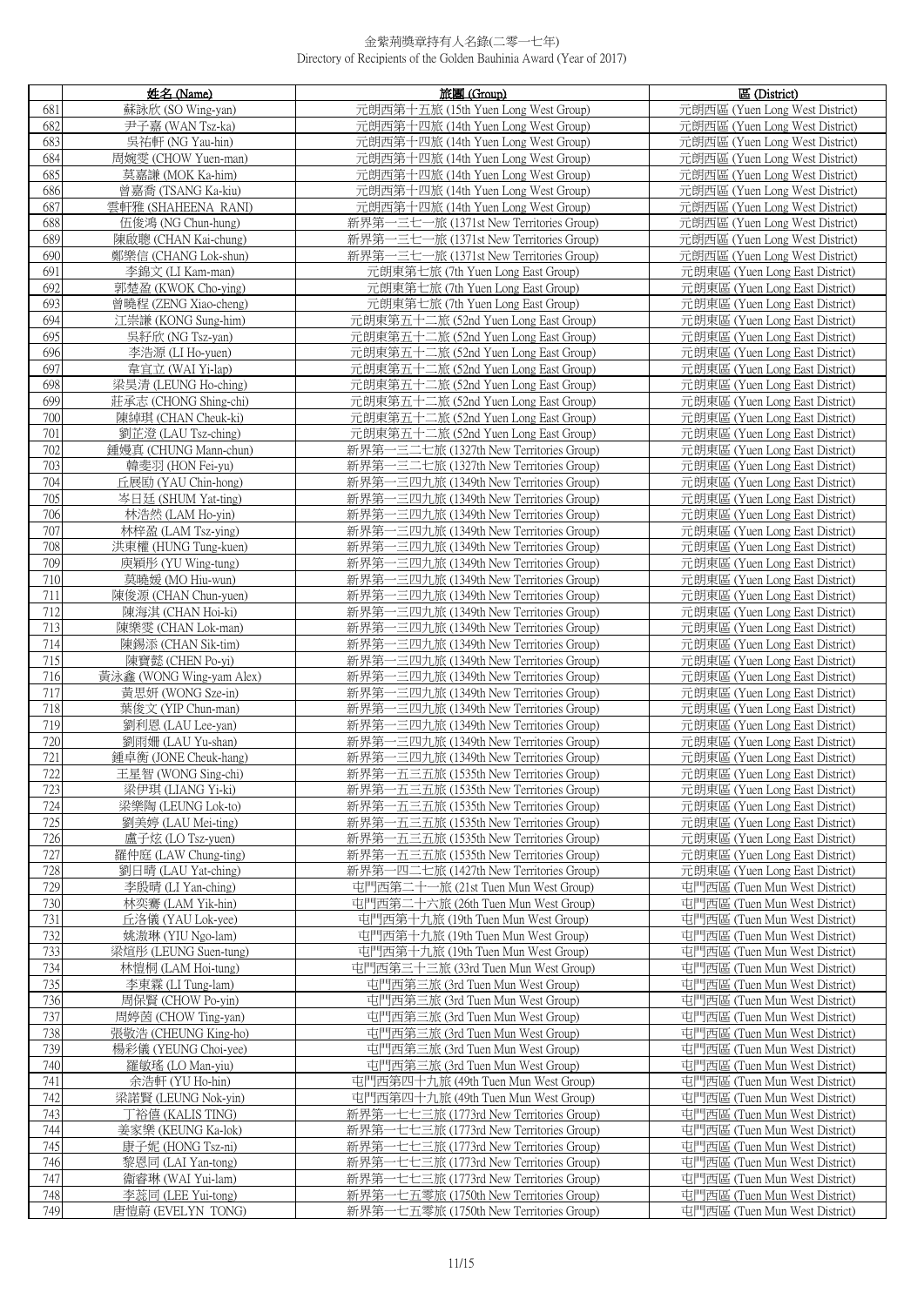# 金紫荊獎章持有人名錄(二零一七年)
Directory of Recipients of the Golden Bauhinia Award (Year of 2017)

| | 姓名 (Name) | 旅團 (Group) | 區 (District) |
|---|---|---|---|
| 681 | 蘇詠欣 (SO Wing-yan) | 元朗西第十五旅 (15th Yuen Long West Group) | 元朗西區 (Yuen Long West District) |
| 682 | 尹子嘉 (WAN Tsz-ka) | 元朗西第十四旅 (14th Yuen Long West Group) | 元朗西區 (Yuen Long West District) |
| 683 | 吳祐軒 (NG Yau-hin) | 元朗西第十四旅 (14th Yuen Long West Group) | 元朗西區 (Yuen Long West District) |
| 684 | 周婉雯 (CHOW Yuen-man) | 元朗西第十四旅 (14th Yuen Long West Group) | 元朗西區 (Yuen Long West District) |
| 685 | 莫嘉謙 (MOK Ka-him) | 元朗西第十四旅 (14th Yuen Long West Group) | 元朗西區 (Yuen Long West District) |
| 686 | 曾嘉喬 (TSANG Ka-kiu) | 元朗西第十四旅 (14th Yuen Long West Group) | 元朗西區 (Yuen Long West District) |
| 687 | 雲軒雅 (SHAHEENA RANI) | 元朗西第十四旅 (14th Yuen Long West Group) | 元朗西區 (Yuen Long West District) |
| 688 | 伍俊鴻 (NG Chun-hung) | 新界第一三七一旅 (1371st New Territories Group) | 元朗西區 (Yuen Long West District) |
| 689 | 陳啟聰 (CHAN Kai-chung) | 新界第一三七一旅 (1371st New Territories Group) | 元朗西區 (Yuen Long West District) |
| 690 | 鄭樂信 (CHANG Lok-shun) | 新界第一三七一旅 (1371st New Territories Group) | 元朗西區 (Yuen Long West District) |
| 691 | 李錦文 (LI Kam-man) | 元朗東第七旅 (7th Yuen Long East Group) | 元朗東區 (Yuen Long East District) |
| 692 | 郭楚盈 (KWOK Cho-ying) | 元朗東第七旅 (7th Yuen Long East Group) | 元朗東區 (Yuen Long East District) |
| 693 | 曾曉程 (ZENG Xiao-cheng) | 元朗東第七旅 (7th Yuen Long East Group) | 元朗東區 (Yuen Long East District) |
| 694 | 江崇謙 (KONG Sung-him) | 元朗東第五十二旅 (52nd Yuen Long East Group) | 元朗東區 (Yuen Long East District) |
| 695 | 吳紓欣 (NG Tsz-yan) | 元朗東第五十二旅 (52nd Yuen Long East Group) | 元朗東區 (Yuen Long East District) |
| 696 | 李浩源 (LI Ho-yuen) | 元朗東第五十二旅 (52nd Yuen Long East Group) | 元朗東區 (Yuen Long East District) |
| 697 | 韋宜立 (WAI Yi-lap) | 元朗東第五十二旅 (52nd Yuen Long East Group) | 元朗東區 (Yuen Long East District) |
| 698 | 梁昊清 (LEUNG Ho-ching) | 元朗東第五十二旅 (52nd Yuen Long East Group) | 元朗東區 (Yuen Long East District) |
| 699 | 莊承志 (CHONG Shing-chi) | 元朗東第五十二旅 (52nd Yuen Long East Group) | 元朗東區 (Yuen Long East District) |
| 700 | 陳綽琪 (CHAN Cheuk-ki) | 元朗東第五十二旅 (52nd Yuen Long East Group) | 元朗東區 (Yuen Long East District) |
| 701 | 劉芷澄 (LAU Tsz-ching) | 元朗東第五十二旅 (52nd Yuen Long East Group) | 元朗東區 (Yuen Long East District) |
| 702 | 鍾熳真 (CHUNG Mann-chun) | 新界第一三二七旅 (1327th New Territories Group) | 元朗東區 (Yuen Long East District) |
| 703 | 韓斐羽 (HON Fei-yu) | 新界第一三二七旅 (1327th New Territories Group) | 元朗東區 (Yuen Long East District) |
| 704 | 丘展劻 (YAU Chin-hong) | 新界第一三四九旅 (1349th New Territories Group) | 元朗東區 (Yuen Long East District) |
| 705 | 岑日廷 (SHUM Yat-ting) | 新界第一三四九旅 (1349th New Territories Group) | 元朗東區 (Yuen Long East District) |
| 706 | 林浩然 (LAM Ho-yin) | 新界第一三四九旅 (1349th New Territories Group) | 元朗東區 (Yuen Long East District) |
| 707 | 林梓盈 (LAM Tsz-ying) | 新界第一三四九旅 (1349th New Territories Group) | 元朗東區 (Yuen Long East District) |
| 708 | 洪東權 (HUNG Tung-kuen) | 新界第一三四九旅 (1349th New Territories Group) | 元朗東區 (Yuen Long East District) |
| 709 | 庾穎彤 (YU Wing-tung) | 新界第一三四九旅 (1349th New Territories Group) | 元朗東區 (Yuen Long East District) |
| 710 | 莫曉媛 (MO Hiu-wun) | 新界第一三四九旅 (1349th New Territories Group) | 元朗東區 (Yuen Long East District) |
| 711 | 陳俊源 (CHAN Chun-yuen) | 新界第一三四九旅 (1349th New Territories Group) | 元朗東區 (Yuen Long East District) |
| 712 | 陳海淇 (CHAN Hoi-ki) | 新界第一三四九旅 (1349th New Territories Group) | 元朗東區 (Yuen Long East District) |
| 713 | 陳樂雯 (CHAN Lok-man) | 新界第一三四九旅 (1349th New Territories Group) | 元朗東區 (Yuen Long East District) |
| 714 | 陳錫添 (CHAN Sik-tim) | 新界第一三四九旅 (1349th New Territories Group) | 元朗東區 (Yuen Long East District) |
| 715 | 陳寶懿 (CHEN Po-yi) | 新界第一三四九旅 (1349th New Territories Group) | 元朗東區 (Yuen Long East District) |
| 716 | 黃泳鑫 (WONG Wing-yam Alex) | 新界第一三四九旅 (1349th New Territories Group) | 元朗東區 (Yuen Long East District) |
| 717 | 黃思妍 (WONG Sze-in) | 新界第一三四九旅 (1349th New Territories Group) | 元朗東區 (Yuen Long East District) |
| 718 | 葉俊文 (YIP Chun-man) | 新界第一三四九旅 (1349th New Territories Group) | 元朗東區 (Yuen Long East District) |
| 719 | 劉利恩 (LAU Lee-yan) | 新界第一三四九旅 (1349th New Territories Group) | 元朗東區 (Yuen Long East District) |
| 720 | 劉雨姍 (LAU Yu-shan) | 新界第一三四九旅 (1349th New Territories Group) | 元朗東區 (Yuen Long East District) |
| 721 | 鍾卓衡 (JONE Cheuk-hang) | 新界第一三四九旅 (1349th New Territories Group) | 元朗東區 (Yuen Long East District) |
| 722 | 王星智 (WONG Sing-chi) | 新界第一五三五旅 (1535th New Territories Group) | 元朗東區 (Yuen Long East District) |
| 723 | 梁伊琪 (LIANG Yi-ki) | 新界第一五三五旅 (1535th New Territories Group) | 元朗東區 (Yuen Long East District) |
| 724 | 梁樂陶 (LEUNG Lok-to) | 新界第一五三五旅 (1535th New Territories Group) | 元朗東區 (Yuen Long East District) |
| 725 | 劉美婷 (LAU Mei-ting) | 新界第一五三五旅 (1535th New Territories Group) | 元朗東區 (Yuen Long East District) |
| 726 | 盧子炫 (LO Tsz-yuen) | 新界第一五三五旅 (1535th New Territories Group) | 元朗東區 (Yuen Long East District) |
| 727 | 羅仲庭 (LAW Chung-ting) | 新界第一五三五旅 (1535th New Territories Group) | 元朗東區 (Yuen Long East District) |
| 728 | 劉日晴 (LAU Yat-ching) | 新界第一四二七旅 (1427th New Territories Group) | 元朗東區 (Yuen Long East District) |
| 729 | 李殷晴 (LI Yan-ching) | 屯門西第二十一旅 (21st Tuen Mun West Group) | 屯門西區 (Tuen Mun West District) |
| 730 | 林奕騫 (LAM Yik-hin) | 屯門西第二十六旅 (26th Tuen Mun West Group) | 屯門西區 (Tuen Mun West District) |
| 731 | 丘洛儀 (YAU Lok-yee) | 屯門西第十九旅 (19th Tuen Mun West Group) | 屯門西區 (Tuen Mun West District) |
| 732 | 姚激琳 (YIU Ngo-lam) | 屯門西第十九旅 (19th Tuen Mun West Group) | 屯門西區 (Tuen Mun West District) |
| 733 | 梁煊彤 (LEUNG Suen-tung) | 屯門西第十九旅 (19th Tuen Mun West Group) | 屯門西區 (Tuen Mun West District) |
| 734 | 林愷桐 (LAM Hoi-tung) | 屯門西第三十三旅 (33rd Tuen Mun West Group) | 屯門西區 (Tuen Mun West District) |
| 735 | 李東霖 (LI Tung-lam) | 屯門西第三旅 (3rd Tuen Mun West Group) | 屯門西區 (Tuen Mun West District) |
| 736 | 周保賢 (CHOW Po-yin) | 屯門西第三旅 (3rd Tuen Mun West Group) | 屯門西區 (Tuen Mun West District) |
| 737 | 周婷茵 (CHOW Ting-yan) | 屯門西第三旅 (3rd Tuen Mun West Group) | 屯門西區 (Tuen Mun West District) |
| 738 | 張敬浩 (CHEUNG King-ho) | 屯門西第三旅 (3rd Tuen Mun West Group) | 屯門西區 (Tuen Mun West District) |
| 739 | 楊彩儀 (YEUNG Choi-yee) | 屯門西第三旅 (3rd Tuen Mun West Group) | 屯門西區 (Tuen Mun West District) |
| 740 | 羅敏瑤 (LO Man-yiu) | 屯門西第三旅 (3rd Tuen Mun West Group) | 屯門西區 (Tuen Mun West District) |
| 741 | 余浩軒 (YU Ho-hin) | 屯門西第四十九旅 (49th Tuen Mun West Group) | 屯門西區 (Tuen Mun West District) |
| 742 | 梁諾賢 (LEUNG Nok-yin) | 屯門西第四十九旅 (49th Tuen Mun West Group) | 屯門西區 (Tuen Mun West District) |
| 743 | 丁裕僖 (KALIS TING) | 新界第一七七三旅 (1773rd New Territories Group) | 屯門西區 (Tuen Mun West District) |
| 744 | 姜家樂 (KEUNG Ka-lok) | 新界第一七七三旅 (1773rd New Territories Group) | 屯門西區 (Tuen Mun West District) |
| 745 | 康子妮 (HONG Tsz-ni) | 新界第一七七三旅 (1773rd New Territories Group) | 屯門西區 (Tuen Mun West District) |
| 746 | 黎恩同 (LAI Yan-tong) | 新界第一七七三旅 (1773rd New Territories Group) | 屯門西區 (Tuen Mun West District) |
| 747 | 衛睿琳 (WAI Yui-lam) | 新界第一七七三旅 (1773rd New Territories Group) | 屯門西區 (Tuen Mun West District) |
| 748 | 李蕊同 (LEE Yui-tong) | 新界第一七五零旅 (1750th New Territories Group) | 屯門西區 (Tuen Mun West District) |
| 749 | 唐愷蔚 (EVELYN TONG) | 新界第一七五零旅 (1750th New Territories Group) | 屯門西區 (Tuen Mun West District) |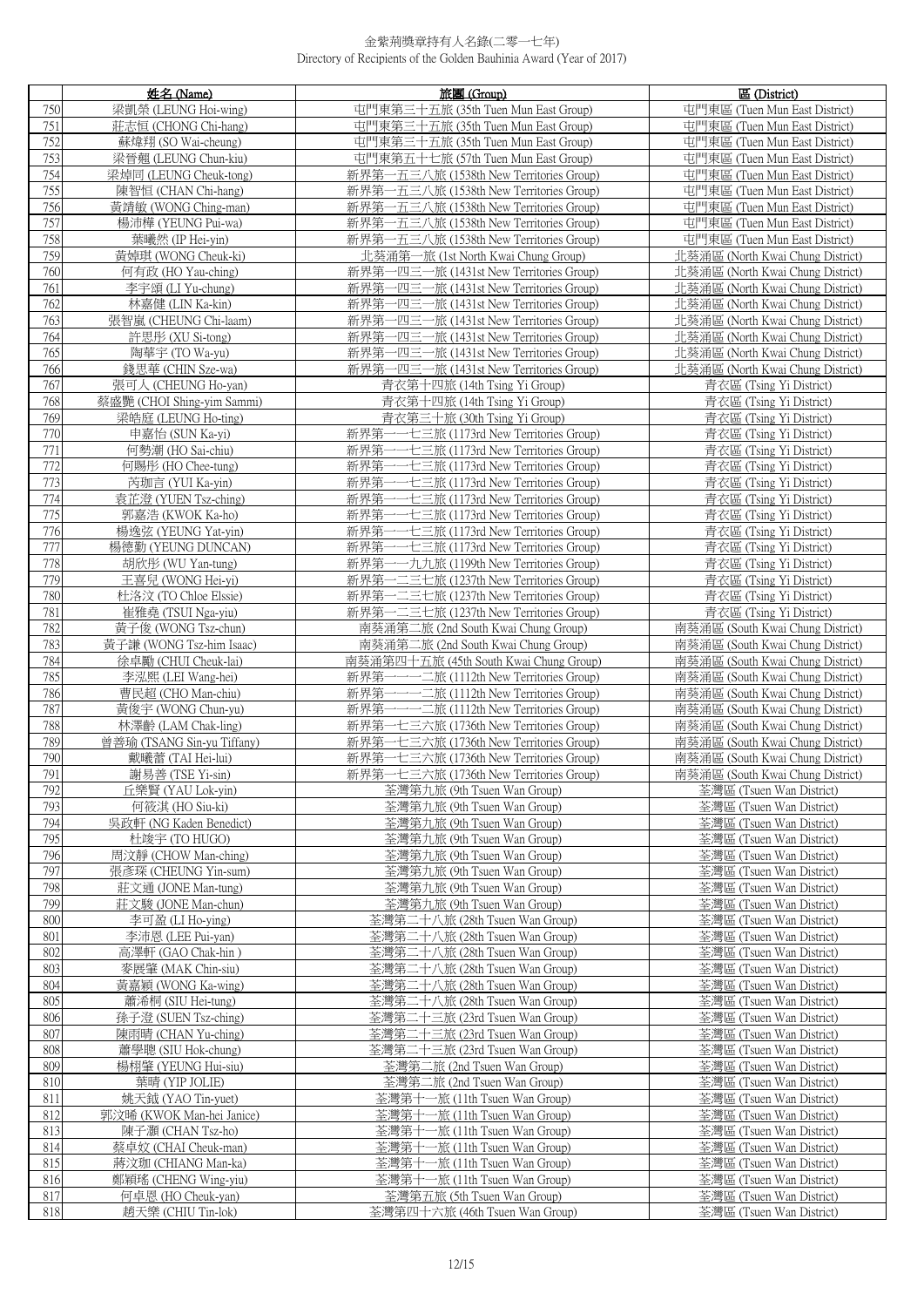| | 姓名 (Name) | 旅團 (Group) | 區 (District) |
|---|---|---|---|
| 750 | 梁凱榮 (LEUNG Hoi-wing) | 屯門東第三十五旅 (35th Tuen Mun East Group) | 屯門東區 (Tuen Mun East District) |
| 751 | 莊志恒 (CHONG Chi-hang) | 屯門東第三十五旅 (35th Tuen Mun East Group) | 屯門東區 (Tuen Mun East District) |
| 752 | 蘇煒翔 (SO Wai-cheung) | 屯門東第三十五旅 (35th Tuen Mun East Group) | 屯門東區 (Tuen Mun East District) |
| 753 | 梁晉翹 (LEUNG Chun-kiu) | 屯門東第五十七旅 (57th Tuen Mun East Group) | 屯門東區 (Tuen Mun East District) |
| 754 | 梁焯同 (LEUNG Cheuk-tong) | 新界第一五三八旅 (1538th New Territories Group) | 屯門東區 (Tuen Mun East District) |
| 755 | 陳智恒 (CHAN Chi-hang) | 新界第一五三八旅 (1538th New Territories Group) | 屯門東區 (Tuen Mun East District) |
| 756 | 黃靖敏 (WONG Ching-man) | 新界第一五三八旅 (1538th New Territories Group) | 屯門東區 (Tuen Mun East District) |
| 757 | 楊沛樺 (YEUNG Pui-wa) | 新界第一五三八旅 (1538th New Territories Group) | 屯門東區 (Tuen Mun East District) |
| 758 | 葉曦然 (IP Hei-yin) | 新界第一五三八旅 (1538th New Territories Group) | 屯門東區 (Tuen Mun East District) |
| 759 | 黃婥琪 (WONG Cheuk-ki) | 北葵涌第一旅 (1st North Kwai Chung Group) | 北葵涌區 (North Kwai Chung District) |
| 760 | 何有政 (HO Yau-ching) | 新界第一四三一旅 (1431st New Territories Group) | 北葵涌區 (North Kwai Chung District) |
| 761 | 李宇頌 (LI Yu-chung) | 新界第一四三一旅 (1431st New Territories Group) | 北葵涌區 (North Kwai Chung District) |
| 762 | 林嘉健 (LIN Ka-kin) | 新界第一四三一旅 (1431st New Territories Group) | 北葵涌區 (North Kwai Chung District) |
| 763 | 張智嵐 (CHEUNG Chi-laam) | 新界第一四三一旅 (1431st New Territories Group) | 北葵涌區 (North Kwai Chung District) |
| 764 | 許思彤 (XU Si-tong) | 新界第一四三一旅 (1431st New Territories Group) | 北葵涌區 (North Kwai Chung District) |
| 765 | 陶華宇 (TO Wa-yu) | 新界第一四三一旅 (1431st New Territories Group) | 北葵涌區 (North Kwai Chung District) |
| 766 | 錢思華 (CHIN Sze-wa) | 新界第一四三一旅 (1431st New Territories Group) | 北葵涌區 (North Kwai Chung District) |
| 767 | 張可人 (CHEUNG Ho-yan) | 青衣第十四旅 (14th Tsing Yi Group) | 青衣區 (Tsing Yi District) |
| 768 | 蔡盛艷 (CHOI Shing-yim Sammi) | 青衣第十四旅 (14th Tsing Yi Group) | 青衣區 (Tsing Yi District) |
| 769 | 梁皓庭 (LEUNG Ho-ting) | 青衣第三十旅 (30th Tsing Yi Group) | 青衣區 (Tsing Yi District) |
| 770 | 申嘉怡 (SUN Ka-yi) | 新界第一一七三旅 (1173rd New Territories Group) | 青衣區 (Tsing Yi District) |
| 771 | 何勢潮 (HO Sai-chiu) | 新界第一一七三旅 (1173rd New Territories Group) | 青衣區 (Tsing Yi District) |
| 772 | 何賜彤 (HO Chee-tung) | 新界第一一七三旅 (1173rd New Territories Group) | 青衣區 (Tsing Yi District) |
| 773 | 芮珈言 (YUI Ka-yin) | 新界第一一七三旅 (1173rd New Territories Group) | 青衣區 (Tsing Yi District) |
| 774 | 袁芷澄 (YUEN Tsz-ching) | 新界第一一七三旅 (1173rd New Territories Group) | 青衣區 (Tsing Yi District) |
| 775 | 郭嘉浩 (KWOK Ka-ho) | 新界第一一七三旅 (1173rd New Territories Group) | 青衣區 (Tsing Yi District) |
| 776 | 楊逸弦 (YEUNG Yat-yin) | 新界第一一七三旅 (1173rd New Territories Group) | 青衣區 (Tsing Yi District) |
| 777 | 楊德勤 (YEUNG DUNCAN) | 新界第一一七三旅 (1173rd New Territories Group) | 青衣區 (Tsing Yi District) |
| 778 | 胡欣彤 (WU Yan-tung) | 新界第一一九九旅 (1199th New Territories Group) | 青衣區 (Tsing Yi District) |
| 779 | 王喜兒 (WONG Hei-yi) | 新界第一二三七旅 (1237th New Territories Group) | 青衣區 (Tsing Yi District) |
| 780 | 杜洛汶 (TO Chloe Elssie) | 新界第一二三七旅 (1237th New Territories Group) | 青衣區 (Tsing Yi District) |
| 781 | 崔雅堯 (TSUI Nga-yiu) | 新界第一二三七旅 (1237th New Territories Group) | 青衣區 (Tsing Yi District) |
| 782 | 黃子俊 (WONG Tsz-chun) | 南葵涌第二旅 (2nd South Kwai Chung Group) | 南葵涌區 (South Kwai Chung District) |
| 783 | 黃子謙 (WONG Tsz-him Isaac) | 南葵涌第二旅 (2nd South Kwai Chung Group) | 南葵涌區 (South Kwai Chung District) |
| 784 | 徐卓勵 (CHUI Cheuk-lai) | 南葵涌第四十五旅 (45th South Kwai Chung Group) | 南葵涌區 (South Kwai Chung District) |
| 785 | 李泓熙 (LEI Wang-hei) | 新界第一一一二旅 (1112th New Territories Group) | 南葵涌區 (South Kwai Chung District) |
| 786 | 曹民超 (CHO Man-chiu) | 新界第一一一二旅 (1112th New Territories Group) | 南葵涌區 (South Kwai Chung District) |
| 787 | 黃俊宇 (WONG Chun-yu) | 新界第一一一二旅 (1112th New Territories Group) | 南葵涌區 (South Kwai Chung District) |
| 788 | 林澤齡 (LAM Chak-ling) | 新界第一七三六旅 (1736th New Territories Group) | 南葵涌區 (South Kwai Chung District) |
| 789 | 曾善瑜 (TSANG Sin-yu Tiffany) | 新界第一七三六旅 (1736th New Territories Group) | 南葵涌區 (South Kwai Chung District) |
| 790 | 戴曦蕾 (TAI Hei-lui) | 新界第一七三六旅 (1736th New Territories Group) | 南葵涌區 (South Kwai Chung District) |
| 791 | 謝易善 (TSE Yi-sin) | 新界第一七三六旅 (1736th New Territories Group) | 南葵涌區 (South Kwai Chung District) |
| 792 | 丘樂賢 (YAU Lok-yin) | 荃灣第九旅 (9th Tsuen Wan Group) | 荃灣區 (Tsuen Wan District) |
| 793 | 何筱淇 (HO Siu-ki) | 荃灣第九旅 (9th Tsuen Wan Group) | 荃灣區 (Tsuen Wan District) |
| 794 | 吳政軒 (NG Kaden Benedict) | 荃灣第九旅 (9th Tsuen Wan Group) | 荃灣區 (Tsuen Wan District) |
| 795 | 杜竣宇 (TO HUGO) | 荃灣第九旅 (9th Tsuen Wan Group) | 荃灣區 (Tsuen Wan District) |
| 796 | 周汶靜 (CHOW Man-ching) | 荃灣第九旅 (9th Tsuen Wan Group) | 荃灣區 (Tsuen Wan District) |
| 797 | 張彥琛 (CHEUNG Yin-sum) | 荃灣第九旅 (9th Tsuen Wan Group) | 荃灣區 (Tsuen Wan District) |
| 798 | 莊文通 (JONE Man-tung) | 荃灣第九旅 (9th Tsuen Wan Group) | 荃灣區 (Tsuen Wan District) |
| 799 | 莊文駿 (JONE Man-chun) | 荃灣第九旅 (9th Tsuen Wan Group) | 荃灣區 (Tsuen Wan District) |
| 800 | 李可盈 (LI Ho-ying) | 荃灣第二十八旅 (28th Tsuen Wan Group) | 荃灣區 (Tsuen Wan District) |
| 801 | 李沛恩 (LEE Pui-yan) | 荃灣第二十八旅 (28th Tsuen Wan Group) | 荃灣區 (Tsuen Wan District) |
| 802 | 高澤軒 (GAO Chak-hin ) | 荃灣第二十八旅 (28th Tsuen Wan Group) | 荃灣區 (Tsuen Wan District) |
| 803 | 麥展肇 (MAK Chin-siu) | 荃灣第二十八旅 (28th Tsuen Wan Group) | 荃灣區 (Tsuen Wan District) |
| 804 | 黃嘉穎 (WONG Ka-wing) | 荃灣第二十八旅 (28th Tsuen Wan Group) | 荃灣區 (Tsuen Wan District) |
| 805 | 蕭浠桐 (SIU Hei-tung) | 荃灣第二十八旅 (28th Tsuen Wan Group) | 荃灣區 (Tsuen Wan District) |
| 806 | 孫子澄 (SUEN Tsz-ching) | 荃灣第二十三旅 (23rd Tsuen Wan Group) | 荃灣區 (Tsuen Wan District) |
| 807 | 陳雨晴 (CHAN Yu-ching) | 荃灣第二十三旅 (23rd Tsuen Wan Group) | 荃灣區 (Tsuen Wan District) |
| 808 | 蕭學聰 (SIU Hok-chung) | 荃灣第二十三旅 (23rd Tsuen Wan Group) | 荃灣區 (Tsuen Wan District) |
| 809 | 楊栩肇 (YEUNG Hui-siu) | 荃灣第二旅 (2nd Tsuen Wan Group) | 荃灣區 (Tsuen Wan District) |
| 810 | 葉晴 (YIP JOLIE) | 荃灣第二旅 (2nd Tsuen Wan Group) | 荃灣區 (Tsuen Wan District) |
| 811 | 姚天鉞 (YAO Tin-yuet) | 荃灣第十一旅 (11th Tsuen Wan Group) | 荃灣區 (Tsuen Wan District) |
| 812 | 郭汶晞 (KWOK Man-hei Janice) | 荃灣第十一旅 (11th Tsuen Wan Group) | 荃灣區 (Tsuen Wan District) |
| 813 | 陳子灝 (CHAN Tsz-ho) | 荃灣第十一旅 (11th Tsuen Wan Group) | 荃灣區 (Tsuen Wan District) |
| 814 | 蔡卓姣 (CHAI Cheuk-man) | 荃灣第十一旅 (11th Tsuen Wan Group) | 荃灣區 (Tsuen Wan District) |
| 815 | 蔣汶珈 (CHIANG Man-ka) | 荃灣第十一旅 (11th Tsuen Wan Group) | 荃灣區 (Tsuen Wan District) |
| 816 | 鄭穎瑤 (CHENG Wing-yiu) | 荃灣第十一旅 (11th Tsuen Wan Group) | 荃灣區 (Tsuen Wan District) |
| 817 | 何卓恩 (HO Cheuk-yan) | 荃灣第五旅 (5th Tsuen Wan Group) | 荃灣區 (Tsuen Wan District) |
| 818 | 趙天樂 (CHIU Tin-lok) | 荃灣第四十六旅 (46th Tsuen Wan Group) | 荃灣區 (Tsuen Wan District) |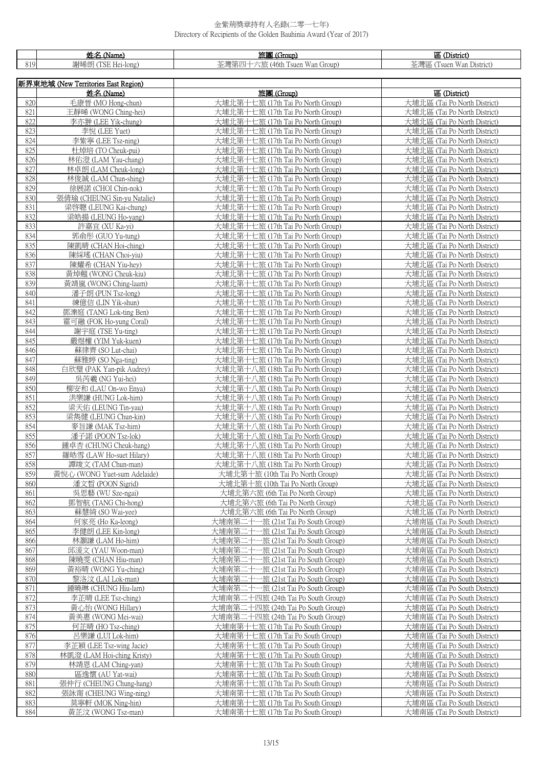金紫荊獎章持有人名錄(二零一七年)
Directory of Recipients of the Golden Bauhinia Award (Year of 2017)

| | 姓名 (Name) | 旅團 (Group) | 區 (District) |
|---|---|---|---|
| 819 | 謝晞朗 (TSE Hei-long) | 荃灣第四十六旅 (46th Tsuen Wan Group) | 荃灣區 (Tsuen Wan District) |

**新界東地域 (New Territories East Region)**

| | 姓名 (Name) | 旅團 (Group) | 區 (District) |
|---|---|---|---|
| 820 | 毛康晉 (MO Hong-chun) | 大埔北第十七旅 (17th Tai Po North Group) | 大埔北區 (Tai Po North District) |
| 821 | 王靜晞 (WONG Ching-hei) | 大埔北第十七旅 (17th Tai Po North Group) | 大埔北區 (Tai Po North District) |
| 822 | 李亦翀 (LEE Yik-chung) | 大埔北第十七旅 (17th Tai Po North Group) | 大埔北區 (Tai Po North District) |
| 823 | 李悅 (LEE Yuet) | 大埔北第十七旅 (17th Tai Po North Group) | 大埔北區 (Tai Po North District) |
| 824 | 李紫寧 (LEE Tsz-ning) | 大埔北第十七旅 (17th Tai Po North Group) | 大埔北區 (Tai Po North District) |
| 825 | 杜焯培 (TO Cheuk-pui) | 大埔北第十七旅 (17th Tai Po North Group) | 大埔北區 (Tai Po North District) |
| 826 | 林佑澄 (LAM Yau-chang) | 大埔北第十七旅 (17th Tai Po North Group) | 大埔北區 (Tai Po North District) |
| 827 | 林卓朗 (LAM Cheuk-long) | 大埔北第十七旅 (17th Tai Po North Group) | 大埔北區 (Tai Po North District) |
| 828 | 林俊誠 (LAM Chun-shing) | 大埔北第十七旅 (17th Tai Po North Group) | 大埔北區 (Tai Po North District) |
| 829 | 徐展諾 (CHOI Chin-nok) | 大埔北第十七旅 (17th Tai Po North Group) | 大埔北區 (Tai Po North District) |
| 830 | 張倩瑜 (CHEUNG Sin-yu Natalie) | 大埔北第十七旅 (17th Tai Po North Group) | 大埔北區 (Tai Po North District) |
| 831 | 梁啓聰 (LEUNG Kai-chung) | 大埔北第十七旅 (17th Tai Po North Group) | 大埔北區 (Tai Po North District) |
| 832 | 梁皓揚 (LEUNG Ho-yang) | 大埔北第十七旅 (17th Tai Po North Group) | 大埔北區 (Tai Po North District) |
| 833 | 許嘉宜 (XU Ka-yi) | 大埔北第十七旅 (17th Tai Po North Group) | 大埔北區 (Tai Po North District) |
| 834 | 郭俞彤 (GUO Yu-tung) | 大埔北第十七旅 (17th Tai Po North Group) | 大埔北區 (Tai Po North District) |
| 835 | 陳凱晴 (CHAN Hoi-ching) | 大埔北第十七旅 (17th Tai Po North Group) | 大埔北區 (Tai Po North District) |
| 836 | 陳綵瑤 (CHAN Choi-yiu) | 大埔北第十七旅 (17th Tai Po North Group) | 大埔北區 (Tai Po North District) |
| 837 | 陳耀希 (CHAN Yiu-hey) | 大埔北第十七旅 (17th Tai Po North Group) | 大埔北區 (Tai Po North District) |
| 838 | 黃焯翹 (WONG Cheuk-kiu) | 大埔北第十七旅 (17th Tai Po North Group) | 大埔北區 (Tai Po North District) |
| 839 | 黃靖嵐 (WONG Ching-laam) | 大埔北第十七旅 (17th Tai Po North Group) | 大埔北區 (Tai Po North District) |
| 840 | 潘子朗 (PUN Tsz-long) | 大埔北第十七旅 (17th Tai Po North Group) | 大埔北區 (Tai Po North District) |
| 841 | 練億信 (LIN Yik-shun) | 大埔北第十七旅 (17th Tai Po North Group) | 大埔北區 (Tai Po North District) |
| 842 | 鄧濼庭 (TANG Lok-ting Ben) | 大埔北第十七旅 (17th Tai Po North Group) | 大埔北區 (Tai Po North District) |
| 843 | 霍可融 (FOK Ho-yung Coral) | 大埔北第十七旅 (17th Tai Po North Group) | 大埔北區 (Tai Po North District) |
| 844 | 謝宇庭 (TSE Yu-ting) | 大埔北第十七旅 (17th Tai Po North Group) | 大埔北區 (Tai Po North District) |
| 845 | 嚴煜權 (YIM Yuk-kuen) | 大埔北第十七旅 (17th Tai Po North Group) | 大埔北區 (Tai Po North District) |
| 846 | 蘇律齊 (SO Lut-chai) | 大埔北第十七旅 (17th Tai Po North Group) | 大埔北區 (Tai Po North District) |
| 847 | 蘇雅婷 (SO Nga-ting) | 大埔北第十七旅 (17th Tai Po North Group) | 大埔北區 (Tai Po North District) |
| 848 | 白欣璧 (PAK Yan-pik Audrey) | 大埔北第十八旅 (18th Tai Po North Group) | 大埔北區 (Tai Po North District) |
| 849 | 吳芮羲 (NG Yui-hei) | 大埔北第十八旅 (18th Tai Po North Group) | 大埔北區 (Tai Po North District) |
| 850 | 柳安和 (LAU On-wo Enya) | 大埔北第十八旅 (18th Tai Po North Group) | 大埔北區 (Tai Po North District) |
| 851 | 洪樂謙 (HUNG Lok-him) | 大埔北第十八旅 (18th Tai Po North Group) | 大埔北區 (Tai Po North District) |
| 852 | 梁天佑 (LEUNG Tin-yau) | 大埔北第十八旅 (18th Tai Po North Group) | 大埔北區 (Tai Po North District) |
| 853 | 梁雋健 (LEUNG Chun-kin) | 大埔北第十八旅 (18th Tai Po North Group) | 大埔北區 (Tai Po North District) |
| 854 | 麥旨謙 (MAK Tsz-him) | 大埔北第十八旅 (18th Tai Po North Group) | 大埔北區 (Tai Po North District) |
| 855 | 潘子諾 (POON Tsz-lok) | 大埔北第十八旅 (18th Tai Po North Group) | 大埔北區 (Tai Po North District) |
| 856 | 鍾卓杏 (CHUNG Cheuk-hang) | 大埔北第十八旅 (18th Tai Po North Group) | 大埔北區 (Tai Po North District) |
| 857 | 羅皓雪 (LAW Ho-suet Hilary) | 大埔北第十八旅 (18th Tai Po North Group) | 大埔北區 (Tai Po North District) |
| 858 | 譚竣文 (TAM Chun-man) | 大埔北第十八旅 (18th Tai Po North Group) | 大埔北區 (Tai Po North District) |
| 859 | 黃悅心 (WONG Yuet-sum Adelaide) | 大埔北第十旅 (10th Tai Po North Group) | 大埔北區 (Tai Po North District) |
| 860 | 潘文皙 (POON Sigrid) | 大埔北第十旅 (10th Tai Po North Group) | 大埔北區 (Tai Po North District) |
| 861 | 吳思藝 (WU Sze-ngai) | 大埔北第六旅 (6th Tai Po North Group) | 大埔北區 (Tai Po North District) |
| 862 | 鄧智航 (TANG Chi-hong) | 大埔北第六旅 (6th Tai Po North Group) | 大埔北區 (Tai Po North District) |
| 863 | 蘇慧綺 (SO Wai-yee) | 大埔北第六旅 (6th Tai Po North Group) | 大埔北區 (Tai Po North District) |
| 864 | 何家亮 (Ho Ka-leong) | 大埔南第二十一旅 (21st Tai Po South Group) | 大埔南區 (Tai Po South District) |
| 865 | 李健朗 (LEE Kin-long) | 大埔南第二十一旅 (21st Tai Po South Group) | 大埔南區 (Tai Po South District) |
| 866 | 林灝謙 (LAM Ho-him) | 大埔南第二十一旅 (21st Tai Po South Group) | 大埔南區 (Tai Po South District) |
| 867 | 邱湲文 (YAU Woon-man) | 大埔南第二十一旅 (21st Tai Po South Group) | 大埔南區 (Tai Po South District) |
| 868 | 陳曉雯 (CHAN Hiu-man) | 大埔南第二十一旅 (21st Tai Po South Group) | 大埔南區 (Tai Po South District) |
| 869 | 黃裕晴 (WONG Yu-ching) | 大埔南第二十一旅 (21st Tai Po South Group) | 大埔南區 (Tai Po South District) |
| 870 | 黎洛汶 (LAI Lok-man) | 大埔南第二十一旅 (21st Tai Po South Group) | 大埔南區 (Tai Po South District) |
| 871 | 鍾曉琳 (CHUNG Hiu-lam) | 大埔南第二十一旅 (21st Tai Po South Group) | 大埔南區 (Tai Po South District) |
| 872 | 李芷晴 (LEE Tsz-ching) | 大埔南第二十四旅 (24th Tai Po South Group) | 大埔南區 (Tai Po South District) |
| 873 | 黃心怡 (WONG Hillary) | 大埔南第二十四旅 (24th Tai Po South Group) | 大埔南區 (Tai Po South District) |
| 874 | 黃美惠 (WONG Mei-wai) | 大埔南第二十四旅 (24th Tai Po South Group) | 大埔南區 (Tai Po South District) |
| 875 | 何芷晴 (HO Tsz-ching) | 大埔南第十七旅 (17th Tai Po South Group) | 大埔南區 (Tai Po South District) |
| 876 | 呂樂謙 (LUI Lok-him) | 大埔南第十七旅 (17th Tai Po South Group) | 大埔南區 (Tai Po South District) |
| 877 | 李芷穎 (LEE Tsz-wing Jacie) | 大埔南第十七旅 (17th Tai Po South Group) | 大埔南區 (Tai Po South District) |
| 878 | 林凱澄 (LAM Hoi-ching Kristy) | 大埔南第十七旅 (17th Tai Po South Group) | 大埔南區 (Tai Po South District) |
| 879 | 林靖恩 (LAM Ching-yan) | 大埔南第十七旅 (17th Tai Po South Group) | 大埔南區 (Tai Po South District) |
| 880 | 區逸懷 (AU Yat-wai) | 大埔南第十七旅 (17th Tai Po South Group) | 大埔南區 (Tai Po South District) |
| 881 | 張仲行 (CHEUNG Chung-hang) | 大埔南第十七旅 (17th Tai Po South Group) | 大埔南區 (Tai Po South District) |
| 882 | 張詠甯 (CHEUNG Wing-ning) | 大埔南第十七旅 (17th Tai Po South Group) | 大埔南區 (Tai Po South District) |
| 883 | 莫寧軒 (MOK Ning-hin) | 大埔南第十七旅 (17th Tai Po South Group) | 大埔南區 (Tai Po South District) |
| 884 | 黃芷汶 (WONG Tsz-man) | 大埔南第十七旅 (17th Tai Po South Group) | 大埔南區 (Tai Po South District) |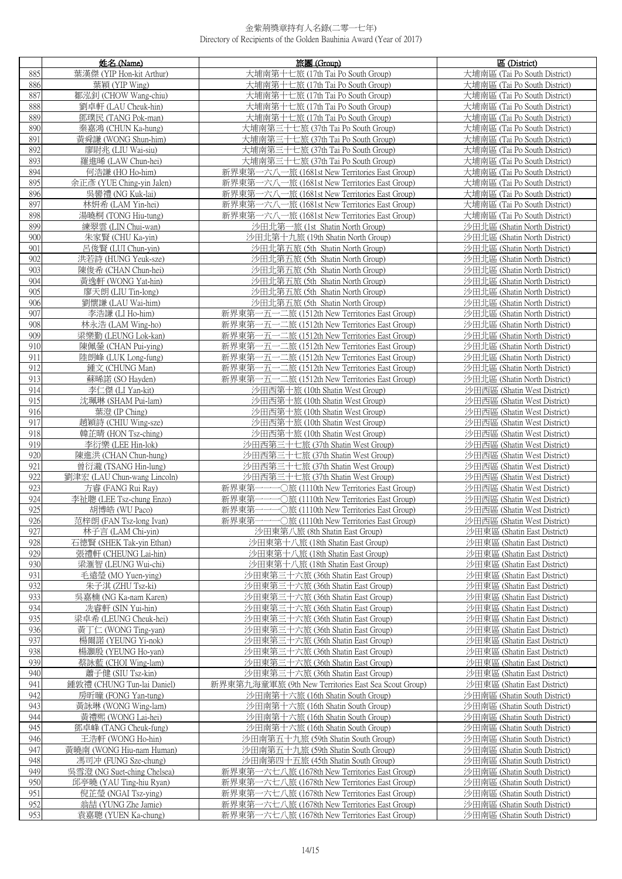# 金紫荊獎章持有人名錄(二零一七年)
Directory of Recipients of the Golden Bauhinia Award (Year of 2017)

| | 姓名 (Name) | 旅團 (Group) | 區 (District) |
|---|---|---|---|
| 885 | 葉漢傑 (YIP Hon-kit Arthur) | 大埔南第十七旅 (17th Tai Po South Group) | 大埔南區 (Tai Po South District) |
| 886 | 葉穎 (YIP Wing) | 大埔南第十七旅 (17th Tai Po South Group) | 大埔南區 (Tai Po South District) |
| 887 | 鄒泓釗 (CHOW Wang-chiu) | 大埔南第十七旅 (17th Tai Po South Group) | 大埔南區 (Tai Po South District) |
| 888 | 劉卓軒 (LAU Cheuk-hin) | 大埔南第十七旅 (17th Tai Po South Group) | 大埔南區 (Tai Po South District) |
| 889 | 鄧璞民 (TANG Pok-man) | 大埔南第十七旅 (17th Tai Po South Group) | 大埔南區 (Tai Po South District) |
| 890 | 秦嘉鴻 (CHUN Ka-hung) | 大埔南第三十七旅 (37th Tai Po South Group) | 大埔南區 (Tai Po South District) |
| 891 | 黃舜謙 (WONG Shun-him) | 大埔南第三十七旅 (37th Tai Po South Group) | 大埔南區 (Tai Po South District) |
| 892 | 廖尉兆 (LIU Wai-siu) | 大埔南第三十七旅 (37th Tai Po South Group) | 大埔南區 (Tai Po South District) |
| 893 | 羅進晞 (LAW Chun-hei) | 大埔南第三十七旅 (37th Tai Po South Group) | 大埔南區 (Tai Po South District) |
| 894 | 何浩謙 (HO Ho-him) | 新界東第一六八一旅 (1681st New Territories East Group) | 大埔南區 (Tai Po South District) |
| 895 | 余正彥 (YUE Ching-yin Jalen) | 新界東第一六八一旅 (1681st New Territories East Group) | 大埔南區 (Tai Po South District) |
| 896 | 吳鬱禮 (NG Kuk-lai) | 新界東第一六八一旅 (1681st New Territories East Group) | 大埔南區 (Tai Po South District) |
| 897 | 林妍希 (LAM Yin-hei) | 新界東第一六八一旅 (1681st New Territories East Group) | 大埔南區 (Tai Po South District) |
| 898 | 湯曉桐 (TONG Hiu-tung) | 新界東第一六八一旅 (1681st New Territories East Group) | 大埔南區 (Tai Po South District) |
| 899 | 練翠雲 (LIN Chui-wan) | 沙田北第一旅 (1st Shatin North Group) | 沙田北區 (Shatin North District) |
| 900 | 朱家賢 (CHU Ka-yin) | 沙田北第十九旅 (19th Shatin North Group) | 沙田北區 (Shatin North District) |
| 901 | 呂俊賢 (LUI Chun-yin) | 沙田北第五旅 (5th Shatin North Group) | 沙田北區 (Shatin North District) |
| 902 | 洪若詩 (HUNG Yeuk-sze) | 沙田北第五旅 (5th Shatin North Group) | 沙田北區 (Shatin North District) |
| 903 | 陳俊希 (CHAN Chun-hei) | 沙田北第五旅 (5th Shatin North Group) | 沙田北區 (Shatin North District) |
| 904 | 黃逸軒 (WONG Yat-hin) | 沙田北第五旅 (5th Shatin North Group) | 沙田北區 (Shatin North District) |
| 905 | 廖天朗 (LIU Tin-long) | 沙田北第五旅 (5th Shatin North Group) | 沙田北區 (Shatin North District) |
| 906 | 劉懷謙 (LAU Wai-him) | 沙田北第五旅 (5th Shatin North Group) | 沙田北區 (Shatin North District) |
| 907 | 李浩謙 (LI Ho-him) | 新界東第一五一二旅 (1512th New Territories East Group) | 沙田北區 (Shatin North District) |
| 908 | 林永浩 (LAM Wing-ho) | 新界東第一五一二旅 (1512th New Territories East Group) | 沙田北區 (Shatin North District) |
| 909 | 梁樂勤 (LEUNG Lok-kan) | 新界東第一五一二旅 (1512th New Territories East Group) | 沙田北區 (Shatin North District) |
| 910 | 陳佩鎣 (CHAN Pui-ying) | 新界東第一五一二旅 (1512th New Territories East Group) | 沙田北區 (Shatin North District) |
| 911 | 陸朗峰 (LUK Long-fung) | 新界東第一五一二旅 (1512th New Territories East Group) | 沙田北區 (Shatin North District) |
| 912 | 鍾文 (CHUNG Man) | 新界東第一五一二旅 (1512th New Territories East Group) | 沙田北區 (Shatin North District) |
| 913 | 蘇晞諾 (SO Hayden) | 新界東第一五一二旅 (1512th New Territories East Group) | 沙田北區 (Shatin North District) |
| 914 | 李仁傑 (LI Yan-kit) | 沙田西第十旅 (10th Shatin West Group) | 沙田西區 (Shatin West District) |
| 915 | 沈珮琳 (SHAM Pui-lam) | 沙田西第十旅 (10th Shatin West Group) | 沙田西區 (Shatin West District) |
| 916 | 葉澄 (IP Ching) | 沙田西第十旅 (10th Shatin West Group) | 沙田西區 (Shatin West District) |
| 917 | 趙穎詩 (CHIU Wing-sze) | 沙田西第十旅 (10th Shatin West Group) | 沙田西區 (Shatin West District) |
| 918 | 韓芷晴 (HON Tsz-ching) | 沙田西第十旅 (10th Shatin West Group) | 沙田西區 (Shatin West District) |
| 919 | 李衍樂 (LEE Hin-lok) | 沙田西第三十七旅 (37th Shatin West Group) | 沙田西區 (Shatin West District) |
| 920 | 陳進洪 (CHAN Chun-hung) | 沙田西第三十七旅 (37th Shatin West Group) | 沙田西區 (Shatin West District) |
| 921 | 曾衍瀧 (TSANG Hin-lung) | 沙田西第三十七旅 (37th Shatin West Group) | 沙田西區 (Shatin West District) |
| 922 | 劉津宏 (LAU Chun-wang Lincoln) | 沙田西第三十七旅 (37th Shatin West Group) | 沙田西區 (Shatin West District) |
| 923 | 方睿 (FANG Rui Ray) | 新界東第一一一〇旅 (1110th New Territories East Group) | 沙田西區 (Shatin West District) |
| 924 | 李祉聰 (LEE Tsz-chung Enzo) | 新界東第一一一〇旅 (1110th New Territories East Group) | 沙田西區 (Shatin West District) |
| 925 | 胡博皓 (WU Paco) | 新界東第一一一〇旅 (1110th New Territories East Group) | 沙田西區 (Shatin West District) |
| 926 | 范梓朗 (FAN Tsz-long Ivan) | 新界東第一一一〇旅 (1110th New Territories East Group) | 沙田西區 (Shatin West District) |
| 927 | 林子言 (LAM Chi-yin) | 沙田東第八旅 (8th Shatin East Group) | 沙田東區 (Shatin East District) |
| 928 | 石德賢 (SHEK Tak-yin Ethan) | 沙田東第十八旅 (18th Shatin East Group) | 沙田東區 (Shatin East District) |
| 929 | 張禮軒 (CHEUNG Lai-hin) | 沙田東第十八旅 (18th Shatin East Group) | 沙田東區 (Shatin East District) |
| 930 | 梁滙智 (LEUNG Wui-chi) | 沙田東第十八旅 (18th Shatin East Group) | 沙田東區 (Shatin East District) |
| 931 | 毛遠瑩 (MO Yuen-ying) | 沙田東第三十六旅 (36th Shatin East Group) | 沙田東區 (Shatin East District) |
| 932 | 朱子淇 (ZHU Tsz-ki) | 沙田東第三十六旅 (36th Shatin East Group) | 沙田東區 (Shatin East District) |
| 933 | 吳嘉楠 (NG Ka-nam Karen) | 沙田東第三十六旅 (36th Shatin East Group) | 沙田東區 (Shatin East District) |
| 934 | 冼睿軒 (SIN Yui-hin) | 沙田東第三十六旅 (36th Shatin East Group) | 沙田東區 (Shatin East District) |
| 935 | 梁卓希 (LEUNG Cheuk-hei) | 沙田東第三十六旅 (36th Shatin East Group) | 沙田東區 (Shatin East District) |
| 936 | 黃丁仁 (WONG Ting-yan) | 沙田東第三十六旅 (36th Shatin East Group) | 沙田東區 (Shatin East District) |
| 937 | 楊爾諾 (YEUNG Yi-nok) | 沙田東第三十六旅 (36th Shatin East Group) | 沙田東區 (Shatin East District) |
| 938 | 楊灝殷 (YEUNG Ho-yan) | 沙田東第三十六旅 (36th Shatin East Group) | 沙田東區 (Shatin East District) |
| 939 | 蔡詠藍 (CHOI Wing-lam) | 沙田東第三十六旅 (36th Shatin East Group) | 沙田東區 (Shatin East District) |
| 940 | 蕭子健 (SIU Tsz-kin) | 沙田東第三十六旅 (36th Shatin East Group) | 沙田東區 (Shatin East District) |
| 941 | 鍾敦禮 (CHUNG Tun-lai Daniel) | 新界東第九海童軍旅 (9th New Territories East Sea Scout Group) | 沙田東區 (Shatin East District) |
| 942 | 房昕曈 (FONG Yan-tung) | 沙田南第十六旅 (16th Shatin South Group) | 沙田南區 (Shatin South District) |
| 943 | 黃詠琳 (WONG Wing-lam) | 沙田南第十六旅 (16th Shatin South Group) | 沙田南區 (Shatin South District) |
| 944 | 黃禮熙 (WONG Lai-hei) | 沙田南第十六旅 (16th Shatin South Group) | 沙田南區 (Shatin South District) |
| 945 | 鄧卓峰 (TANG Cheuk-fung) | 沙田南第十六旅 (16th Shatin South Group) | 沙田南區 (Shatin South District) |
| 946 | 王浩軒 (WONG Ho-hin) | 沙田南第五十九旅 (59th Shatin South Group) | 沙田南區 (Shatin South District) |
| 947 | 黃曉南 (WONG Hiu-nam Human) | 沙田南第五十九旅 (59th Shatin South Group) | 沙田南區 (Shatin South District) |
| 948 | 馮司冲 (FUNG Sze-chung) | 沙田南第四十五旅 (45th Shatin South Group) | 沙田南區 (Shatin South District) |
| 949 | 吳雪澄 (NG Suet-ching Chelsea) | 新界東第一六七八旅 (1678th New Territories East Group) | 沙田南區 (Shatin South District) |
| 950 | 邱亭曉 (YAU Ting-hiu Ryan) | 新界東第一六七八旅 (1678th New Territories East Group) | 沙田南區 (Shatin South District) |
| 951 | 倪芷瑩 (NGAI Tsz-ying) | 新界東第一六七八旅 (1678th New Territories East Group) | 沙田南區 (Shatin South District) |
| 952 | 翁喆 (YUNG Zhe Jamie) | 新界東第一六七八旅 (1678th New Territories East Group) | 沙田南區 (Shatin South District) |
| 953 | 袁嘉聰 (YUEN Ka-chung) | 新界東第一六七八旅 (1678th New Territories East Group) | 沙田南區 (Shatin South District) |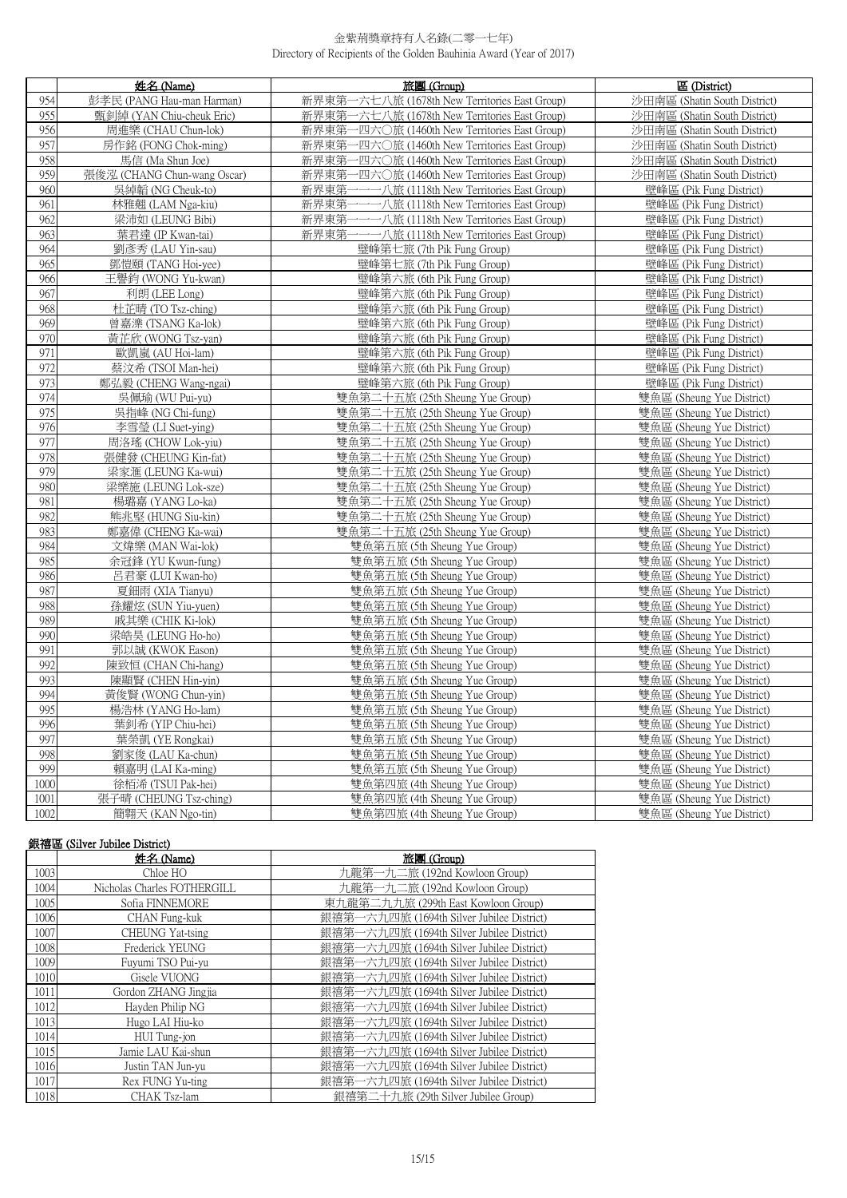| | 姓名 (Name) | 旅團 (Group) | 區 (District) |
|---|---|---|---|
| 954 | 彭孝民 (PANG Hau-man Harman) | 新界東第一六七八旅 (1678th New Territories East Group) | 沙田南區 (Shatin South District) |
| 955 | 甄釗綽 (YAN Chiu-cheuk Eric) | 新界東第一六七八旅 (1678th New Territories East Group) | 沙田南區 (Shatin South District) |
| 956 | 周進樂 (CHAU Chun-lok) | 新界東第一四六〇旅 (1460th New Territories East Group) | 沙田南區 (Shatin South District) |
| 957 | 房作銘 (FONG Chok-ming) | 新界東第一四六〇旅 (1460th New Territories East Group) | 沙田南區 (Shatin South District) |
| 958 | 馬信 (Ma Shun Joe) | 新界東第一四六〇旅 (1460th New Territories East Group) | 沙田南區 (Shatin South District) |
| 959 | 張俊泓 (CHANG Chun-wang Oscar) | 新界東第一四六〇旅 (1460th New Territories East Group) | 沙田南區 (Shatin South District) |
| 960 | 吳綽韜 (NG Cheuk-to) | 新界東第一一一八旅 (1118th New Territories East Group) | 壁峰區 (Pik Fung District) |
| 961 | 林雅翹 (LAM Nga-kiu) | 新界東第一一一八旅 (1118th New Territories East Group) | 壁峰區 (Pik Fung District) |
| 962 | 梁沛如 (LEUNG Bibi) | 新界東第一一一八旅 (1118th New Territories East Group) | 壁峰區 (Pik Fung District) |
| 963 | 葉君達 (IP Kwan-tai) | 新界東第一一一八旅 (1118th New Territories East Group) | 壁峰區 (Pik Fung District) |
| 964 | 劉彥秀 (LAU Yin-sau) | 璧峰第七旅 (7th Pik Fung Group) | 璧峰區 (Pik Fung District) |
| 965 | 鄧愷頤 (TANG Hoi-yee) | 璧峰第七旅 (7th Pik Fung Group) | 璧峰區 (Pik Fung District) |
| 966 | 王譽鈞 (WONG Yu-kwan) | 璧峰第六旅 (6th Pik Fung Group) | 璧峰區 (Pik Fung District) |
| 967 | 利朗 (LEE Long) | 璧峰第六旅 (6th Pik Fung Group) | 璧峰區 (Pik Fung District) |
| 968 | 杜芷晴 (TO Tsz-ching) | 璧峰第六旅 (6th Pik Fung Group) | 璧峰區 (Pik Fung District) |
| 969 | 曾嘉樂 (TSANG Ka-lok) | 璧峰第六旅 (6th Pik Fung Group) | 璧峰區 (Pik Fung District) |
| 970 | 黃芷欣 (WONG Tsz-yan) | 璧峰第六旅 (6th Pik Fung Group) | 璧峰區 (Pik Fung District) |
| 971 | 歐凱嵐 (AU Hoi-lam) | 璧峰第六旅 (6th Pik Fung Group) | 璧峰區 (Pik Fung District) |
| 972 | 蔡汶希 (TSOI Man-hei) | 璧峰第六旅 (6th Pik Fung Group) | 璧峰區 (Pik Fung District) |
| 973 | 鄭弘毅 (CHENG Wang-ngai) | 璧峰第六旅 (6th Pik Fung Group) | 璧峰區 (Pik Fung District) |
| 974 | 吳佩瑜 (WU Pui-yu) | 雙魚第二十五旅 (25th Sheung Yue Group) | 雙魚區 (Sheung Yue District) |
| 975 | 吳指峰 (NG Chi-fung) | 雙魚第二十五旅 (25th Sheung Yue Group) | 雙魚區 (Sheung Yue District) |
| 976 | 李雪瑩 (LI Suet-ying) | 雙魚第二十五旅 (25th Sheung Yue Group) | 雙魚區 (Sheung Yue District) |
| 977 | 周洛瑤 (CHOW Lok-yiu) | 雙魚第二十五旅 (25th Sheung Yue Group) | 雙魚區 (Sheung Yue District) |
| 978 | 張健發 (CHEUNG Kin-fat) | 雙魚第二十五旅 (25th Sheung Yue Group) | 雙魚區 (Sheung Yue District) |
| 979 | 梁家滙 (LEUNG Ka-wui) | 雙魚第二十五旅 (25th Sheung Yue Group) | 雙魚區 (Sheung Yue District) |
| 980 | 梁樂施 (LEUNG Lok-sze) | 雙魚第二十五旅 (25th Sheung Yue Group) | 雙魚區 (Sheung Yue District) |
| 981 | 楊璐嘉 (YANG Lo-ka) | 雙魚第二十五旅 (25th Sheung Yue Group) | 雙魚區 (Sheung Yue District) |
| 982 | 熊兆堅 (HUNG Siu-kin) | 雙魚第二十五旅 (25th Sheung Yue Group) | 雙魚區 (Sheung Yue District) |
| 983 | 鄭嘉偉 (CHENG Ka-wai) | 雙魚第二十五旅 (25th Sheung Yue Group) | 雙魚區 (Sheung Yue District) |
| 984 | 文煒樂 (MAN Wai-lok) | 雙魚第五旅 (5th Sheung Yue Group) | 雙魚區 (Sheung Yue District) |
| 985 | 余冠鋒 (YU Kwun-fung) | 雙魚第五旅 (5th Sheung Yue Group) | 雙魚區 (Sheung Yue District) |
| 986 | 呂君豪 (LUI Kwan-ho) | 雙魚第五旅 (5th Sheung Yue Group) | 雙魚區 (Sheung Yue District) |
| 987 | 夏鈿雨 (XIA Tianyu) | 雙魚第五旅 (5th Sheung Yue Group) | 雙魚區 (Sheung Yue District) |
| 988 | 孫耀炫 (SUN Yiu-yuen) | 雙魚第五旅 (5th Sheung Yue Group) | 雙魚區 (Sheung Yue District) |
| 989 | 戚其樂 (CHIK Ki-lok) | 雙魚第五旅 (5th Sheung Yue Group) | 雙魚區 (Sheung Yue District) |
| 990 | 梁皓昊 (LEUNG Ho-ho) | 雙魚第五旅 (5th Sheung Yue Group) | 雙魚區 (Sheung Yue District) |
| 991 | 郭以誠 (KWOK Eason) | 雙魚第五旅 (5th Sheung Yue Group) | 雙魚區 (Sheung Yue District) |
| 992 | 陳致恒 (CHAN Chi-hang) | 雙魚第五旅 (5th Sheung Yue Group) | 雙魚區 (Sheung Yue District) |
| 993 | 陳顯賢 (CHEN Hin-yin) | 雙魚第五旅 (5th Sheung Yue Group) | 雙魚區 (Sheung Yue District) |
| 994 | 黃俊賢 (WONG Chun-yin) | 雙魚第五旅 (5th Sheung Yue Group) | 雙魚區 (Sheung Yue District) |
| 995 | 楊浩林 (YANG Ho-lam) | 雙魚第五旅 (5th Sheung Yue Group) | 雙魚區 (Sheung Yue District) |
| 996 | 葉釗希 (YIP Chiu-hei) | 雙魚第五旅 (5th Sheung Yue Group) | 雙魚區 (Sheung Yue District) |
| 997 | 葉榮凱 (YE Rongkai) | 雙魚第五旅 (5th Sheung Yue Group) | 雙魚區 (Sheung Yue District) |
| 998 | 劉家俊 (LAU Ka-chun) | 雙魚第五旅 (5th Sheung Yue Group) | 雙魚區 (Sheung Yue District) |
| 999 | 賴嘉明 (LAI Ka-ming) | 雙魚第五旅 (5th Sheung Yue Group) | 雙魚區 (Sheung Yue District) |
| 1000 | 徐栢浠 (TSUI Pak-hei) | 雙魚第四旅 (4th Sheung Yue Group) | 雙魚區 (Sheung Yue District) |
| 1001 | 張子晴 (CHEUNG Tsz-ching) | 雙魚第四旅 (4th Sheung Yue Group) | 雙魚區 (Sheung Yue District) |
| 1002 | 簡翱天 (KAN Ngo-tin) | 雙魚第四旅 (4th Sheung Yue Group) | 雙魚區 (Sheung Yue District) |

## 銀禧區 (Silver Jubilee District)

| | 姓名 (Name) | 旅團 (Group) |
|---|---|---|
| 1003 | Chloe HO | 九龍第一九二旅 (192nd Kowloon Group) |
| 1004 | Nicholas Charles FOTHERGILL | 九龍第一九二旅 (192nd Kowloon Group) |
| 1005 | Sofia FINNEMORE | 東九龍第二九九旅 (299th East Kowloon Group) |
| 1006 | CHAN Fung-kuk | 銀禧第一六九四旅 (1694th Silver Jubilee District) |
| 1007 | CHEUNG Yat-tsing | 銀禧第一六九四旅 (1694th Silver Jubilee District) |
| 1008 | Frederick YEUNG | 銀禧第一六九四旅 (1694th Silver Jubilee District) |
| 1009 | Fuyumi TSO Pui-yu | 銀禧第一六九四旅 (1694th Silver Jubilee District) |
| 1010 | Gisele VUONG | 銀禧第一六九四旅 (1694th Silver Jubilee District) |
| 1011 | Gordon ZHANG Jingjia | 銀禧第一六九四旅 (1694th Silver Jubilee District) |
| 1012 | Hayden Philip NG | 銀禧第一六九四旅 (1694th Silver Jubilee District) |
| 1013 | Hugo LAI Hiu-ko | 銀禧第一六九四旅 (1694th Silver Jubilee District) |
| 1014 | HUI Tung-jon | 銀禧第一六九四旅 (1694th Silver Jubilee District) |
| 1015 | Jamie LAU Kai-shun | 銀禧第一六九四旅 (1694th Silver Jubilee District) |
| 1016 | Justin TAN Jun-yu | 銀禧第一六九四旅 (1694th Silver Jubilee District) |
| 1017 | Rex FUNG Yu-ting | 銀禧第一六九四旅 (1694th Silver Jubilee District) |
| 1018 | CHAK Tsz-lam | 銀禧第二十九旅 (29th Silver Jubilee Group) |